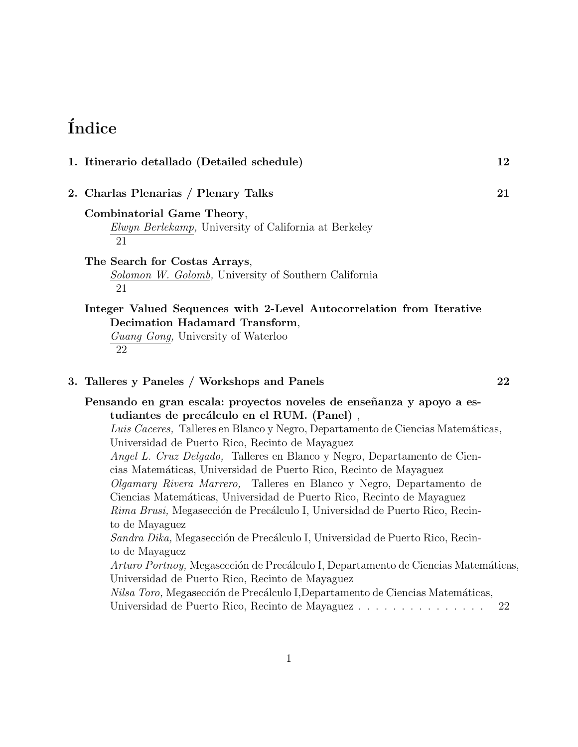# Índice

**1. Itinerario detallado (Detailed schedule)** **12**

**2. Charlas Plenarias / Plenary Talks** **21**

**Combinatorial Game Theory**,
*Elwyn Berlekamp,* University of California at Berkeley
21

**The Search for Costas Arrays**,
*Solomon W. Golomb,* University of Southern California
21

**Integer Valued Sequences with 2-Level Autocorrelation from Iterative Decimation Hadamard Transform**,
*Guang Gong,* University of Waterloo
22

**3. Talleres y Paneles / Workshops and Panels** **22**

**Pensando en gran escala: proyectos noveles de enseñanza y apoyo a estudiantes de precálculo en el RUM. (Panel)** ,
*Luis Caceres,* Talleres en Blanco y Negro, Departamento de Ciencias Matemáticas, Universidad de Puerto Rico, Recinto de Mayaguez
*Angel L. Cruz Delgado,* Talleres en Blanco y Negro, Departamento de Ciencias Matemáticas, Universidad de Puerto Rico, Recinto de Mayaguez
*Olgamary Rivera Marrero,* Talleres en Blanco y Negro, Departamento de Ciencias Matemáticas, Universidad de Puerto Rico, Recinto de Mayaguez
*Rima Brusi,* Megasección de Precálculo I, Universidad de Puerto Rico, Recinto de Mayaguez
*Sandra Dika,* Megasección de Precálculo I, Universidad de Puerto Rico, Recinto de Mayaguez
*Arturo Portnoy,* Megasección de Precálculo I, Departamento de Ciencias Matemáticas, Universidad de Puerto Rico, Recinto de Mayaguez
*Nilsa Toro,* Megasección de Precálculo I,Departamento de Ciencias Matemáticas, Universidad de Puerto Rico, Recinto de Mayaguez . . . . . . . . . . . . . . . 22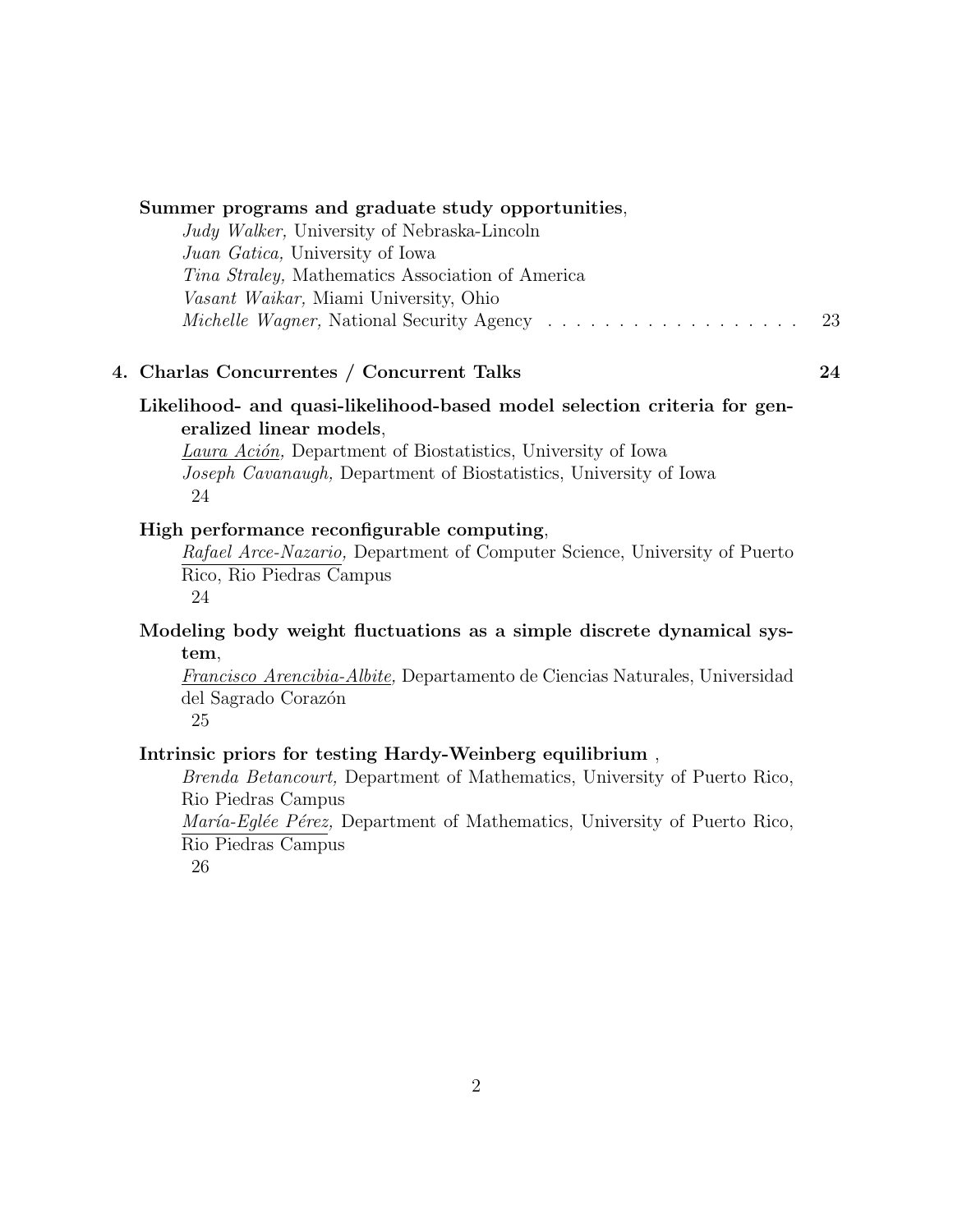**Summer programs and graduate study opportunities**,
*Judy Walker,* University of Nebraska-Lincoln
*Juan Gatica,* University of Iowa
*Tina Straley,* Mathematics Association of America
*Vasant Waikar,* Miami University, Ohio
*Michelle Wagner,* National Security Agency . . . . . . . . . . . . . . . . . . 23

## 4. Charlas Concurrentes / Concurrent Talks 24

**Likelihood- and quasi-likelihood-based model selection criteria for generalized linear models**,
*Laura Ación,* Department of Biostatistics, University of Iowa
*Joseph Cavanaugh,* Department of Biostatistics, University of Iowa
24

**High performance reconfigurable computing**,
*Rafael Arce-Nazario,* Department of Computer Science, University of Puerto Rico, Rio Piedras Campus
24

**Modeling body weight fluctuations as a simple discrete dynamical system**,
*Francisco Arencibia-Albite,* Departamento de Ciencias Naturales, Universidad del Sagrado Corazón
25

**Intrinsic priors for testing Hardy-Weinberg equilibrium** ,
*Brenda Betancourt,* Department of Mathematics, University of Puerto Rico, Rio Piedras Campus
*María-Eglée Pérez,* Department of Mathematics, University of Puerto Rico, Rio Piedras Campus
26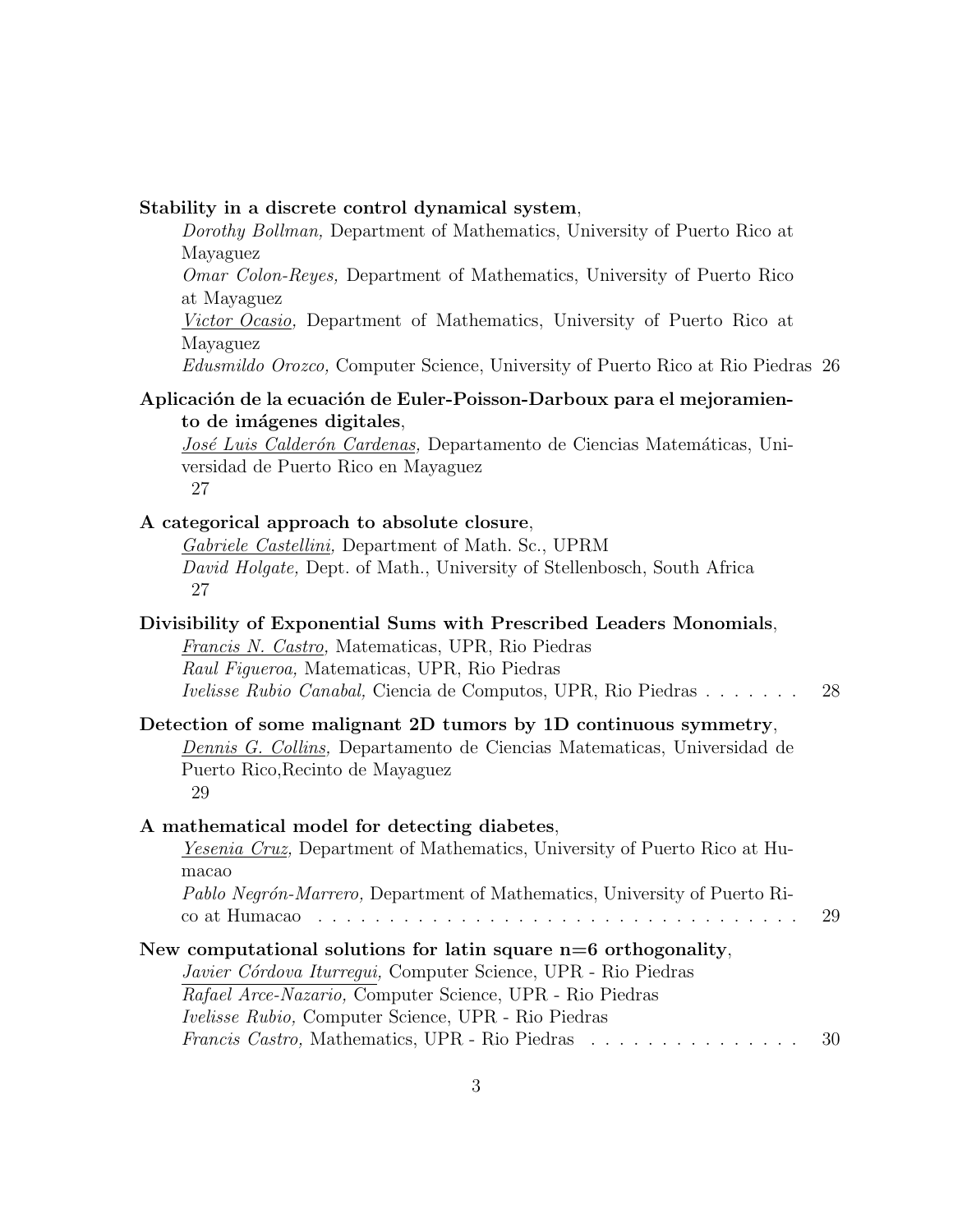**Stability in a discrete control dynamical system**,
*Dorothy Bollman,* Department of Mathematics, University of Puerto Rico at Mayaguez
*Omar Colon-Reyes,* Department of Mathematics, University of Puerto Rico at Mayaguez
*Victor Ocasio,* Department of Mathematics, University of Puerto Rico at Mayaguez
*Edusmildo Orozco,* Computer Science, University of Puerto Rico at Rio Piedras 26

**Aplicación de la ecuación de Euler-Poisson-Darboux para el mejoramiento de imágenes digitales**,
*José Luis Calderón Cardenas,* Departamento de Ciencias Matemáticas, Universidad de Puerto Rico en Mayaguez
27

**A categorical approach to absolute closure**,
*Gabriele Castellini,* Department of Math. Sc., UPRM
*David Holgate,* Dept. of Math., University of Stellenbosch, South Africa
27

**Divisibility of Exponential Sums with Prescribed Leaders Monomials**,
*Francis N. Castro,* Matematicas, UPR, Rio Piedras
*Raul Figueroa,* Matematicas, UPR, Rio Piedras
*Ivelisse Rubio Canabal,* Ciencia de Computos, UPR, Rio Piedras . . . . . . . 28

**Detection of some malignant 2D tumors by 1D continuous symmetry**,
*Dennis G. Collins,* Departamento de Ciencias Matematicas, Universidad de Puerto Rico,Recinto de Mayaguez
29

**A mathematical model for detecting diabetes**,
*Yesenia Cruz,* Department of Mathematics, University of Puerto Rico at Humacao
*Pablo Negrón-Marrero,* Department of Mathematics, University of Puerto Rico at Humacao . . . . . . . . . . . . . . . . . . . . . . . . . . . . . . . . . . 29

**New computational solutions for latin square n=6 orthogonality**,
*Javier Córdova Iturregui,* Computer Science, UPR - Rio Piedras
*Rafael Arce-Nazario,* Computer Science, UPR - Rio Piedras
*Ivelisse Rubio,* Computer Science, UPR - Rio Piedras
*Francis Castro,* Mathematics, UPR - Rio Piedras . . . . . . . . . . . . . . . 30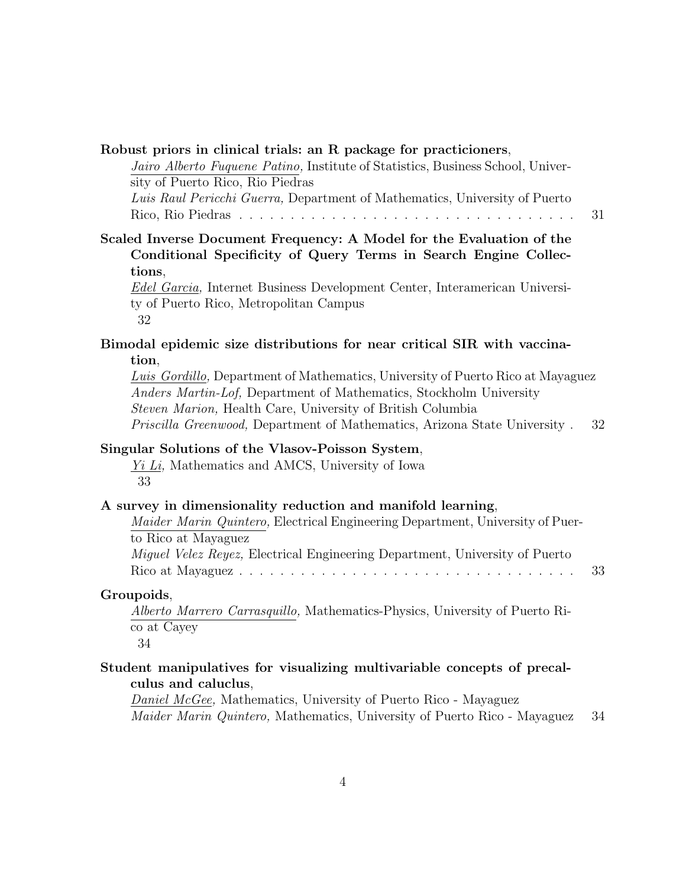**Robust priors in clinical trials: an R package for practicioners**,
*Jairo Alberto Fuquene Patino,* Institute of Statistics, Business School, University of Puerto Rico, Rio Piedras
*Luis Raul Pericchi Guerra,* Department of Mathematics, University of Puerto Rico, Rio Piedras . . . . . . . . . . . . . . . . . . . . . . . . . . . . . . . . . . 31

**Scaled Inverse Document Frequency: A Model for the Evaluation of the Conditional Specificity of Query Terms in Search Engine Collections**,
*Edel Garcia,* Internet Business Development Center, Interamerican University of Puerto Rico, Metropolitan Campus
32

**Bimodal epidemic size distributions for near critical SIR with vaccination**,
*Luis Gordillo,* Department of Mathematics, University of Puerto Rico at Mayaguez
*Anders Martin-Lof,* Department of Mathematics, Stockholm University
*Steven Marion,* Health Care, University of British Columbia
*Priscilla Greenwood,* Department of Mathematics, Arizona State University . 32

**Singular Solutions of the Vlasov-Poisson System**,
*Yi Li,* Mathematics and AMCS, University of Iowa
33

**A survey in dimensionality reduction and manifold learning**,
*Maider Marin Quintero,* Electrical Engineering Department, University of Puerto Rico at Mayaguez
*Miguel Velez Reyez,* Electrical Engineering Department, University of Puerto Rico at Mayaguez . . . . . . . . . . . . . . . . . . . . . . . . . . . . . . . . . 33

**Groupoids**,
*Alberto Marrero Carrasquillo,* Mathematics-Physics, University of Puerto Rico at Cayey
34

**Student manipulatives for visualizing multivariable concepts of precalculus and caluclus**,
*Daniel McGee,* Mathematics, University of Puerto Rico - Mayaguez
*Maider Marin Quintero,* Mathematics, University of Puerto Rico - Mayaguez 34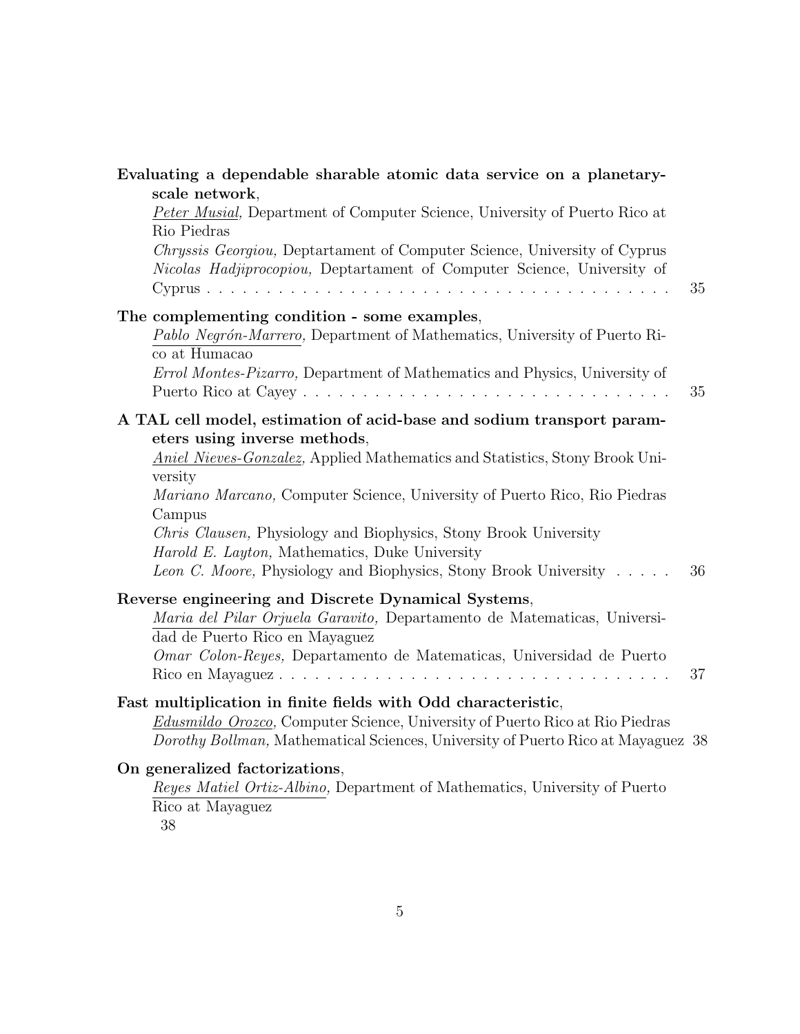**Evaluating a dependable sharable atomic data service on a planetary-scale network**,
*Peter Musial,* Department of Computer Science, University of Puerto Rico at Rio Piedras
*Chryssis Georgiou,* Deptartament of Computer Science, University of Cyprus
*Nicolas Hadjiprocopiou,* Deptartament of Computer Science, University of Cyprus . . . . . . . . . . . . . . . . . . . . . . . . . . . . . . . . . . . . . . . 35

**The complementing condition - some examples**,
*Pablo Negrón-Marrero,* Department of Mathematics, University of Puerto Rico at Humacao
*Errol Montes-Pizarro,* Department of Mathematics and Physics, University of Puerto Rico at Cayey . . . . . . . . . . . . . . . . . . . . . . . . . . . . . . 35

**A TAL cell model, estimation of acid-base and sodium transport parameters using inverse methods**,
*Aniel Nieves-Gonzalez,* Applied Mathematics and Statistics, Stony Brook University
*Mariano Marcano,* Computer Science, University of Puerto Rico, Rio Piedras Campus
*Chris Clausen,* Physiology and Biophysics, Stony Brook University
*Harold E. Layton,* Mathematics, Duke University
*Leon C. Moore,* Physiology and Biophysics, Stony Brook University . . . . . 36

**Reverse engineering and Discrete Dynamical Systems**,
*Maria del Pilar Orjuela Garavito,* Departamento de Matematicas, Universidad de Puerto Rico en Mayaguez
*Omar Colon-Reyes,* Departamento de Matematicas, Universidad de Puerto Rico en Mayaguez . . . . . . . . . . . . . . . . . . . . . . . . . . . . . . . . 37

**Fast multiplication in finite fields with Odd characteristic**,
*Edusmildo Orozco,* Computer Science, University of Puerto Rico at Rio Piedras
*Dorothy Bollman,* Mathematical Sciences, University of Puerto Rico at Mayaguez 38

**On generalized factorizations**,
*Reyes Matiel Ortiz-Albino,* Department of Mathematics, University of Puerto Rico at Mayaguez
38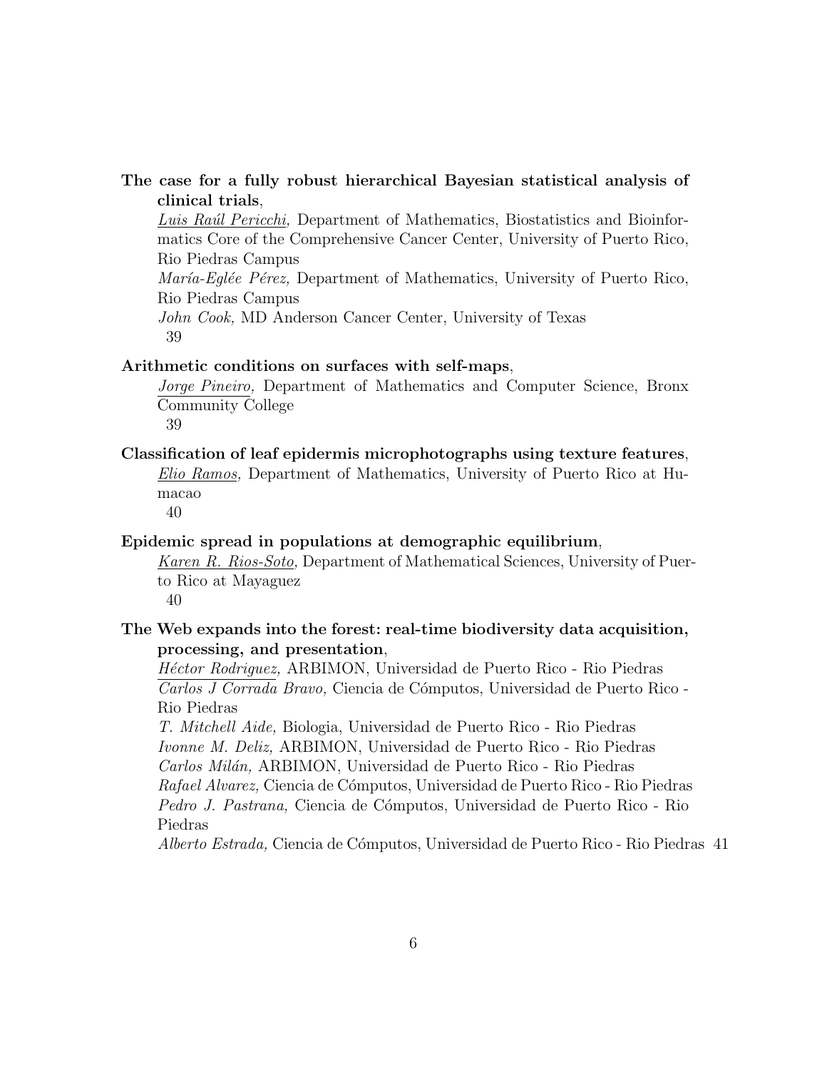**The case for a fully robust hierarchical Bayesian statistical analysis of clinical trials**,
*Luis Raúl Pericchi,* Department of Mathematics, Biostatistics and Bioinformatics Core of the Comprehensive Cancer Center, University of Puerto Rico, Rio Piedras Campus
*María-Eglée Pérez,* Department of Mathematics, University of Puerto Rico, Rio Piedras Campus
*John Cook,* MD Anderson Cancer Center, University of Texas
39

**Arithmetic conditions on surfaces with self-maps**,
*Jorge Pineiro,* Department of Mathematics and Computer Science, Bronx Community College
39

**Classification of leaf epidermis microphotographs using texture features**,
*Elio Ramos,* Department of Mathematics, University of Puerto Rico at Humacao
40

**Epidemic spread in populations at demographic equilibrium**,
*Karen R. Rios-Soto,* Department of Mathematical Sciences, University of Puerto Rico at Mayaguez
40

**The Web expands into the forest: real-time biodiversity data acquisition, processing, and presentation**,
*Héctor Rodriguez,* ARBIMON, Universidad de Puerto Rico - Rio Piedras
*Carlos J Corrada Bravo,* Ciencia de Cómputos, Universidad de Puerto Rico - Rio Piedras
*T. Mitchell Aide,* Biologia, Universidad de Puerto Rico - Rio Piedras
*Ivonne M. Deliz,* ARBIMON, Universidad de Puerto Rico - Rio Piedras
*Carlos Milán,* ARBIMON, Universidad de Puerto Rico - Rio Piedras
*Rafael Alvarez,* Ciencia de Cómputos, Universidad de Puerto Rico - Rio Piedras
*Pedro J. Pastrana,* Ciencia de Cómputos, Universidad de Puerto Rico - Rio Piedras
*Alberto Estrada,* Ciencia de Cómputos, Universidad de Puerto Rico - Rio Piedras 41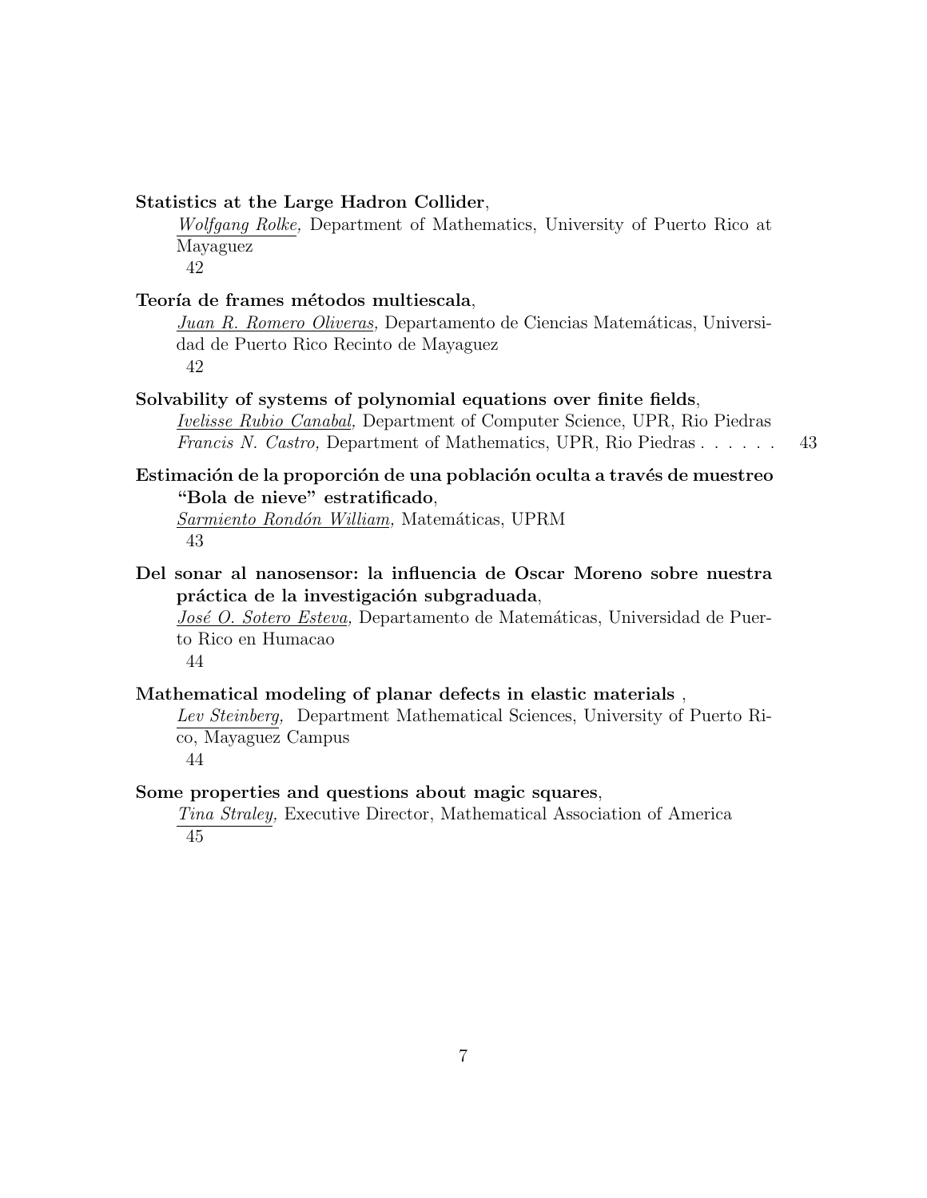**Statistics at the Large Hadron Collider**,
*Wolfgang Rolke,* Department of Mathematics, University of Puerto Rico at Mayaguez
42

**Teoría de frames métodos multiescala**,
*Juan R. Romero Oliveras,* Departamento de Ciencias Matemáticas, Universidad de Puerto Rico Recinto de Mayaguez
42

**Solvability of systems of polynomial equations over finite fields**,
*Ivelisse Rubio Canabal,* Department of Computer Science, UPR, Rio Piedras
*Francis N. Castro,* Department of Mathematics, UPR, Rio Piedras . . . . . . 43

**Estimación de la proporción de una población oculta a través de muestreo "Bola de nieve" estratificado**,
*Sarmiento Rondón William,* Matemáticas, UPRM
43

**Del sonar al nanosensor: la influencia de Oscar Moreno sobre nuestra práctica de la investigación subgraduada**,
*José O. Sotero Esteva,* Departamento de Matemáticas, Universidad de Puerto Rico en Humacao
44

**Mathematical modeling of planar defects in elastic materials** ,
*Lev Steinberg,* Department Mathematical Sciences, University of Puerto Rico, Mayaguez Campus
44

**Some properties and questions about magic squares**,
*Tina Straley,* Executive Director, Mathematical Association of America
45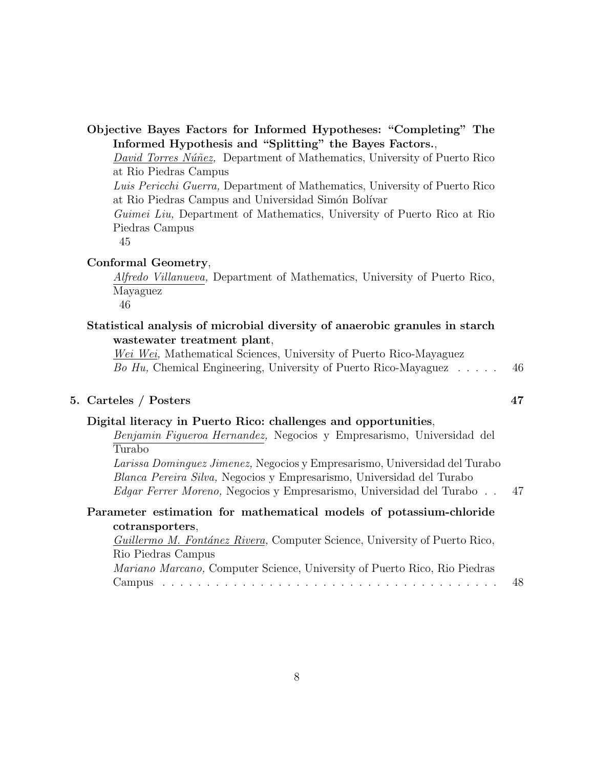**Objective Bayes Factors for Informed Hypotheses: "Completing" The Informed Hypothesis and "Splitting" the Bayes Factors.**,
*David Torres Núñez,* Department of Mathematics, University of Puerto Rico at Rio Piedras Campus
*Luis Pericchi Guerra,* Department of Mathematics, University of Puerto Rico at Rio Piedras Campus and Universidad Simón Bolívar
*Guimei Liu,* Department of Mathematics, University of Puerto Rico at Rio Piedras Campus
45

**Conformal Geometry**,
*Alfredo Villanueva,* Department of Mathematics, University of Puerto Rico, Mayaguez
46

**Statistical analysis of microbial diversity of anaerobic granules in starch wastewater treatment plant**,
*Wei Wei,* Mathematical Sciences, University of Puerto Rico-Mayaguez
*Bo Hu,* Chemical Engineering, University of Puerto Rico-Mayaguez . . . . . 46

## 5. Carteles / Posters 47

**Digital literacy in Puerto Rico: challenges and opportunities**,
*Benjamin Figueroa Hernandez,* Negocios y Empresarismo, Universidad del Turabo
*Larissa Dominguez Jimenez,* Negocios y Empresarismo, Universidad del Turabo
*Blanca Pereira Silva,* Negocios y Empresarismo, Universidad del Turabo
*Edgar Ferrer Moreno,* Negocios y Empresarismo, Universidad del Turabo . . 47

**Parameter estimation for mathematical models of potassium-chloride cotransporters**,
*Guillermo M. Fontánez Rivera,* Computer Science, University of Puerto Rico, Rio Piedras Campus
*Mariano Marcano,* Computer Science, University of Puerto Rico, Rio Piedras Campus . . . . . . . . . . . . . . . . . . . . . . . . . . . . . . . . . . . . . . 48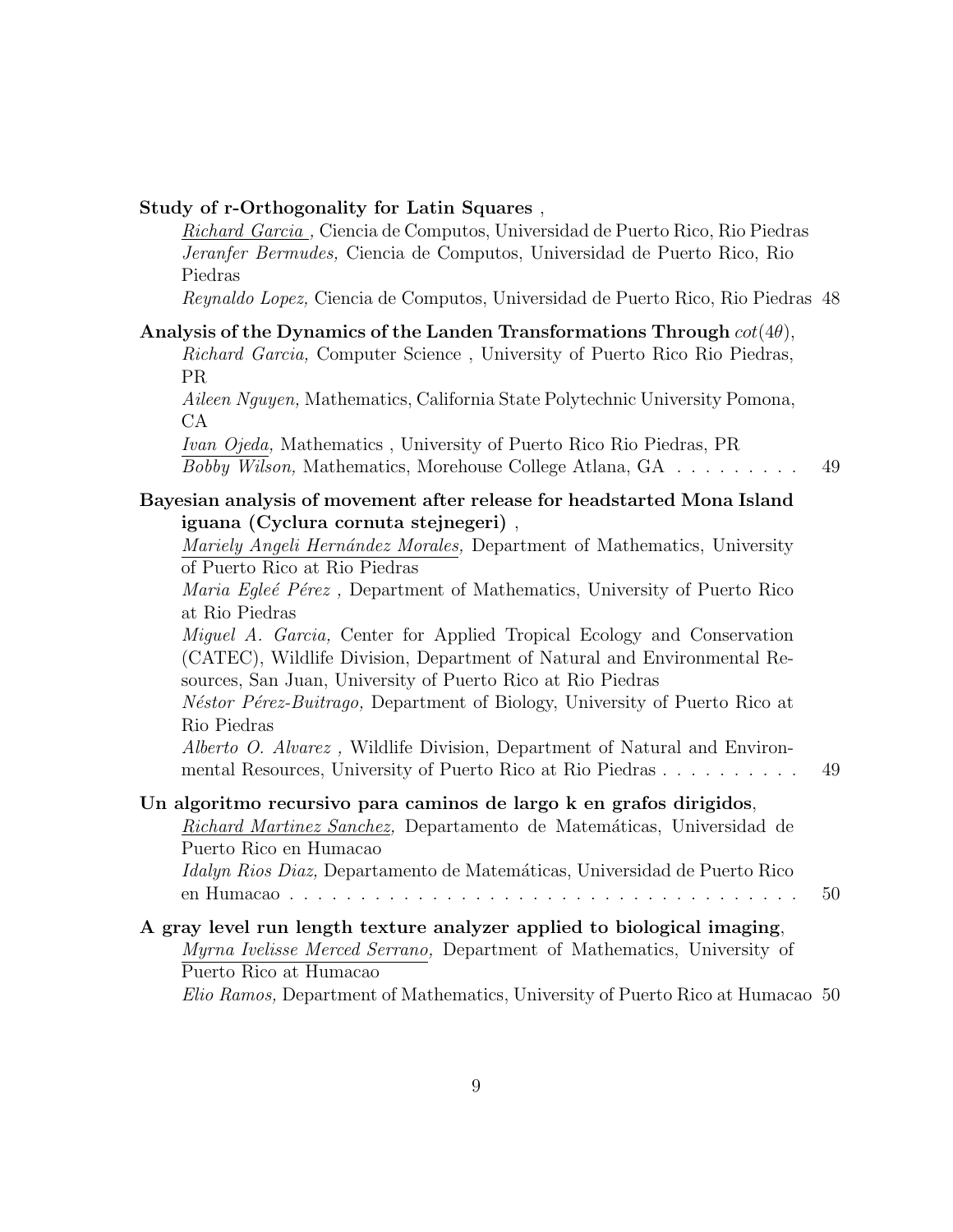**Study of r-Orthogonality for Latin Squares** ,

<u>*Richard Garcia* ,</u> Ciencia de Computos, Universidad de Puerto Rico, Rio Piedras
*Jeranfer Bermudes,* Ciencia de Computos, Universidad de Puerto Rico, Rio Piedras
*Reynaldo Lopez,* Ciencia de Computos, Universidad de Puerto Rico, Rio Piedras 48

**Analysis of the Dynamics of the Landen Transformations Through** $cot(4\theta)$,

*Richard Garcia,* Computer Science , University of Puerto Rico Rio Piedras, PR
*Aileen Nguyen,* Mathematics, California State Polytechnic University Pomona, CA
<u>*Ivan Ojeda,*</u> Mathematics , University of Puerto Rico Rio Piedras, PR
*Bobby Wilson,* Mathematics, Morehouse College Atlana, GA . . . . . . . . . 49

**Bayesian analysis of movement after release for headstarted Mona Island iguana (Cyclura cornuta stejnegeri)** ,

<u>*Mariely Angeli Hernández Morales,* Department of Mathematics, University of Puerto Rico at Rio Piedras</u>
*Maria Egleé Pérez ,* Department of Mathematics, University of Puerto Rico at Rio Piedras
*Miguel A. Garcia,* Center for Applied Tropical Ecology and Conservation (CATEC), Wildlife Division, Department of Natural and Environmental Resources, San Juan, University of Puerto Rico at Rio Piedras
*Néstor Pérez-Buitrago,* Department of Biology, University of Puerto Rico at Rio Piedras
*Alberto O. Alvarez ,* Wildlife Division, Department of Natural and Environmental Resources, University of Puerto Rico at Rio Piedras . . . . . . . . . . 49

**Un algoritmo recursivo para caminos de largo k en grafos dirigidos**,

<u>*Richard Martinez Sanchez,*</u> Departamento de Matemáticas, Universidad de Puerto Rico en Humacao
*Idalyn Rios Diaz,* Departamento de Matemáticas, Universidad de Puerto Rico en Humacao . . . . . . . . . . . . . . . . . . . . . . . . . . . . . . . . . . . . . 50

**A gray level run length texture analyzer applied to biological imaging**,

<u>*Myrna Ivelisse Merced Serrano,* Department of Mathematics, University of Puerto Rico at Humacao</u>
*Elio Ramos,* Department of Mathematics, University of Puerto Rico at Humacao 50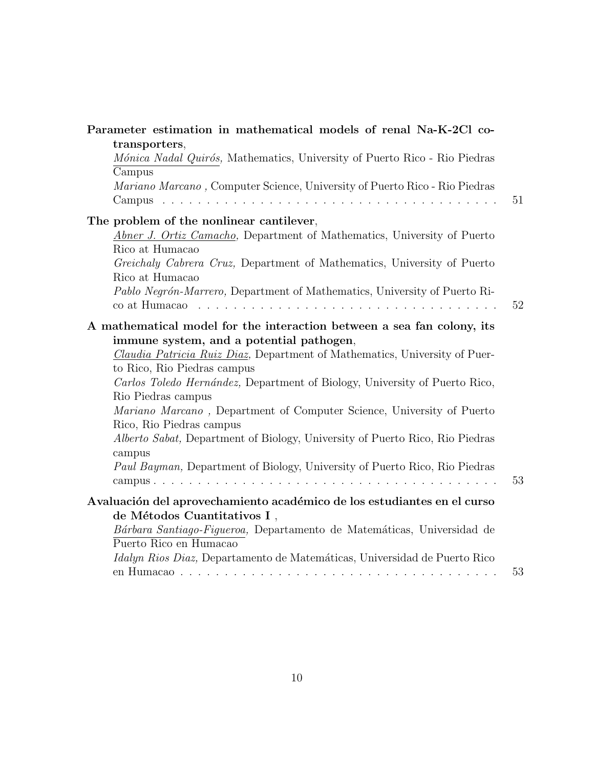**Parameter estimation in mathematical models of renal Na-K-2Cl co-transporters**,
*Mónica Nadal Quirós,* Mathematics, University of Puerto Rico - Rio Piedras Campus
*Mariano Marcano ,* Computer Science, University of Puerto Rico - Rio Piedras Campus . . . . . . . . . . . . . . . . . . . . . . . . . . . . . . . . . . . . . . 51

**The problem of the nonlinear cantilever**,
*Abner J. Ortiz Camacho,* Department of Mathematics, University of Puerto Rico at Humacao
*Greichaly Cabrera Cruz,* Department of Mathematics, University of Puerto Rico at Humacao
*Pablo Negrón-Marrero,* Department of Mathematics, University of Puerto Rico at Humacao . . . . . . . . . . . . . . . . . . . . . . . . . . . . . . . . . . 52

**A mathematical model for the interaction between a sea fan colony, its immune system, and a potential pathogen**,
*Claudia Patricia Ruiz Diaz,* Department of Mathematics, University of Puerto Rico, Rio Piedras campus
*Carlos Toledo Hernández,* Department of Biology, University of Puerto Rico, Rio Piedras campus
*Mariano Marcano ,* Department of Computer Science, University of Puerto Rico, Rio Piedras campus
*Alberto Sabat,* Department of Biology, University of Puerto Rico, Rio Piedras campus
*Paul Bayman,* Department of Biology, University of Puerto Rico, Rio Piedras campus . . . . . . . . . . . . . . . . . . . . . . . . . . . . . . . . . . . . . . 53

**Avaluación del aprovechamiento académico de los estudiantes en el curso de Métodos Cuantitativos I** ,
*Bárbara Santiago-Figueroa,* Departamento de Matemáticas, Universidad de Puerto Rico en Humacao
*Idalyn Rios Diaz,* Departamento de Matemáticas, Universidad de Puerto Rico en Humacao . . . . . . . . . . . . . . . . . . . . . . . . . . . . . . . . . . . . 53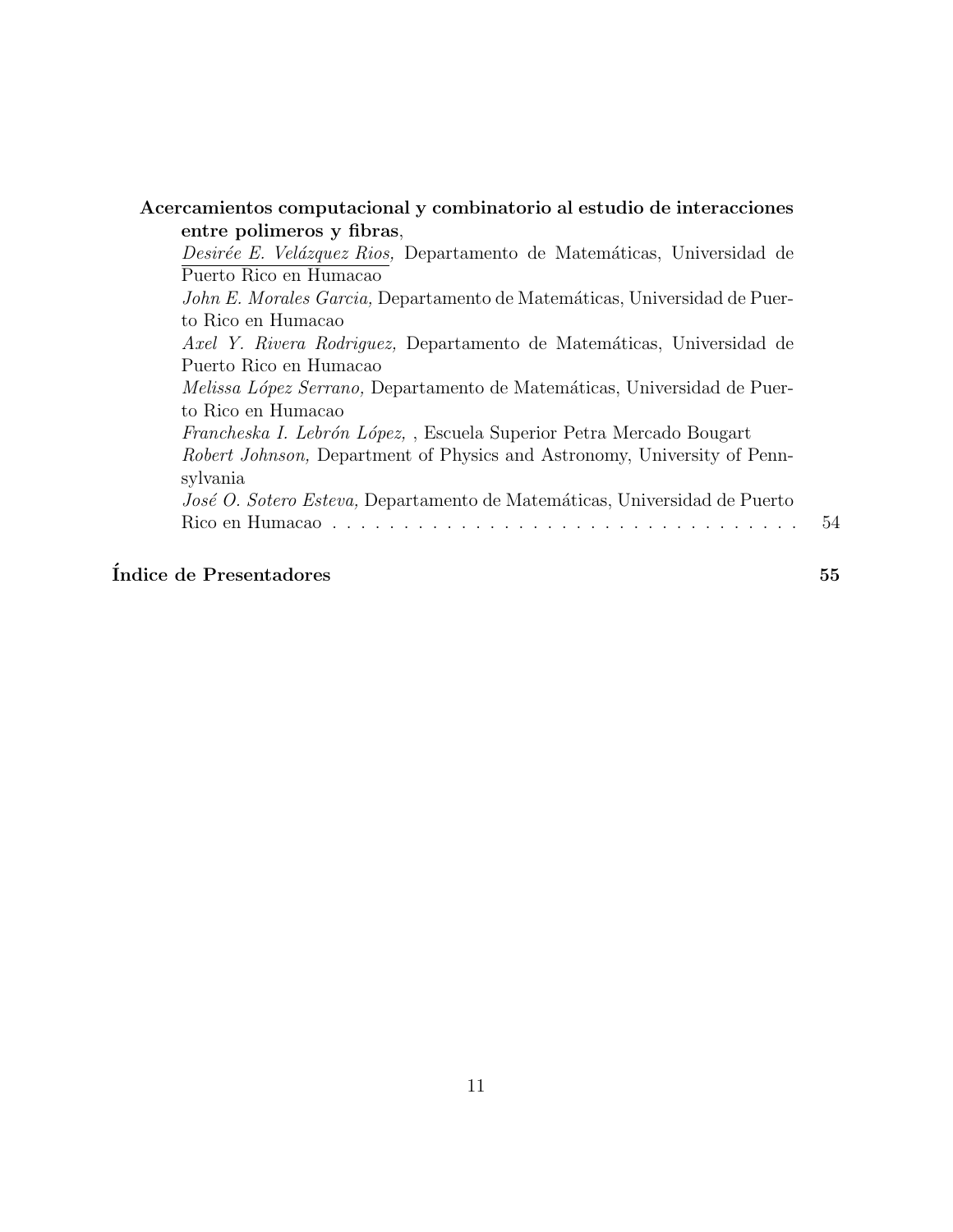**Acercamientos computacional y combinatorio al estudio de interacciones entre polimeros y fibras**,
<u>*Desirée E. Velázquez Rios,*</u> Departamento de Matemáticas, Universidad de Puerto Rico en Humacao
*John E. Morales Garcia,* Departamento de Matemáticas, Universidad de Puerto Rico en Humacao
*Axel Y. Rivera Rodriguez,* Departamento de Matemáticas, Universidad de Puerto Rico en Humacao
*Melissa López Serrano,* Departamento de Matemáticas, Universidad de Puerto Rico en Humacao
*Francheska I. Lebrón López,* , Escuela Superior Petra Mercado Bougart
*Robert Johnson,* Department of Physics and Astronomy, University of Pennsylvania
*José O. Sotero Esteva,* Departamento de Matemáticas, Universidad de Puerto Rico en Humacao . . . . . . . . . . . . . . . . . . . . . . . . . . . . . . . . . . 54

**Índice de Presentadores** **55**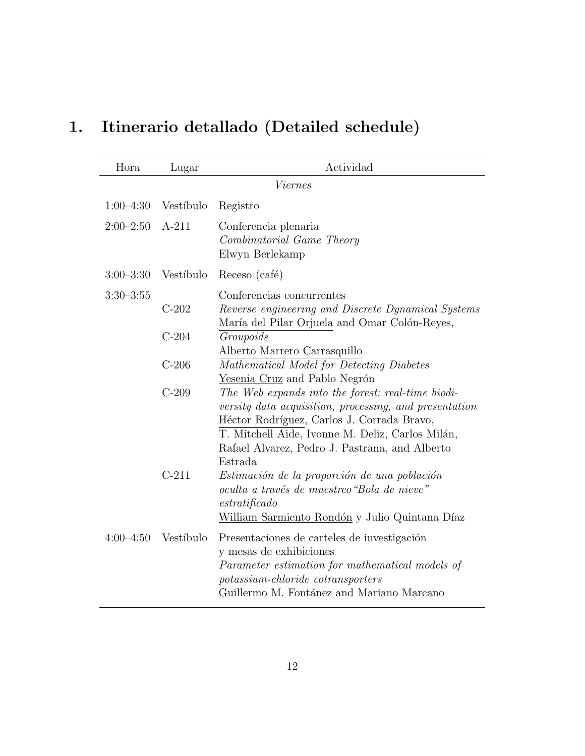# 1. Itinerario detallado (Detailed schedule)

| Hora | Lugar | Actividad |
|---|---|---|
| | | *Viernes* |
| 1:00–4:30 | Vestíbulo | Registro |
| 2:00–2:50 | A-211 | Conferencia plenaria<br>*Combinatorial Game Theory*<br>Elwyn Berlekamp |
| 3:00–3:30 | Vestíbulo | Receso (café) |
| 3:30–3:55 | | Conferencias concurrentes |
| | C-202 | *Reverse engineering and Discrete Dynamical Systems*<br><u>María del Pilar Orjuela</u> and Omar Colón-Reyes, |
| | C-204 | *Groupoids*<br><u>Alberto Marrero Carrasquillo</u> |
| | C-206 | *Mathematical Model for Detecting Diabetes*<br><u>Yesenia Cruz</u> and Pablo Negrón |
| | C-209 | *The Web expands into the forest: real-time biodiversity data acquisition, processing, and presentation*<br><u>Héctor Rodríguez</u>, Carlos J. Corrada Bravo, T. Mitchell Aide, Ivonne M. Deliz, Carlos Milán, Rafael Alvarez, Pedro J. Pastrana, and Alberto Estrada |
| | C-211 | *Estimación de la proporción de una población oculta a través de muestreo "Bola de nieve" estratificado*<br><u>William Sarmiento Rondón</u> y Julio Quintana Díaz |
| 4:00–4:50 | Vestíbulo | Presentaciones de carteles de investigación y mesas de exhibiciones<br>*Parameter estimation for mathematical models of potassium-chloride cotransporters*<br><u>Guillermo M. Fontánez</u> and Mariano Marcano |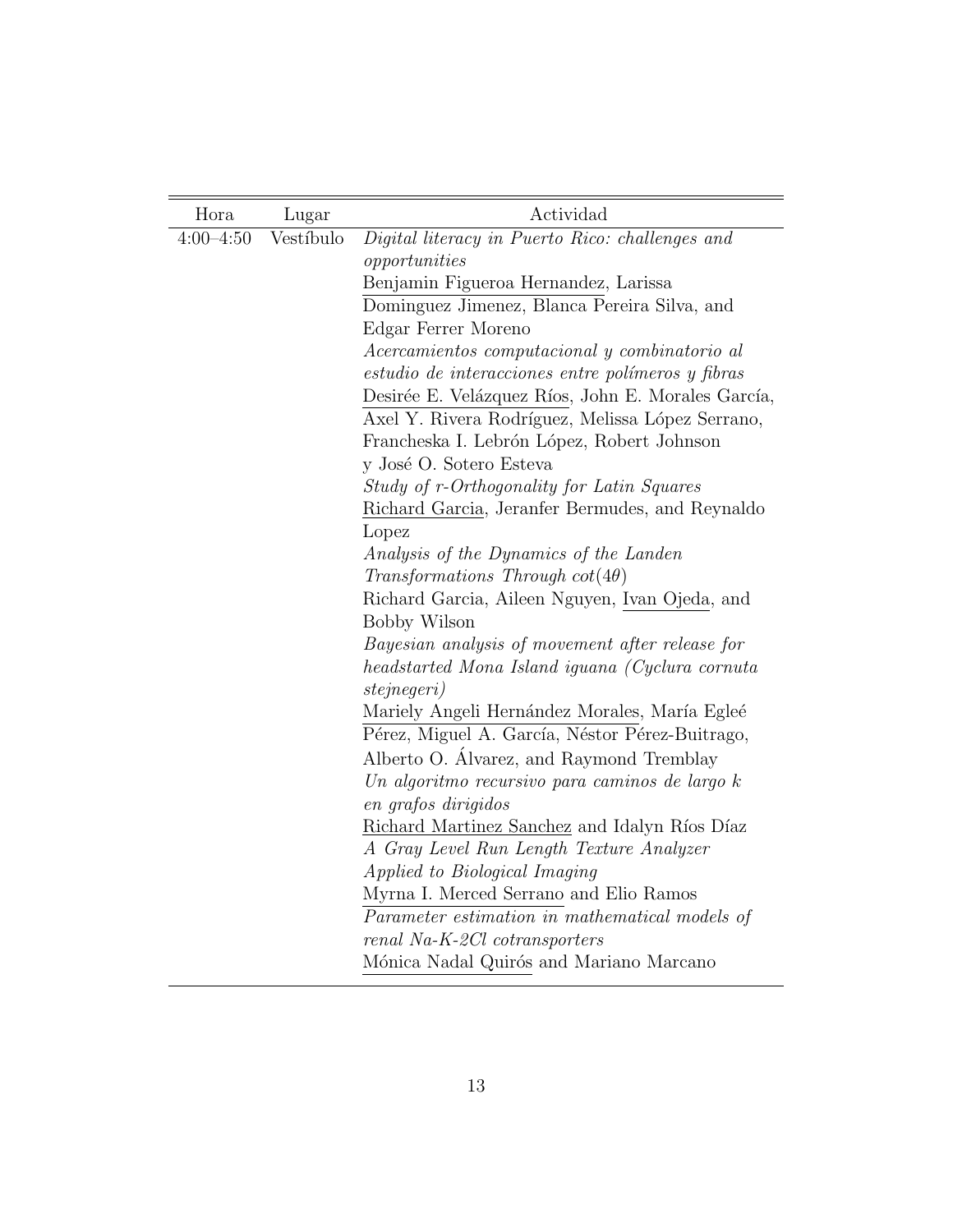| Hora | Lugar | Actividad |
|---|---|---|
| 4:00–4:50 | Vestíbulo | *Digital literacy in Puerto Rico: challenges and opportunities* <br> Benjamin Figueroa Hernandez, Larissa Dominguez Jimenez, Blanca Pereira Silva, and Edgar Ferrer Moreno |
| | | *Acercamientos computacional y combinatorio al estudio de interacciones entre polímeros y fibras* <br> Desirée E. Velázquez Ríos, John E. Morales García, Axel Y. Rivera Rodríguez, Melissa López Serrano, Francheska I. Lebrón López, Robert Johnson y José O. Sotero Esteva |
| | | *Study of r-Orthogonality for Latin Squares* <br> Richard Garcia, Jeranfer Bermudes, and Reynaldo Lopez |
| | | *Analysis of the Dynamics of the Landen Transformations Through* $cot(4\theta)$ <br> Richard Garcia, Aileen Nguyen, Ivan Ojeda, and Bobby Wilson |
| | | *Bayesian analysis of movement after release for headstarted Mona Island iguana (Cyclura cornuta stejnegeri)* <br> Mariely Angeli Hernández Morales, María Egleé Pérez, Miguel A. García, Néstor Pérez-Buitrago, Alberto O. Álvarez, and Raymond Tremblay |
| | | *Un algoritmo recursivo para caminos de largo k en grafos dirigidos* <br> Richard Martinez Sanchez and Idalyn Ríos Díaz |
| | | *A Gray Level Run Length Texture Analyzer Applied to Biological Imaging* <br> Myrna I. Merced Serrano and Elio Ramos |
| | | *Parameter estimation in mathematical models of renal Na-K-2Cl cotransporters* <br> Mónica Nadal Quirós and Mariano Marcano |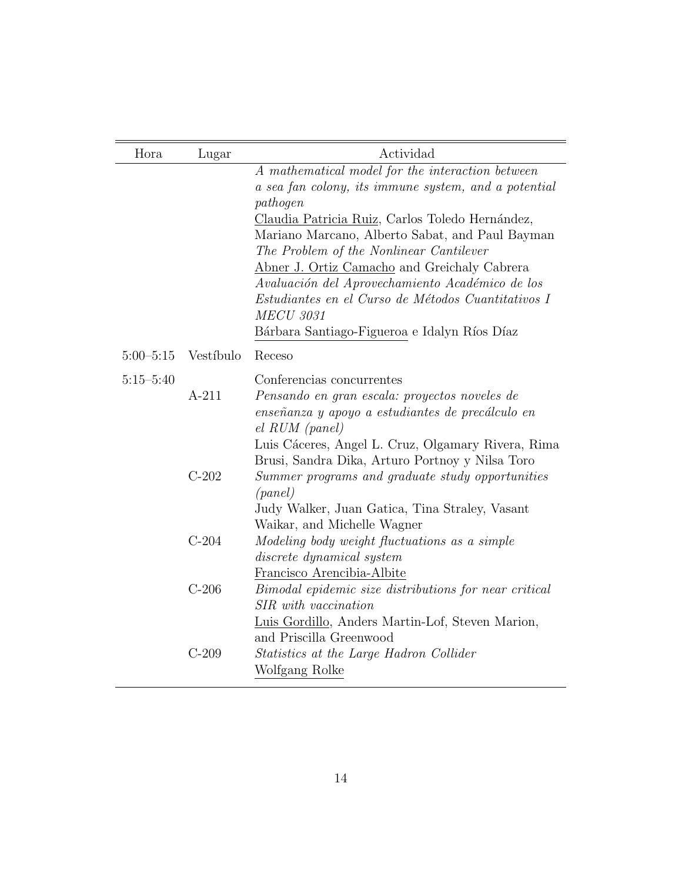| Hora | Lugar | Actividad |
|---|---|---|
| | | *A mathematical model for the interaction between a sea fan colony, its immune system, and a potential pathogen*<br>Claudia Patricia Ruiz, Carlos Toledo Hernández, Mariano Marcano, Alberto Sabat, and Paul Bayman<br>*The Problem of the Nonlinear Cantilever*<br>Abner J. Ortiz Camacho and Greichaly Cabrera<br>*Avaluación del Aprovechamiento Académico de los Estudiantes en el Curso de Métodos Cuantitativos I MECU 3031*<br>Bárbara Santiago-Figueroa e Idalyn Ríos Díaz |
| 5:00–5:15 | Vestíbulo | Receso |
| 5:15–5:40 | | Conferencias concurrentes |
| | A-211 | *Pensando en gran escala: proyectos noveles de enseñanza y apoyo a estudiantes de precálculo en el RUM (panel)*<br>Luis Cáceres, Angel L. Cruz, Olgamary Rivera, Rima Brusi, Sandra Dika, Arturo Portnoy y Nilsa Toro |
| | C-202 | *Summer programs and graduate study opportunities (panel)*<br>Judy Walker, Juan Gatica, Tina Straley, Vasant Waikar, and Michelle Wagner |
| | C-204 | *Modeling body weight fluctuations as a simple discrete dynamical system*<br>Francisco Arencibia-Albite |
| | C-206 | *Bimodal epidemic size distributions for near critical SIR with vaccination*<br>Luis Gordillo, Anders Martin-Lof, Steven Marion, and Priscilla Greenwood |
| | C-209 | *Statistics at the Large Hadron Collider*<br>Wolfgang Rolke |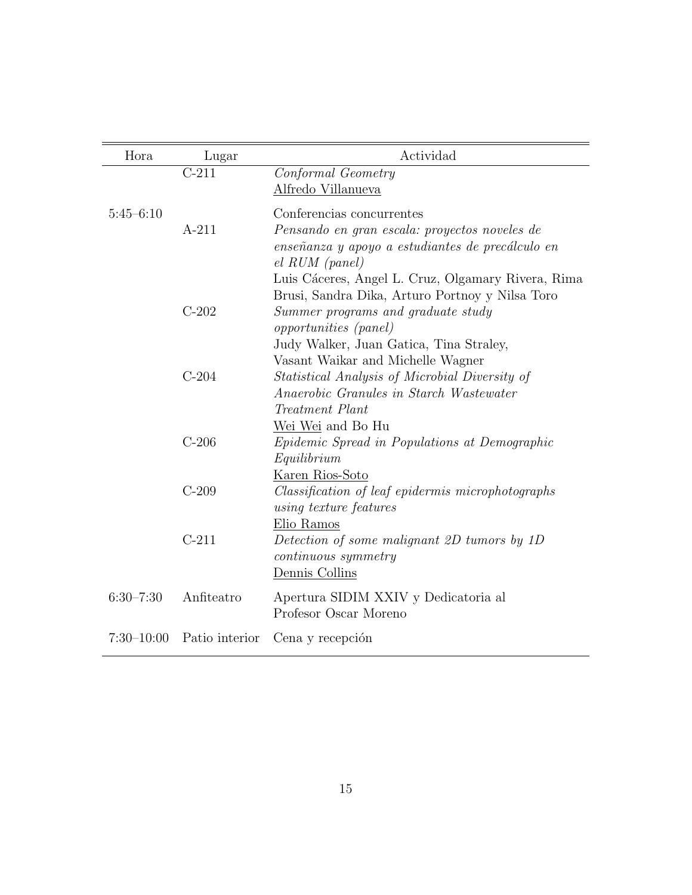| Hora | Lugar | Actividad |
|---|---|---|
| | C-211 | *Conformal Geometry*<br>Alfredo Villanueva |
| 5:45–6:10 | | Conferencias concurrentes |
| | A-211 | *Pensando en gran escala: proyectos noveles de enseñanza y apoyo a estudiantes de precálculo en el RUM (panel)*<br>Luis Cáceres, Angel L. Cruz, Olgamary Rivera, Rima Brusi, Sandra Dika, Arturo Portnoy y Nilsa Toro |
| | C-202 | *Summer programs and graduate study opportunities (panel)*<br>Judy Walker, Juan Gatica, Tina Straley, Vasant Waikar and Michelle Wagner |
| | C-204 | *Statistical Analysis of Microbial Diversity of Anaerobic Granules in Starch Wastewater Treatment Plant*<br>Wei Wei and Bo Hu |
| | C-206 | *Epidemic Spread in Populations at Demographic Equilibrium*<br>Karen Rios-Soto |
| | C-209 | *Classification of leaf epidermis microphotographs using texture features*<br>Elio Ramos |
| | C-211 | *Detection of some malignant 2D tumors by 1D continuous symmetry*<br>Dennis Collins |
| 6:30–7:30 | Anfiteatro | Apertura SIDIM XXIV y Dedicatoria al Profesor Oscar Moreno |
| 7:30–10:00 | Patio interior | Cena y recepción |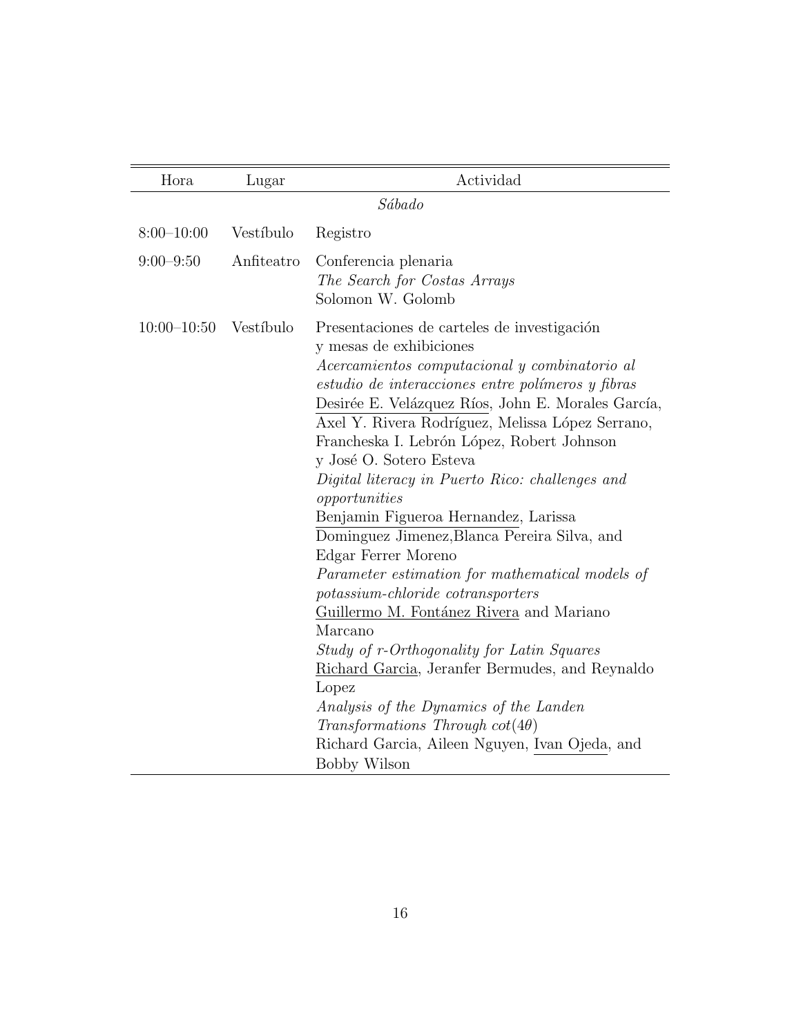| Hora | Lugar | Actividad |
|---|---|---|
| | | *Sábado* |
| 8:00–10:00 | Vestíbulo | Registro |
| 9:00–9:50 | Anfiteatro | Conferencia plenaria<br>*The Search for Costas Arrays*<br>Solomon W. Golomb |
| 10:00–10:50 | Vestíbulo | Presentaciones de carteles de investigación y mesas de exhibiciones<br>*Acercamientos computacional y combinatorio al estudio de interacciones entre polímeros y fibras*<br><u>Desirée E. Velázquez Ríos</u>, John E. Morales García, Axel Y. Rivera Rodríguez, Melissa López Serrano, Francheska I. Lebrón López, Robert Johnson y José O. Sotero Esteva<br>*Digital literacy in Puerto Rico: challenges and opportunities*<br><u>Benjamin Figueroa Hernandez</u>, Larissa Dominguez Jimenez,Blanca Pereira Silva, and Edgar Ferrer Moreno<br>*Parameter estimation for mathematical models of potassium-chloride cotransporters*<br><u>Guillermo M. Fontánez Rivera</u> and Mariano Marcano<br>*Study of r-Orthogonality for Latin Squares*<br><u>Richard Garcia</u>, Jeranfer Bermudes, and Reynaldo Lopez<br>*Analysis of the Dynamics of the Landen Transformations Through* $cot(4\theta)$<br>Richard Garcia, Aileen Nguyen, <u>Ivan Ojeda</u>, and Bobby Wilson |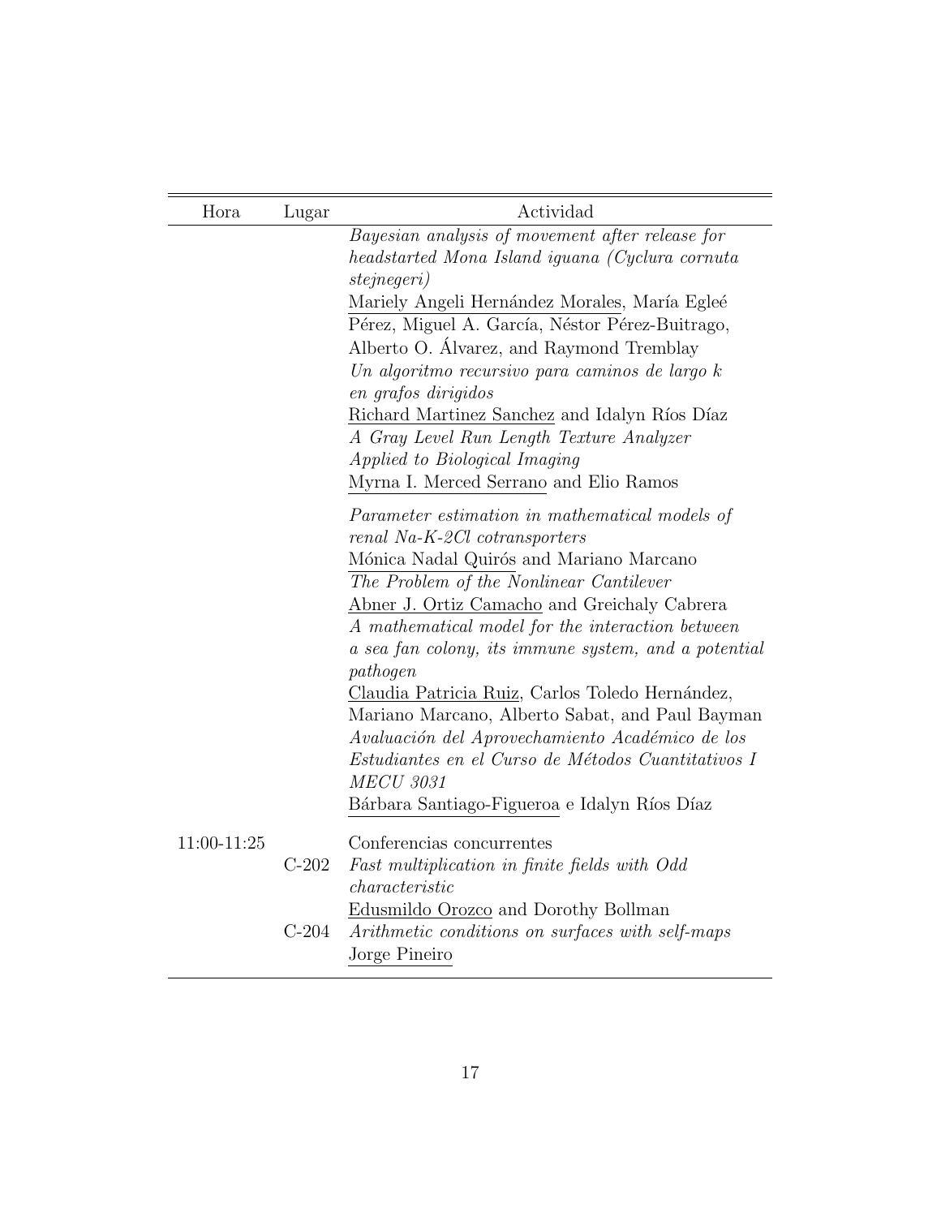| Hora | Lugar | Actividad |
|---|---|---|
| | | *Bayesian analysis of movement after release for headstarted Mona Island iguana (Cyclura cornuta stejnegeri)* <br> Mariely Angeli Hernández Morales, María Egleé Pérez, Miguel A. García, Néstor Pérez-Buitrago, Alberto O. Álvarez, and Raymond Tremblay <br> *Un algoritmo recursivo para caminos de largo k en grafos dirigidos* <br> Richard Martinez Sanchez and Idalyn Ríos Díaz <br> *A Gray Level Run Length Texture Analyzer Applied to Biological Imaging* <br> Myrna I. Merced Serrano and Elio Ramos |
| | | *Parameter estimation in mathematical models of renal Na-K-2Cl cotransporters* <br> Mónica Nadal Quirós and Mariano Marcano <br> *The Problem of the Nonlinear Cantilever* <br> Abner J. Ortiz Camacho and Greichaly Cabrera <br> *A mathematical model for the interaction between a sea fan colony, its immune system, and a potential pathogen* <br> Claudia Patricia Ruiz, Carlos Toledo Hernández, Mariano Marcano, Alberto Sabat, and Paul Bayman <br> *Avaluación del Aprovechamiento Académico de los Estudiantes en el Curso de Métodos Cuantitativos I MECU 3031* <br> Bárbara Santiago-Figueroa e Idalyn Ríos Díaz |
| 11:00-11:25 | | Conferencias concurrentes |
| | C-202 | *Fast multiplication in finite fields with Odd characteristic* <br> Edusmildo Orozco and Dorothy Bollman |
| | C-204 | *Arithmetic conditions on surfaces with self-maps* <br> Jorge Pineiro |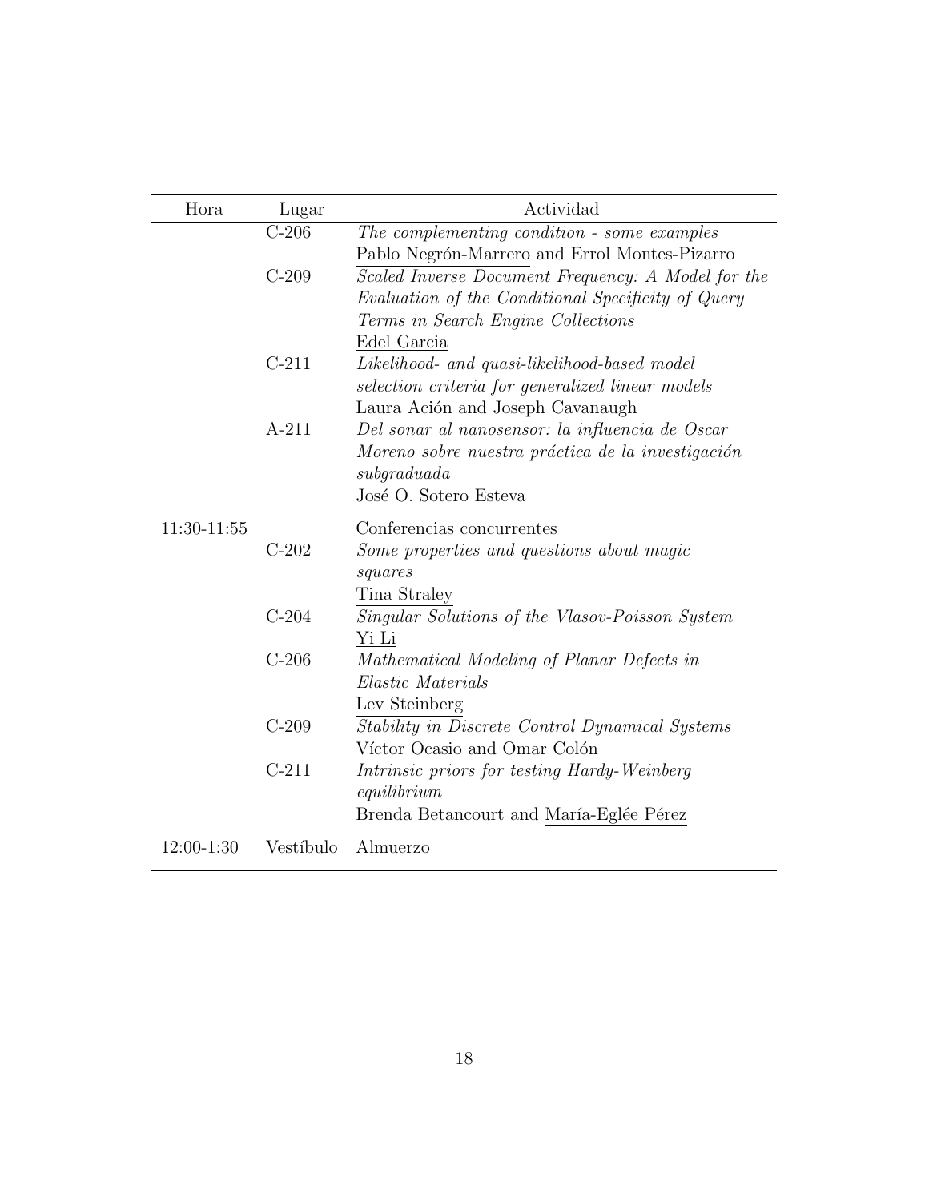| Hora | Lugar | Actividad |
|---|---|---|
| | C-206 | *The complementing condition - some examples*<br>Pablo Negrón-Marrero and Errol Montes-Pizarro |
| | C-209 | *Scaled Inverse Document Frequency: A Model for the Evaluation of the Conditional Specificity of Query Terms in Search Engine Collections*<br>Edel Garcia |
| | C-211 | *Likelihood- and quasi-likelihood-based model selection criteria for generalized linear models*<br>Laura Ación and Joseph Cavanaugh |
| | A-211 | *Del sonar al nanosensor: la influencia de Oscar Moreno sobre nuestra práctica de la investigación subgraduada*<br>José O. Sotero Esteva |
| 11:30-11:55 | | Conferencias concurrentes |
| | C-202 | *Some properties and questions about magic squares*<br>Tina Straley |
| | C-204 | *Singular Solutions of the Vlasov-Poisson System*<br>Yi Li |
| | C-206 | *Mathematical Modeling of Planar Defects in Elastic Materials*<br>Lev Steinberg |
| | C-209 | *Stability in Discrete Control Dynamical Systems*<br>Víctor Ocasio and Omar Colón |
| | C-211 | *Intrinsic priors for testing Hardy-Weinberg equilibrium*<br>Brenda Betancourt and María-Eglée Pérez |
| 12:00-1:30 | Vestíbulo | Almuerzo |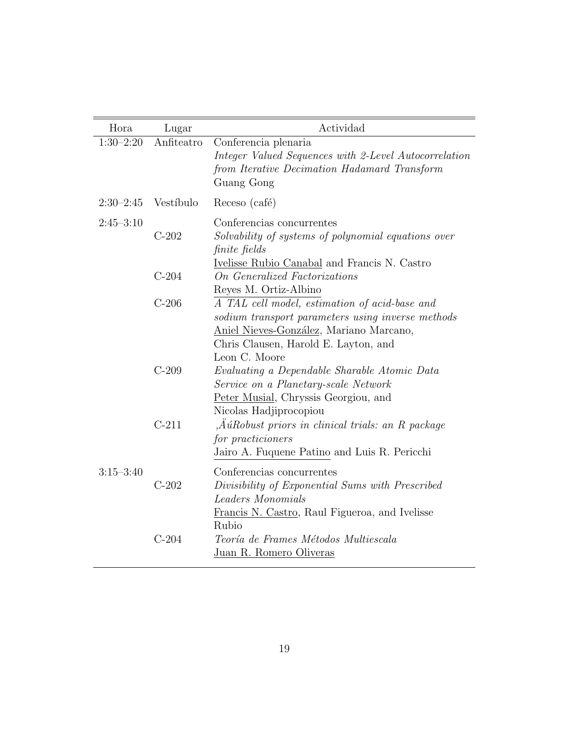| Hora | Lugar | Actividad |
| --- | --- | --- |
| 1:30–2:20 | Anfiteatro | Conferencia plenaria<br>*Integer Valued Sequences with 2-Level Autocorrelation from Iterative Decimation Hadamard Transform*<br>Guang Gong |
| 2:30–2:45 | Vestíbulo | Receso (café) |
| 2:45–3:10 | | Conferencias concurrentes |
| | C-202 | *Solvability of systems of polynomial equations over finite fields*<br><u>Ivelisse Rubio Canabal</u> and Francis N. Castro |
| | C-204 | *On Generalized Factorizations*<br><u>Reyes M. Ortiz-Albino</u> |
| | C-206 | *A TAL cell model, estimation of acid-base and sodium transport parameters using inverse methods*<br><u>Aniel Nieves-González</u>, Mariano Marcano, Chris Clausen, Harold E. Layton, and Leon C. Moore |
| | C-209 | *Evaluating a Dependable Sharable Atomic Data Service on a Planetary-scale Network*<br><u>Peter Musial</u>, Chryssis Georgiou, and Nicolas Hadjiprocopiou |
| | C-211 | *‚ÄúRobust priors in clinical trials: an R package for practicioners*<br><u>Jairo A. Fuquene Patino</u> and Luis R. Pericchi |
| 3:15–3:40 | | Conferencias concurrentes |
| | C-202 | *Divisibility of Exponential Sums with Prescribed Leaders Monomials*<br><u>Francis N. Castro</u>, Raul Figueroa, and Ivelisse Rubio |
| | C-204 | *Teoría de Frames Métodos Multiescala*<br><u>Juan R. Romero Oliveras</u> |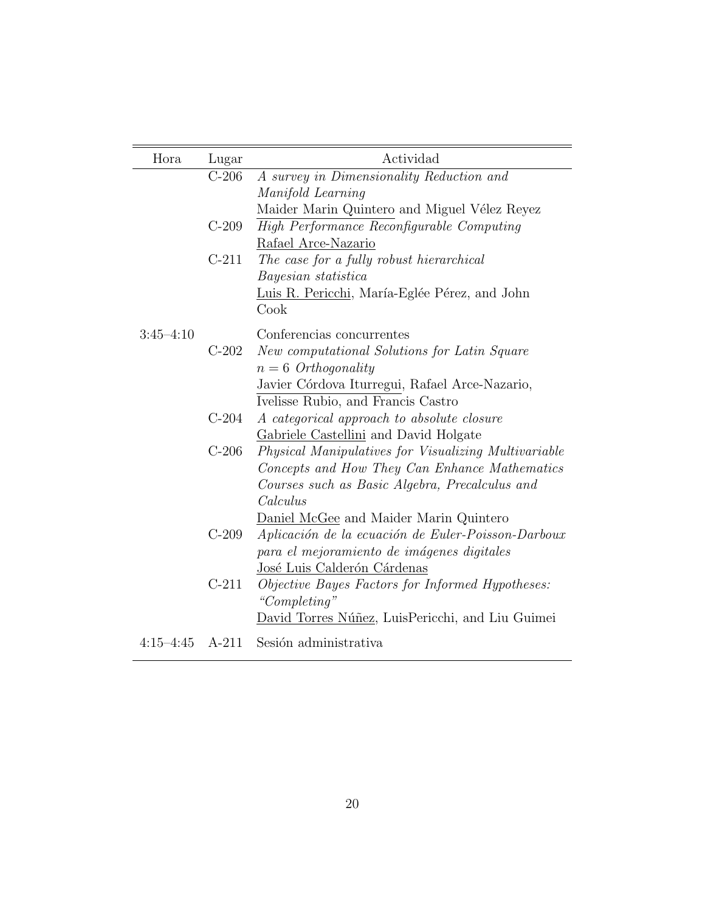| Hora | Lugar | Actividad |
|---|---|---|
| | C-206 | *A survey in Dimensionality Reduction and Manifold Learning*<br>Maider Marin Quintero and Miguel Vélez Reyez |
| | C-209 | *High Performance Reconfigurable Computing*<br>Rafael Arce-Nazario |
| | C-211 | *The case for a fully robust hierarchical Bayesian statistica*<br>Luis R. Pericchi, María-Eglée Pérez, and John Cook |
| 3:45–4:10 | | Conferencias concurrentes |
| | C-202 | *New computational Solutions for Latin Square $n = 6$ Orthogonality*<br>Javier Córdova Iturregui, Rafael Arce-Nazario, Ivelisse Rubio, and Francis Castro |
| | C-204 | *A categorical approach to absolute closure*<br>Gabriele Castellini and David Holgate |
| | C-206 | *Physical Manipulatives for Visualizing Multivariable Concepts and How They Can Enhance Mathematics Courses such as Basic Algebra, Precalculus and Calculus*<br>Daniel McGee and Maider Marin Quintero |
| | C-209 | *Aplicación de la ecuación de Euler-Poisson-Darboux para el mejoramiento de imágenes digitales*<br>José Luis Calderón Cárdenas |
| | C-211 | *Objective Bayes Factors for Informed Hypotheses: "Completing"*<br>David Torres Núñez, LuisPericchi, and Liu Guimei |
| 4:15–4:45 | A-211 | Sesión administrativa |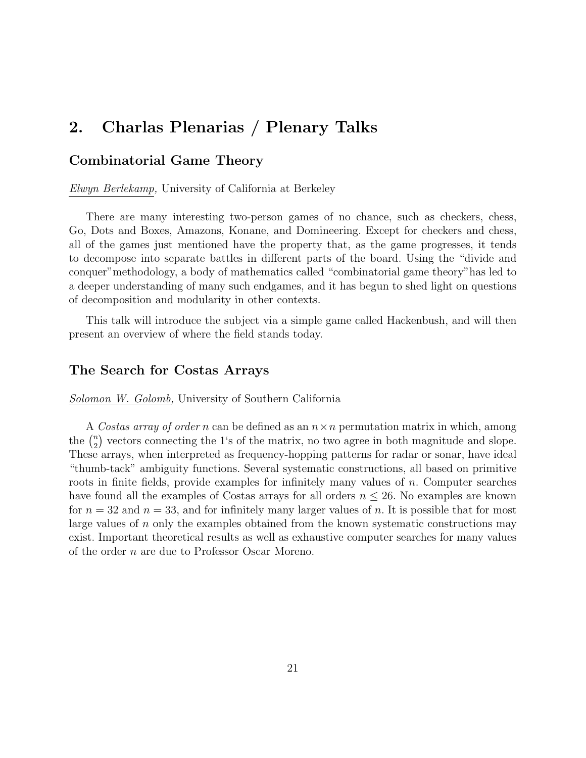# 2. Charlas Plenarias / Plenary Talks

## Combinatorial Game Theory

Elwyn Berlekamp, University of California at Berkeley

There are many interesting two-person games of no chance, such as checkers, chess, Go, Dots and Boxes, Amazons, Konane, and Domineering. Except for checkers and chess, all of the games just mentioned have the property that, as the game progresses, it tends to decompose into separate battles in different parts of the board. Using the "divide and conquer" methodology, a body of mathematics called "combinatorial game theory" has led to a deeper understanding of many such endgames, and it has begun to shed light on questions of decomposition and modularity in other contexts.

This talk will introduce the subject via a simple game called Hackenbush, and will then present an overview of where the field stands today.

## The Search for Costas Arrays

Solomon W. Golomb, University of Southern California

A *Costas array of order* $n$ can be defined as an $n \times n$ permutation matrix in which, among the $\binom{n}{2}$ vectors connecting the 1's of the matrix, no two agree in both magnitude and slope. These arrays, when interpreted as frequency-hopping patterns for radar or sonar, have ideal "thumb-tack" ambiguity functions. Several systematic constructions, all based on primitive roots in finite fields, provide examples for infinitely many values of $n$. Computer searches have found all the examples of Costas arrays for all orders $n \leq 26$. No examples are known for $n = 32$ and $n = 33$, and for infinitely many larger values of $n$. It is possible that for most large values of $n$ only the examples obtained from the known systematic constructions may exist. Important theoretical results as well as exhaustive computer searches for many values of the order $n$ are due to Professor Oscar Moreno.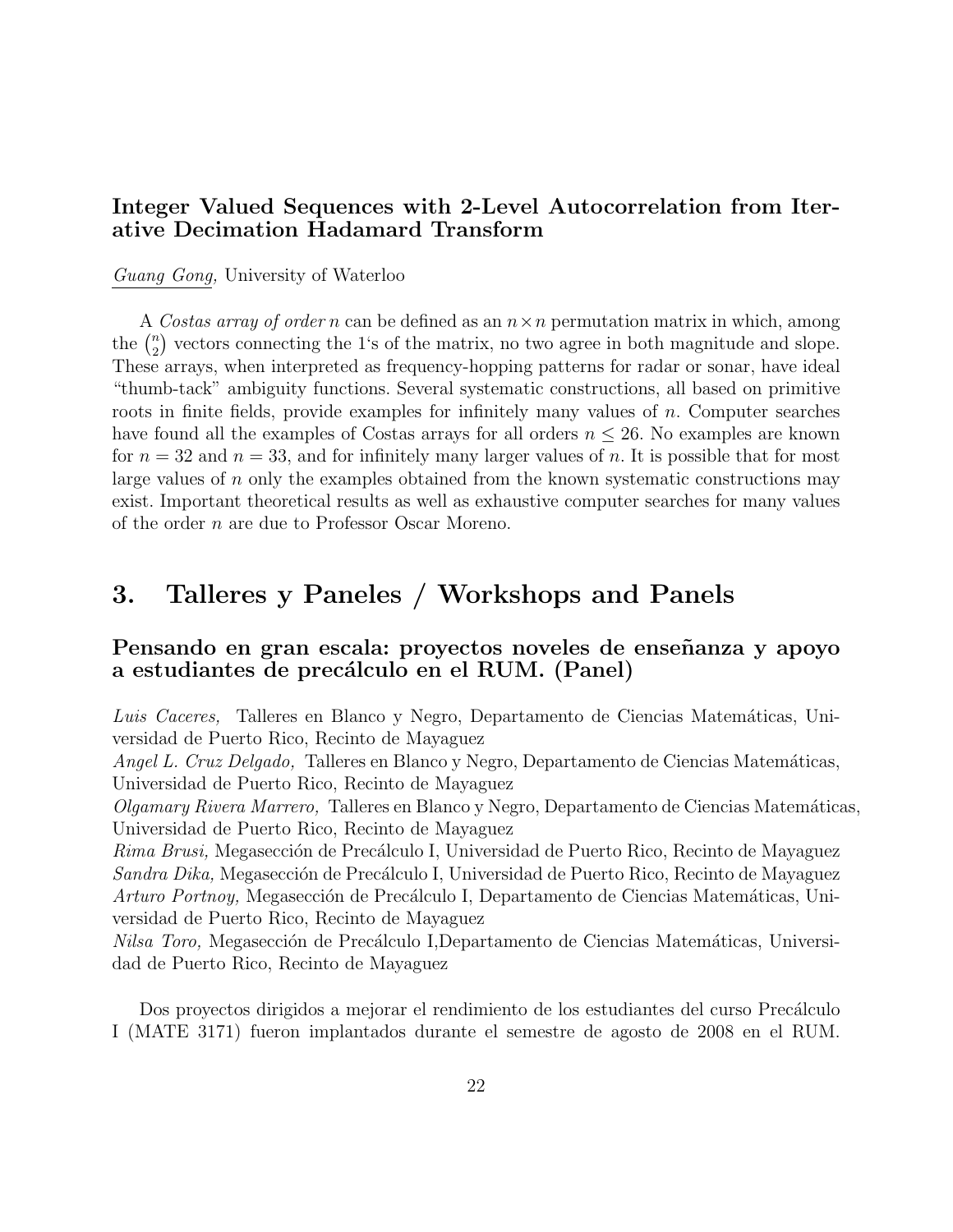### Integer Valued Sequences with 2-Level Autocorrelation from Iterative Decimation Hadamard Transform

Guang Gong, University of Waterloo

A *Costas array of order* $n$ can be defined as an $n \times n$ permutation matrix in which, among the $\binom{n}{2}$ vectors connecting the 1's of the matrix, no two agree in both magnitude and slope. These arrays, when interpreted as frequency-hopping patterns for radar or sonar, have ideal "thumb-tack" ambiguity functions. Several systematic constructions, all based on primitive roots in finite fields, provide examples for infinitely many values of $n$. Computer searches have found all the examples of Costas arrays for all orders $n \leq 26$. No examples are known for $n = 32$ and $n = 33$, and for infinitely many larger values of $n$. It is possible that for most large values of $n$ only the examples obtained from the known systematic constructions may exist. Important theoretical results as well as exhaustive computer searches for many values of the order $n$ are due to Professor Oscar Moreno.

## 3. Talleres y Paneles / Workshops and Panels

### Pensando en gran escala: proyectos noveles de enseñanza y apoyo a estudiantes de precálculo en el RUM. (Panel)

*Luis Caceres,* Talleres en Blanco y Negro, Departamento de Ciencias Matemáticas, Universidad de Puerto Rico, Recinto de Mayaguez
*Angel L. Cruz Delgado,* Talleres en Blanco y Negro, Departamento de Ciencias Matemáticas, Universidad de Puerto Rico, Recinto de Mayaguez
*Olgamary Rivera Marrero,* Talleres en Blanco y Negro, Departamento de Ciencias Matemáticas, Universidad de Puerto Rico, Recinto de Mayaguez
*Rima Brusi,* Megasección de Precálculo I, Universidad de Puerto Rico, Recinto de Mayaguez
*Sandra Dika,* Megasección de Precálculo I, Universidad de Puerto Rico, Recinto de Mayaguez
*Arturo Portnoy,* Megasección de Precálculo I, Departamento de Ciencias Matemáticas, Universidad de Puerto Rico, Recinto de Mayaguez
*Nilsa Toro,* Megasección de Precálculo I,Departamento de Ciencias Matemáticas, Universidad de Puerto Rico, Recinto de Mayaguez

Dos proyectos dirigidos a mejorar el rendimiento de los estudiantes del curso Precálculo I (MATE 3171) fueron implantados durante el semestre de agosto de 2008 en el RUM.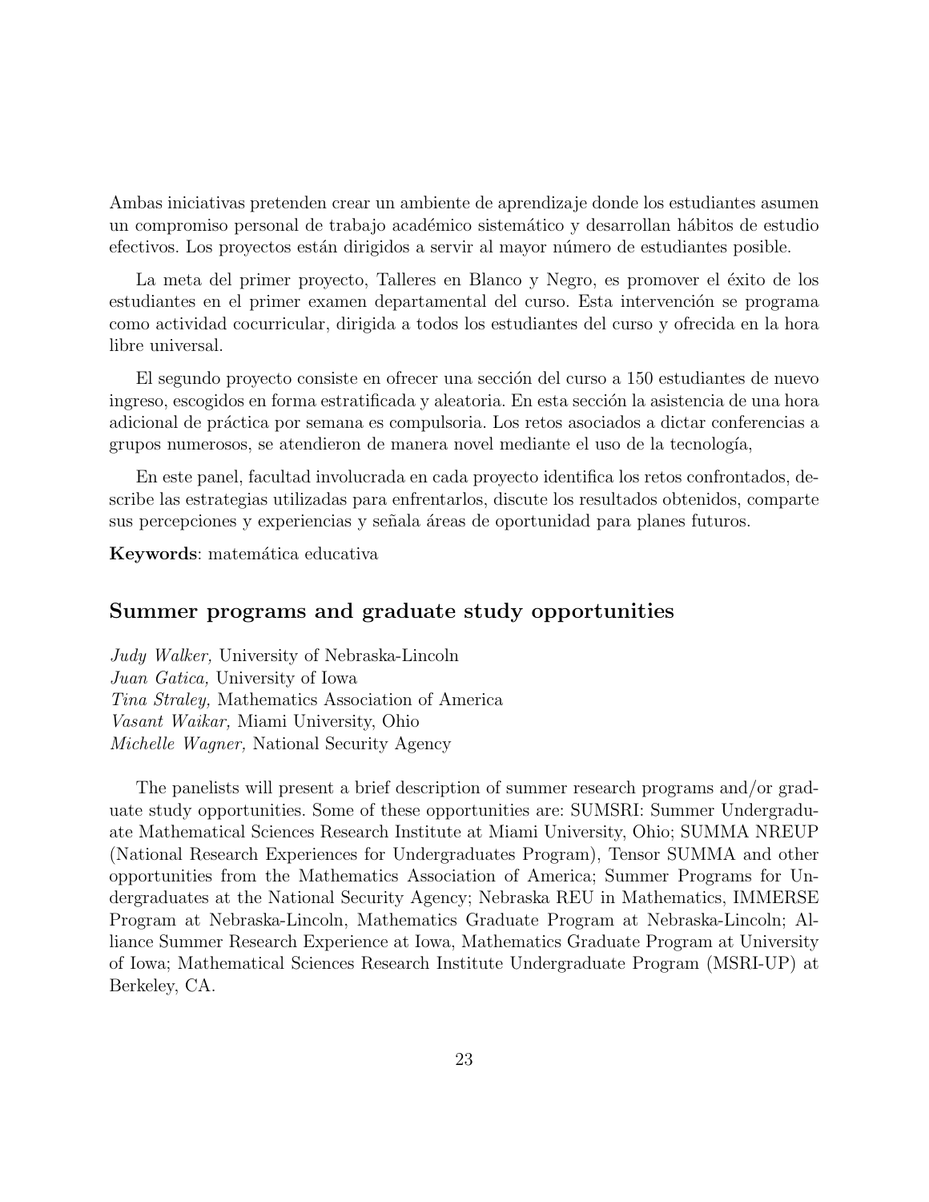Ambas iniciativas pretenden crear un ambiente de aprendizaje donde los estudiantes asumen un compromiso personal de trabajo académico sistemático y desarrollan hábitos de estudio efectivos. Los proyectos están dirigidos a servir al mayor número de estudiantes posible.

La meta del primer proyecto, Talleres en Blanco y Negro, es promover el éxito de los estudiantes en el primer examen departamental del curso. Esta intervención se programa como actividad cocurricular, dirigida a todos los estudiantes del curso y ofrecida en la hora libre universal.

El segundo proyecto consiste en ofrecer una sección del curso a 150 estudiantes de nuevo ingreso, escogidos en forma estratificada y aleatoria. En esta sección la asistencia de una hora adicional de práctica por semana es compulsoria. Los retos asociados a dictar conferencias a grupos numerosos, se atendieron de manera novel mediante el uso de la tecnología,

En este panel, facultad involucrada en cada proyecto identifica los retos confrontados, describe las estrategias utilizadas para enfrentarlos, discute los resultados obtenidos, comparte sus percepciones y experiencias y señala áreas de oportunidad para planes futuros.

**Keywords**: matemática educativa

## Summer programs and graduate study opportunities

*Judy Walker,* University of Nebraska-Lincoln
*Juan Gatica,* University of Iowa
*Tina Straley,* Mathematics Association of America
*Vasant Waikar,* Miami University, Ohio
*Michelle Wagner,* National Security Agency

The panelists will present a brief description of summer research programs and/or graduate study opportunities. Some of these opportunities are: SUMSRI: Summer Undergraduate Mathematical Sciences Research Institute at Miami University, Ohio; SUMMA NREUP (National Research Experiences for Undergraduates Program), Tensor SUMMA and other opportunities from the Mathematics Association of America; Summer Programs for Undergraduates at the National Security Agency; Nebraska REU in Mathematics, IMMERSE Program at Nebraska-Lincoln, Mathematics Graduate Program at Nebraska-Lincoln; Alliance Summer Research Experience at Iowa, Mathematics Graduate Program at University of Iowa; Mathematical Sciences Research Institute Undergraduate Program (MSRI-UP) at Berkeley, CA.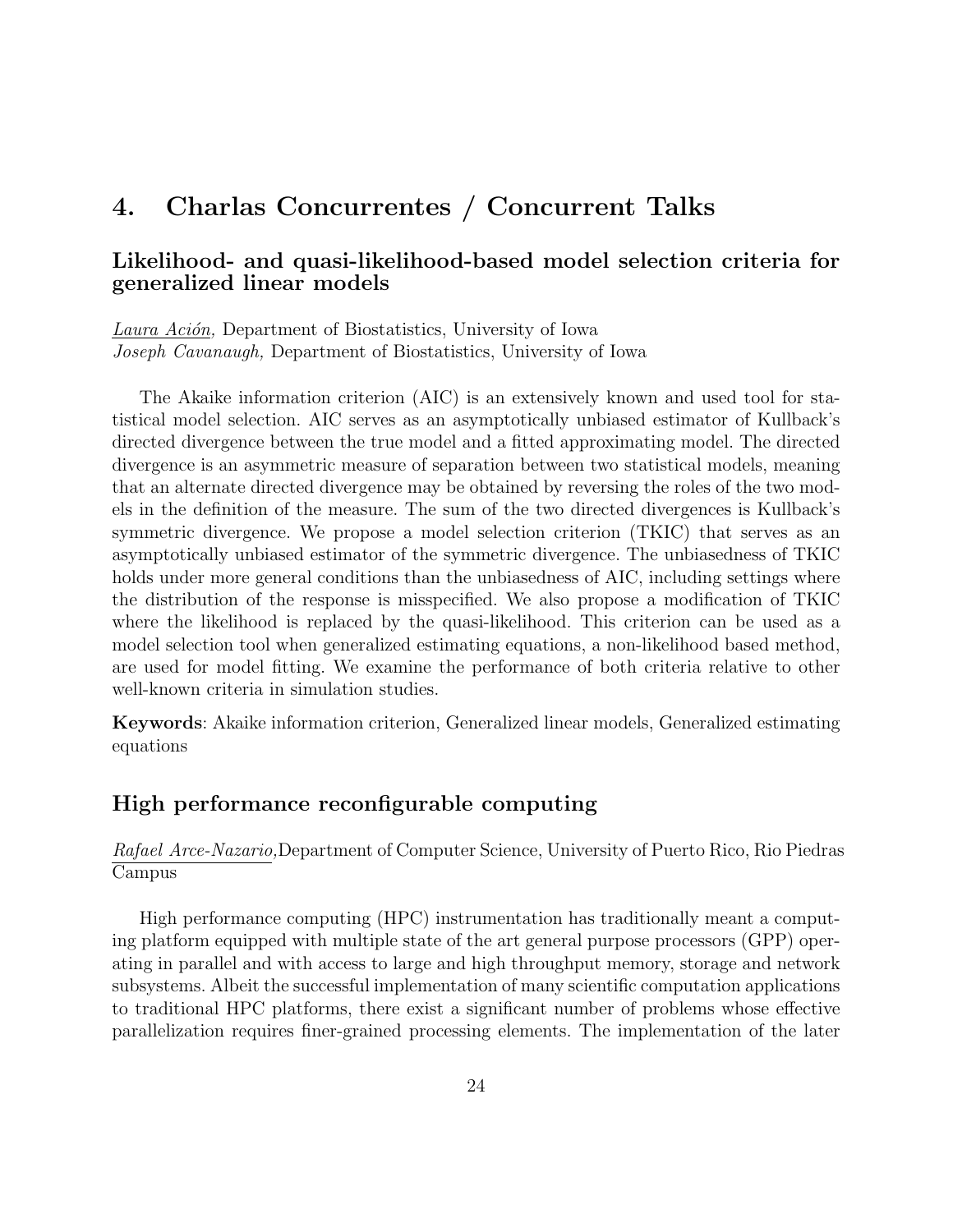# 4. Charlas Concurrentes / Concurrent Talks

## Likelihood- and quasi-likelihood-based model selection criteria for generalized linear models

*Laura Ación,* Department of Biostatistics, University of Iowa
*Joseph Cavanaugh,* Department of Biostatistics, University of Iowa

The Akaike information criterion (AIC) is an extensively known and used tool for statistical model selection. AIC serves as an asymptotically unbiased estimator of Kullback's directed divergence between the true model and a fitted approximating model. The directed divergence is an asymmetric measure of separation between two statistical models, meaning that an alternate directed divergence may be obtained by reversing the roles of the two models in the definition of the measure. The sum of the two directed divergences is Kullback's symmetric divergence. We propose a model selection criterion (TKIC) that serves as an asymptotically unbiased estimator of the symmetric divergence. The unbiasedness of TKIC holds under more general conditions than the unbiasedness of AIC, including settings where the distribution of the response is misspecified. We also propose a modification of TKIC where the likelihood is replaced by the quasi-likelihood. This criterion can be used as a model selection tool when generalized estimating equations, a non-likelihood based method, are used for model fitting. We examine the performance of both criteria relative to other well-known criteria in simulation studies.

**Keywords**: Akaike information criterion, Generalized linear models, Generalized estimating equations

## High performance reconfigurable computing

*Rafael Arce-Nazario,* Department of Computer Science, University of Puerto Rico, Rio Piedras Campus

High performance computing (HPC) instrumentation has traditionally meant a computing platform equipped with multiple state of the art general purpose processors (GPP) operating in parallel and with access to large and high throughput memory, storage and network subsystems. Albeit the successful implementation of many scientific computation applications to traditional HPC platforms, there exist a significant number of problems whose effective parallelization requires finer-grained processing elements. The implementation of the later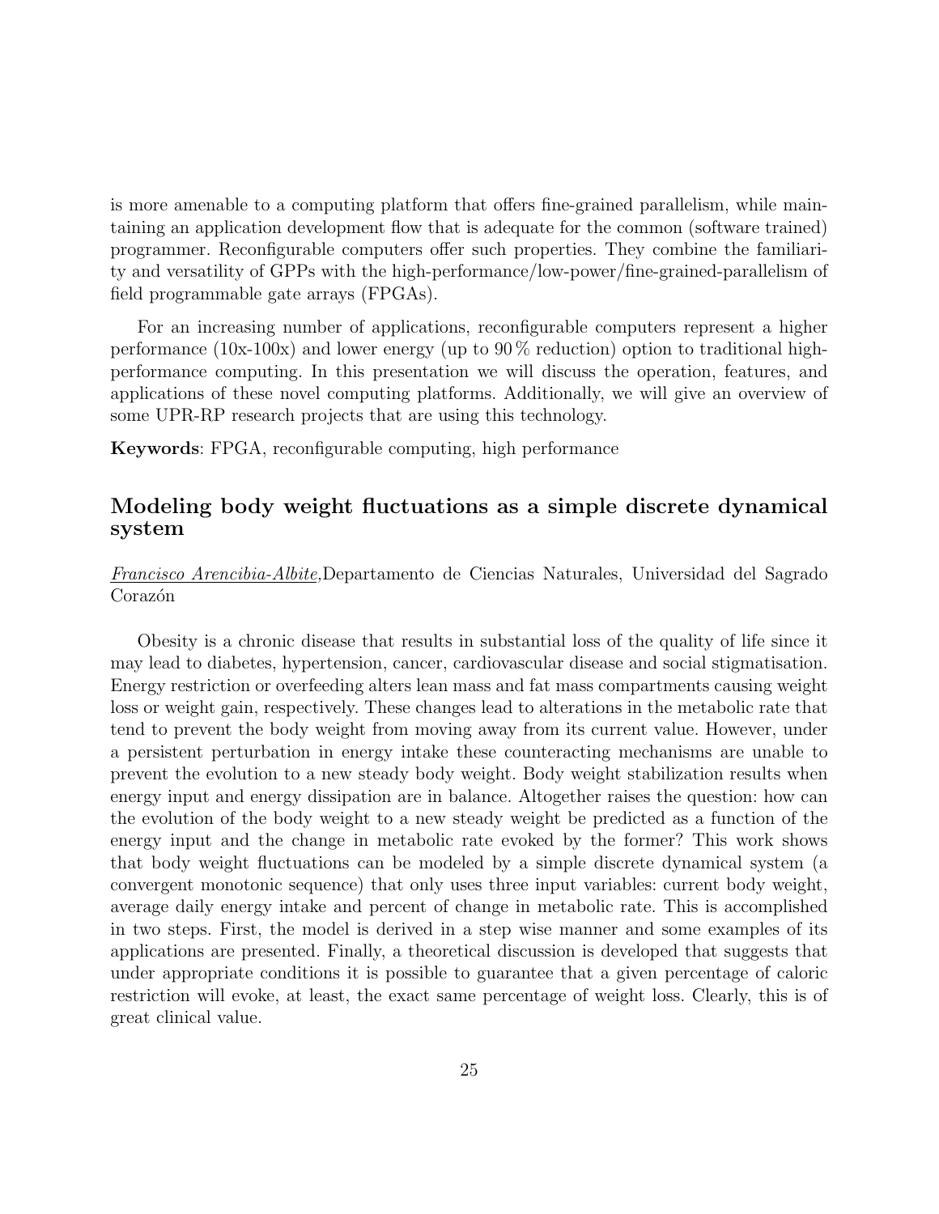is more amenable to a computing platform that offers fine-grained parallelism, while maintaining an application development flow that is adequate for the common (software trained) programmer. Reconfigurable computers offer such properties. They combine the familiarity and versatility of GPPs with the high-performance/low-power/fine-grained-parallelism of field programmable gate arrays (FPGAs).

For an increasing number of applications, reconfigurable computers represent a higher performance (10x-100x) and lower energy (up to 90 % reduction) option to traditional high-performance computing. In this presentation we will discuss the operation, features, and applications of these novel computing platforms. Additionally, we will give an overview of some UPR-RP research projects that are using this technology.

**Keywords**: FPGA, reconfigurable computing, high performance

## Modeling body weight fluctuations as a simple discrete dynamical system

Francisco Arencibia-Albite, Departamento de Ciencias Naturales, Universidad del Sagrado Corazón

Obesity is a chronic disease that results in substantial loss of the quality of life since it may lead to diabetes, hypertension, cancer, cardiovascular disease and social stigmatisation. Energy restriction or overfeeding alters lean mass and fat mass compartments causing weight loss or weight gain, respectively. These changes lead to alterations in the metabolic rate that tend to prevent the body weight from moving away from its current value. However, under a persistent perturbation in energy intake these counteracting mechanisms are unable to prevent the evolution to a new steady body weight. Body weight stabilization results when energy input and energy dissipation are in balance. Altogether raises the question: how can the evolution of the body weight to a new steady weight be predicted as a function of the energy input and the change in metabolic rate evoked by the former? This work shows that body weight fluctuations can be modeled by a simple discrete dynamical system (a convergent monotonic sequence) that only uses three input variables: current body weight, average daily energy intake and percent of change in metabolic rate. This is accomplished in two steps. First, the model is derived in a step wise manner and some examples of its applications are presented. Finally, a theoretical discussion is developed that suggests that under appropriate conditions it is possible to guarantee that a given percentage of caloric restriction will evoke, at least, the exact same percentage of weight loss. Clearly, this is of great clinical value.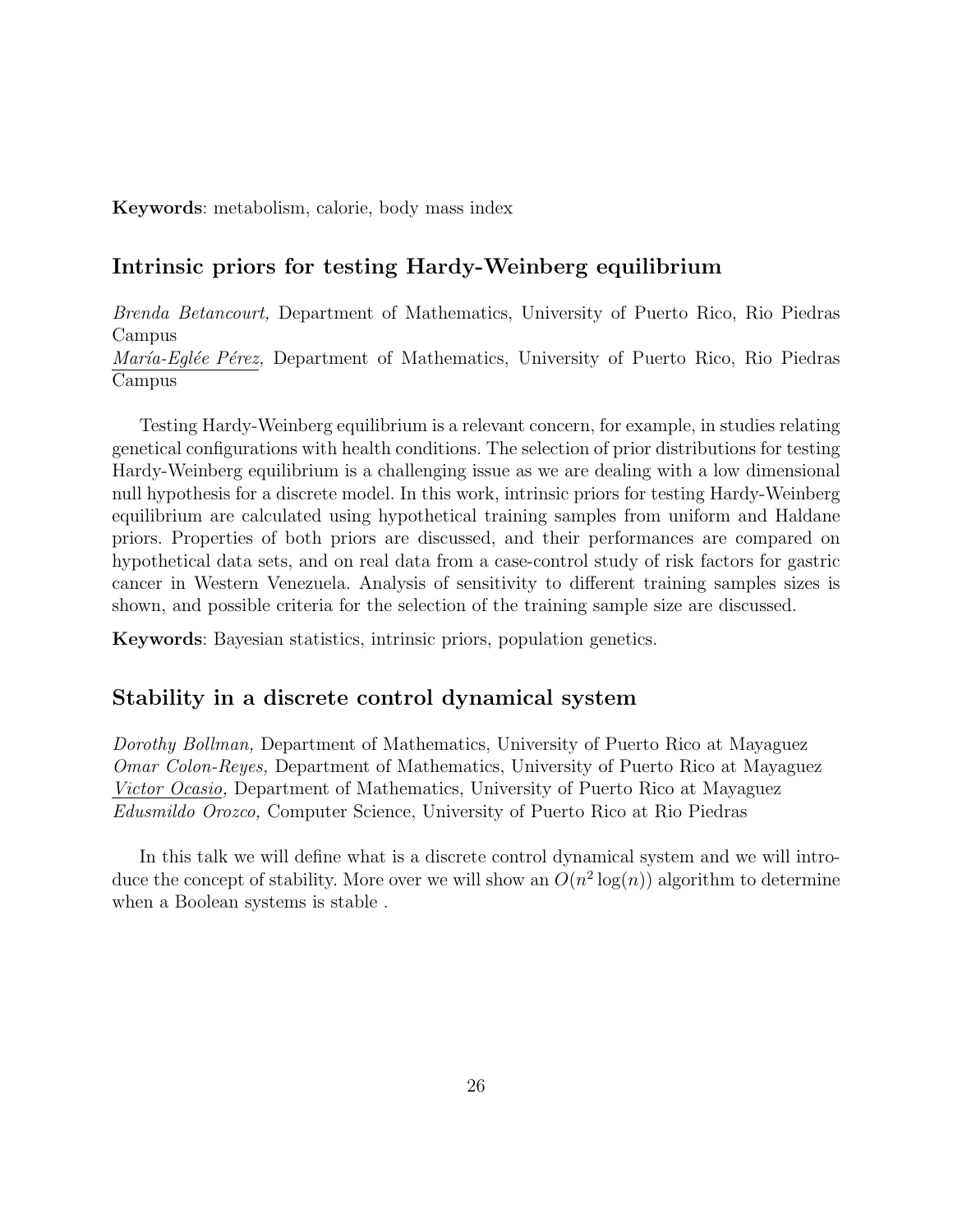**Keywords**: metabolism, calorie, body mass index

## Intrinsic priors for testing Hardy-Weinberg equilibrium

*Brenda Betancourt,* Department of Mathematics, University of Puerto Rico, Rio Piedras Campus
*María-Eglée Pérez,* Department of Mathematics, University of Puerto Rico, Rio Piedras Campus

Testing Hardy-Weinberg equilibrium is a relevant concern, for example, in studies relating genetical configurations with health conditions. The selection of prior distributions for testing Hardy-Weinberg equilibrium is a challenging issue as we are dealing with a low dimensional null hypothesis for a discrete model. In this work, intrinsic priors for testing Hardy-Weinberg equilibrium are calculated using hypothetical training samples from uniform and Haldane priors. Properties of both priors are discussed, and their performances are compared on hypothetical data sets, and on real data from a case-control study of risk factors for gastric cancer in Western Venezuela. Analysis of sensitivity to different training samples sizes is shown, and possible criteria for the selection of the training sample size are discussed.

**Keywords**: Bayesian statistics, intrinsic priors, population genetics.

## Stability in a discrete control dynamical system

*Dorothy Bollman,* Department of Mathematics, University of Puerto Rico at Mayaguez
*Omar Colon-Reyes,* Department of Mathematics, University of Puerto Rico at Mayaguez
*Victor Ocasio,* Department of Mathematics, University of Puerto Rico at Mayaguez
*Edusmildo Orozco,* Computer Science, University of Puerto Rico at Rio Piedras

In this talk we will define what is a discrete control dynamical system and we will introduce the concept of stability. More over we will show an $O(n^2 \log(n))$ algorithm to determine when a Boolean systems is stable .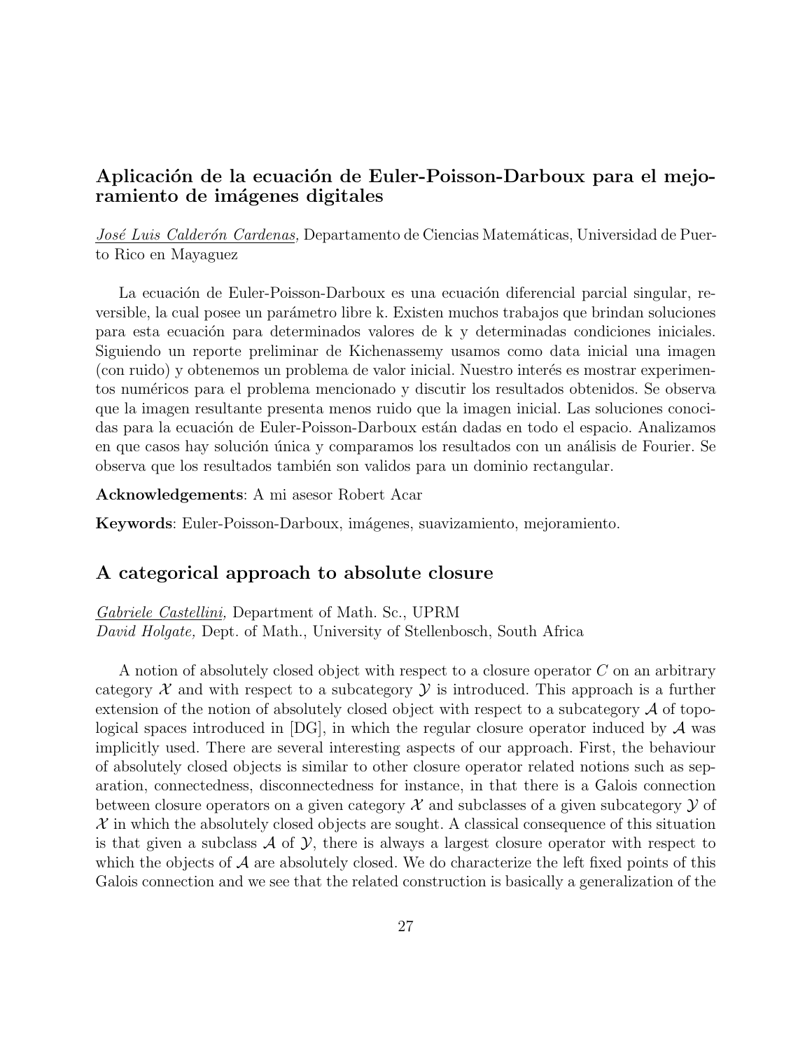## Aplicación de la ecuación de Euler-Poisson-Darboux para el mejoramiento de imágenes digitales

_José Luis Calderón Cardenas,_ Departamento de Ciencias Matemáticas, Universidad de Puerto Rico en Mayaguez

La ecuación de Euler-Poisson-Darboux es una ecuación diferencial parcial singular, reversible, la cual posee un parámetro libre k. Existen muchos trabajos que brindan soluciones para esta ecuación para determinados valores de k y determinadas condiciones iniciales. Siguiendo un reporte preliminar de Kichenassemy usamos como data inicial una imagen (con ruido) y obtenemos un problema de valor inicial. Nuestro interés es mostrar experimentos numéricos para el problema mencionado y discutir los resultados obtenidos. Se observa que la imagen resultante presenta menos ruido que la imagen inicial. Las soluciones conocidas para la ecuación de Euler-Poisson-Darboux están dadas en todo el espacio. Analizamos en que casos hay solución única y comparamos los resultados con un análisis de Fourier. Se observa que los resultados también son validos para un dominio rectangular.

**Acknowledgements**: A mi asesor Robert Acar

**Keywords**: Euler-Poisson-Darboux, imágenes, suavizamiento, mejoramiento.

## A categorical approach to absolute closure

_Gabriele Castellini,_ Department of Math. Sc., UPRM
_David Holgate,_ Dept. of Math., University of Stellenbosch, South Africa

A notion of absolutely closed object with respect to a closure operator $C$ on an arbitrary category $\mathcal{X}$ and with respect to a subcategory $\mathcal{Y}$ is introduced. This approach is a further extension of the notion of absolutely closed object with respect to a subcategory $\mathcal{A}$ of topological spaces introduced in [DG], in which the regular closure operator induced by $\mathcal{A}$ was implicitly used. There are several interesting aspects of our approach. First, the behaviour of absolutely closed objects is similar to other closure operator related notions such as separation, connectedness, disconnectedness for instance, in that there is a Galois connection between closure operators on a given category $\mathcal{X}$ and subclasses of a given subcategory $\mathcal{Y}$ of $\mathcal{X}$ in which the absolutely closed objects are sought. A classical consequence of this situation is that given a subclass $\mathcal{A}$ of $\mathcal{Y}$, there is always a largest closure operator with respect to which the objects of $\mathcal{A}$ are absolutely closed. We do characterize the left fixed points of this Galois connection and we see that the related construction is basically a generalization of the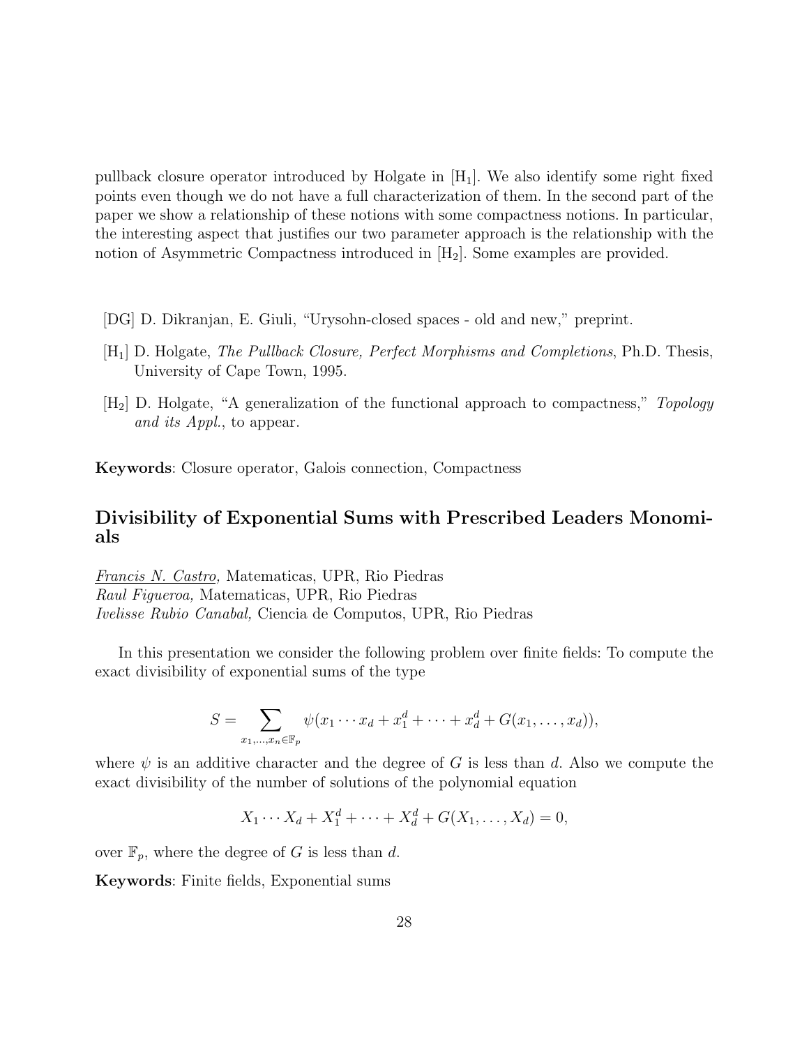pullback closure operator introduced by Holgate in [H$_1$]. We also identify some right fixed points even though we do not have a full characterization of them. In the second part of the paper we show a relationship of these notions with some compactness notions. In particular, the interesting aspect that justifies our two parameter approach is the relationship with the notion of Asymmetric Compactness introduced in [H$_2$]. Some examples are provided.

[DG] D. Dikranjan, E. Giuli, "Urysohn-closed spaces - old and new," preprint.

[H$_1$] D. Holgate, *The Pullback Closure, Perfect Morphisms and Completions*, Ph.D. Thesis, University of Cape Town, 1995.

[H$_2$] D. Holgate, "A generalization of the functional approach to compactness," *Topology and its Appl.*, to appear.

**Keywords**: Closure operator, Galois connection, Compactness

## Divisibility of Exponential Sums with Prescribed Leaders Monomials

*Francis N. Castro,* Matematicas, UPR, Rio Piedras
*Raul Figueroa,* Matematicas, UPR, Rio Piedras
*Ivelisse Rubio Canabal,* Ciencia de Computos, UPR, Rio Piedras

In this presentation we consider the following problem over finite fields: To compute the exact divisibility of exponential sums of the type

$$S = \sum_{x_1,\ldots,x_n \in \mathbb{F}_p} \psi(x_1 \cdots x_d + x_1^d + \cdots + x_d^d + G(x_1,\ldots,x_d)),$$

where $\psi$ is an additive character and the degree of $G$ is less than $d$. Also we compute the exact divisibility of the number of solutions of the polynomial equation

$$X_1 \cdots X_d + X_1^d + \cdots + X_d^d + G(X_1,\ldots,X_d) = 0,$$

over $\mathbb{F}_p$, where the degree of $G$ is less than $d$.

**Keywords**: Finite fields, Exponential sums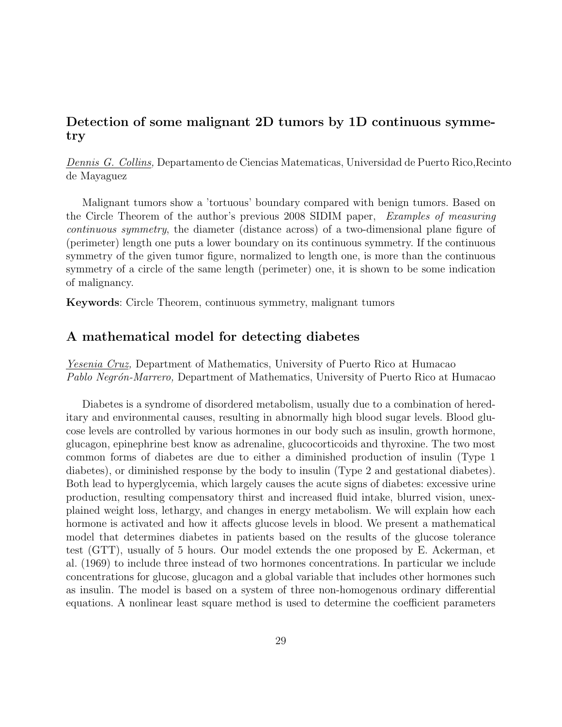## Detection of some malignant 2D tumors by 1D continuous symmetry

<u>*Dennis G. Collins,*</u> Departamento de Ciencias Matematicas, Universidad de Puerto Rico,Recinto de Mayaguez

Malignant tumors show a 'tortuous' boundary compared with benign tumors. Based on the Circle Theorem of the author's previous 2008 SIDIM paper, *Examples of measuring continuous symmetry*, the diameter (distance across) of a two-dimensional plane figure of (perimeter) length one puts a lower boundary on its continuous symmetry. If the continuous symmetry of the given tumor figure, normalized to length one, is more than the continuous symmetry of a circle of the same length (perimeter) one, it is shown to be some indication of malignancy.

**Keywords**: Circle Theorem, continuous symmetry, malignant tumors

## A mathematical model for detecting diabetes

<u>*Yesenia Cruz,*</u> Department of Mathematics, University of Puerto Rico at Humacao
*Pablo Negrón-Marrero,* Department of Mathematics, University of Puerto Rico at Humacao

Diabetes is a syndrome of disordered metabolism, usually due to a combination of hereditary and environmental causes, resulting in abnormally high blood sugar levels. Blood glucose levels are controlled by various hormones in our body such as insulin, growth hormone, glucagon, epinephrine best know as adrenaline, glucocorticoids and thyroxine. The two most common forms of diabetes are due to either a diminished production of insulin (Type 1 diabetes), or diminished response by the body to insulin (Type 2 and gestational diabetes). Both lead to hyperglycemia, which largely causes the acute signs of diabetes: excessive urine production, resulting compensatory thirst and increased fluid intake, blurred vision, unexplained weight loss, lethargy, and changes in energy metabolism. We will explain how each hormone is activated and how it affects glucose levels in blood. We present a mathematical model that determines diabetes in patients based on the results of the glucose tolerance test (GTT), usually of 5 hours. Our model extends the one proposed by E. Ackerman, et al. (1969) to include three instead of two hormones concentrations. In particular we include concentrations for glucose, glucagon and a global variable that includes other hormones such as insulin. The model is based on a system of three non-homogenous ordinary differential equations. A nonlinear least square method is used to determine the coefficient parameters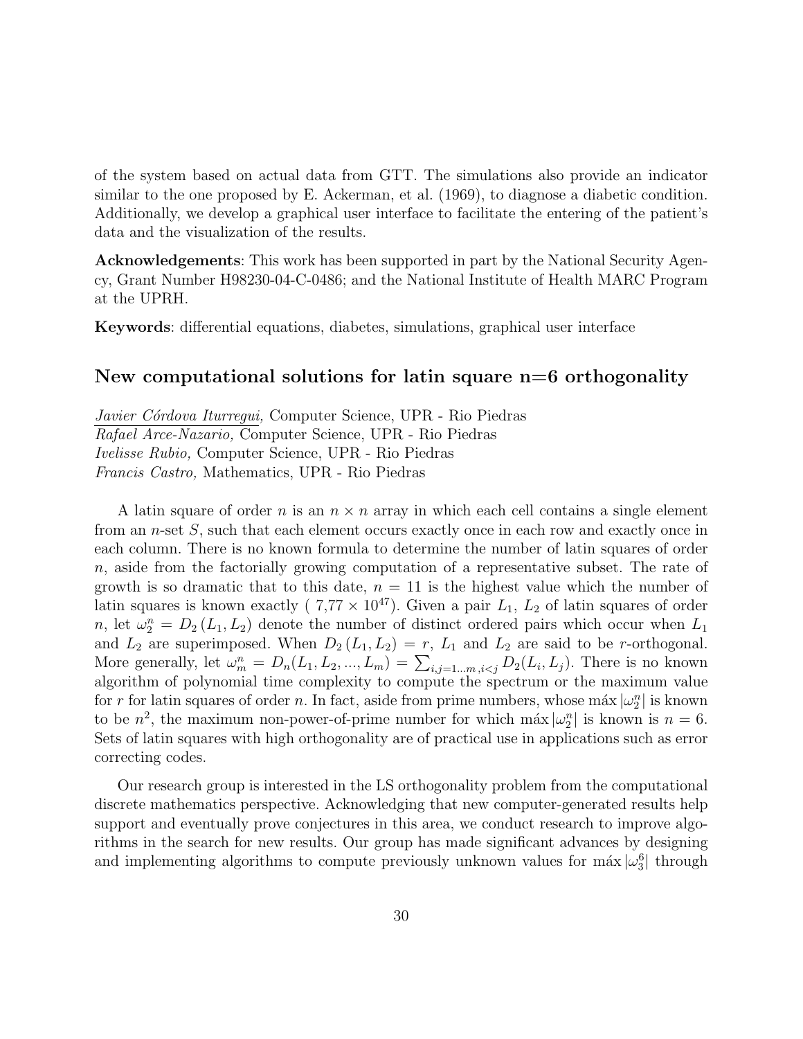of the system based on actual data from GTT. The simulations also provide an indicator similar to the one proposed by E. Ackerman, et al. (1969), to diagnose a diabetic condition. Additionally, we develop a graphical user interface to facilitate the entering of the patient's data and the visualization of the results.

**Acknowledgements**: This work has been supported in part by the National Security Agency, Grant Number H98230-04-C-0486; and the National Institute of Health MARC Program at the UPRH.

**Keywords**: differential equations, diabetes, simulations, graphical user interface

## New computational solutions for latin square n=6 orthogonality

*Javier Córdova Iturregui,* Computer Science, UPR - Rio Piedras
*Rafael Arce-Nazario,* Computer Science, UPR - Rio Piedras
*Ivelisse Rubio,* Computer Science, UPR - Rio Piedras
*Francis Castro,* Mathematics, UPR - Rio Piedras

A latin square of order $n$ is an $n \times n$ array in which each cell contains a single element from an $n$-set $S$, such that each element occurs exactly once in each row and exactly once in each column. There is no known formula to determine the number of latin squares of order $n$, aside from the factorially growing computation of a representative subset. The rate of growth is so dramatic that to this date, $n = 11$ is the highest value which the number of latin squares is known exactly ( $7{,}77 \times 10^{47}$). Given a pair $L_1$, $L_2$ of latin squares of order $n$, let $\omega_2^n = D_2(L_1, L_2)$ denote the number of distinct ordered pairs which occur when $L_1$ and $L_2$ are superimposed. When $D_2(L_1, L_2) = r$, $L_1$ and $L_2$ are said to be $r$-orthogonal. More generally, let $\omega_m^n = D_n(L_1, L_2, ..., L_m) = \sum_{i,j=1...m, i<j} D_2(L_i, L_j)$. There is no known algorithm of polynomial time complexity to compute the spectrum or the maximum value for $r$ for latin squares of order $n$. In fact, aside from prime numbers, whose $\max |\omega_2^n|$ is known to be $n^2$, the maximum non-power-of-prime number for which $\max |\omega_2^n|$ is known is $n = 6$. Sets of latin squares with high orthogonality are of practical use in applications such as error correcting codes.

Our research group is interested in the LS orthogonality problem from the computational discrete mathematics perspective. Acknowledging that new computer-generated results help support and eventually prove conjectures in this area, we conduct research to improve algorithms in the search for new results. Our group has made significant advances by designing and implementing algorithms to compute previously unknown values for $\max |\omega_3^6|$ through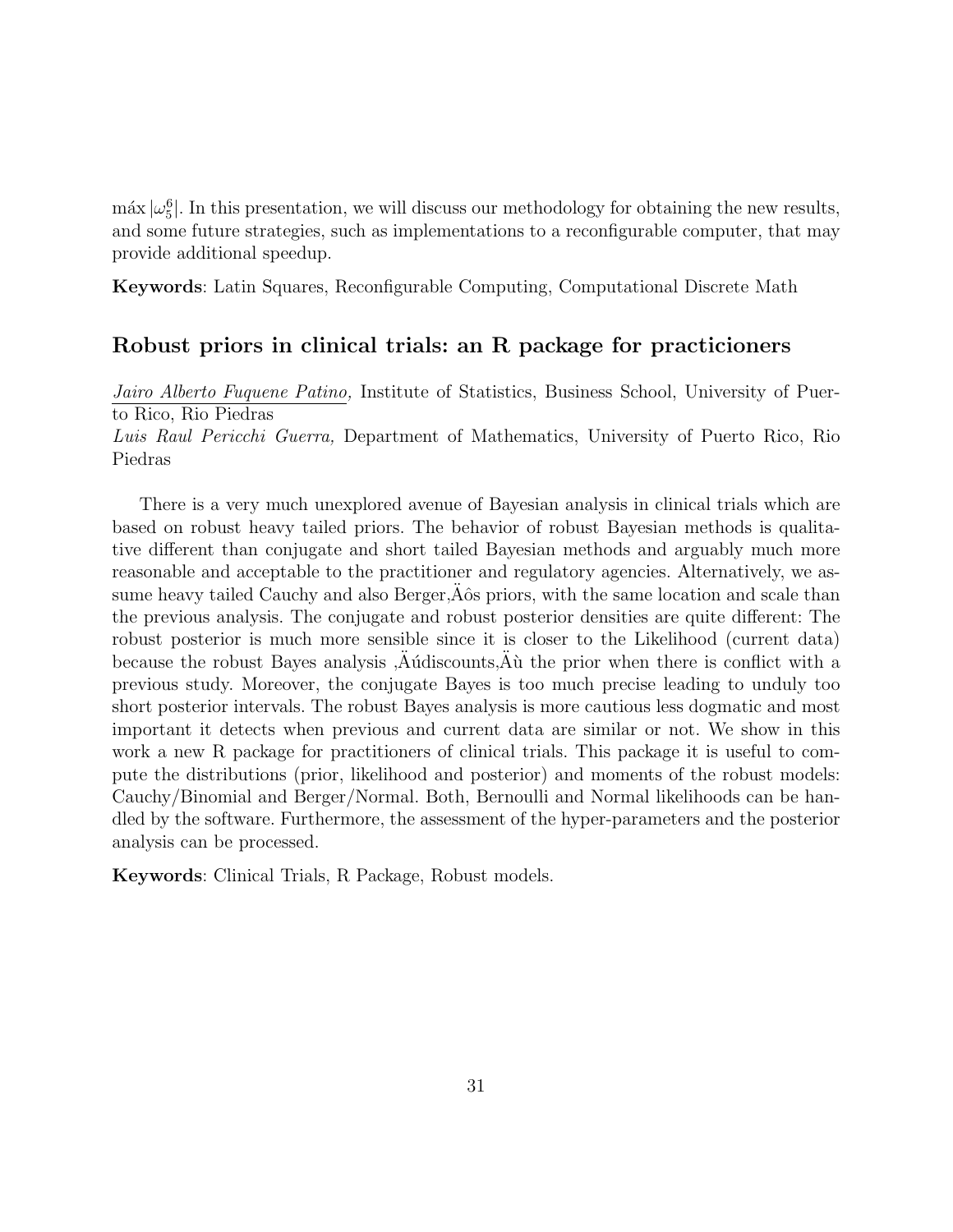$\text{máx}\,|\omega_5^6|$. In this presentation, we will discuss our methodology for obtaining the new results, and some future strategies, such as implementations to a reconfigurable computer, that may provide additional speedup.

**Keywords**: Latin Squares, Reconfigurable Computing, Computational Discrete Math

## Robust priors in clinical trials: an R package for practicioners

*Jairo Alberto Fuquene Patino,* Institute of Statistics, Business School, University of Puerto Rico, Rio Piedras
*Luis Raul Pericchi Guerra,* Department of Mathematics, University of Puerto Rico, Rio Piedras

There is a very much unexplored avenue of Bayesian analysis in clinical trials which are based on robust heavy tailed priors. The behavior of robust Bayesian methods is qualitative different than conjugate and short tailed Bayesian methods and arguably much more reasonable and acceptable to the practitioner and regulatory agencies. Alternatively, we assume heavy tailed Cauchy and also Berger,Äôs priors, with the same location and scale than the previous analysis. The conjugate and robust posterior densities are quite different: The robust posterior is much more sensible since it is closer to the Likelihood (current data) because the robust Bayes analysis ,Äúdiscounts,Äù the prior when there is conflict with a previous study. Moreover, the conjugate Bayes is too much precise leading to unduly too short posterior intervals. The robust Bayes analysis is more cautious less dogmatic and most important it detects when previous and current data are similar or not. We show in this work a new R package for practitioners of clinical trials. This package it is useful to compute the distributions (prior, likelihood and posterior) and moments of the robust models: Cauchy/Binomial and Berger/Normal. Both, Bernoulli and Normal likelihoods can be handled by the software. Furthermore, the assessment of the hyper-parameters and the posterior analysis can be processed.

**Keywords**: Clinical Trials, R Package, Robust models.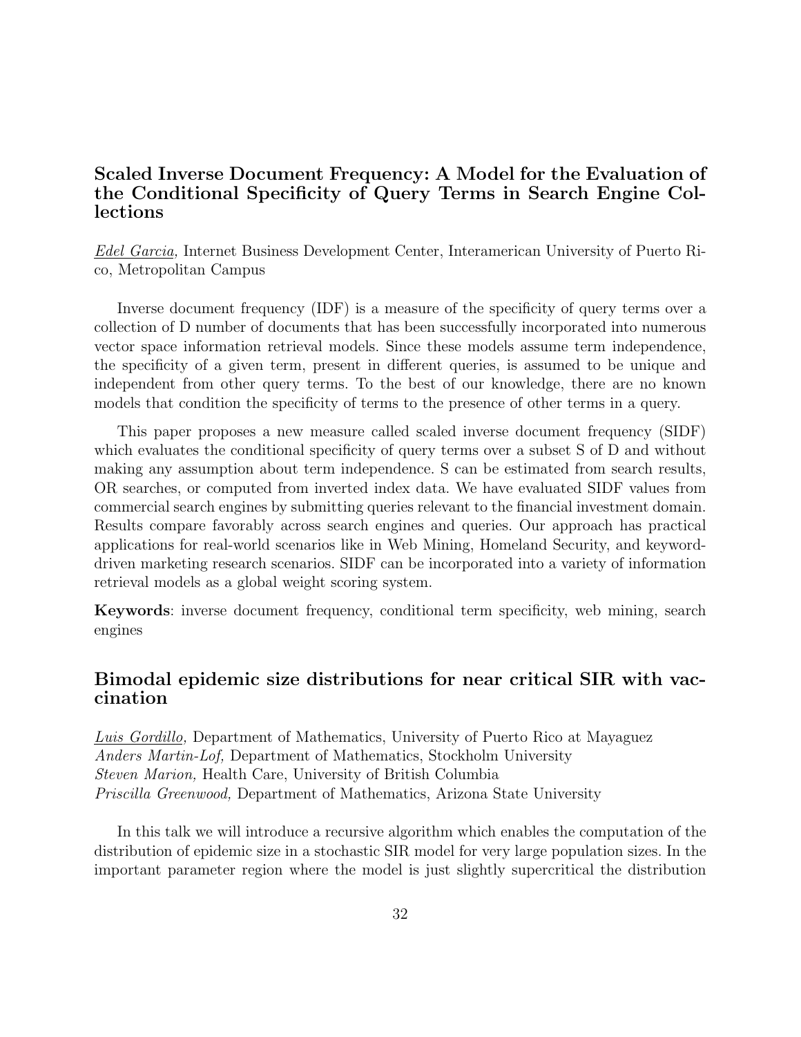## Scaled Inverse Document Frequency: A Model for the Evaluation of the Conditional Specificity of Query Terms in Search Engine Collections

*Edel Garcia,* Internet Business Development Center, Interamerican University of Puerto Rico, Metropolitan Campus

Inverse document frequency (IDF) is a measure of the specificity of query terms over a collection of D number of documents that has been successfully incorporated into numerous vector space information retrieval models. Since these models assume term independence, the specificity of a given term, present in different queries, is assumed to be unique and independent from other query terms. To the best of our knowledge, there are no known models that condition the specificity of terms to the presence of other terms in a query.

This paper proposes a new measure called scaled inverse document frequency (SIDF) which evaluates the conditional specificity of query terms over a subset S of D and without making any assumption about term independence. S can be estimated from search results, OR searches, or computed from inverted index data. We have evaluated SIDF values from commercial search engines by submitting queries relevant to the financial investment domain. Results compare favorably across search engines and queries. Our approach has practical applications for real-world scenarios like in Web Mining, Homeland Security, and keyword-driven marketing research scenarios. SIDF can be incorporated into a variety of information retrieval models as a global weight scoring system.

**Keywords**: inverse document frequency, conditional term specificity, web mining, search engines

## Bimodal epidemic size distributions for near critical SIR with vaccination

*Luis Gordillo,* Department of Mathematics, University of Puerto Rico at Mayaguez
*Anders Martin-Lof,* Department of Mathematics, Stockholm University
*Steven Marion,* Health Care, University of British Columbia
*Priscilla Greenwood,* Department of Mathematics, Arizona State University

In this talk we will introduce a recursive algorithm which enables the computation of the distribution of epidemic size in a stochastic SIR model for very large population sizes. In the important parameter region where the model is just slightly supercritical the distribution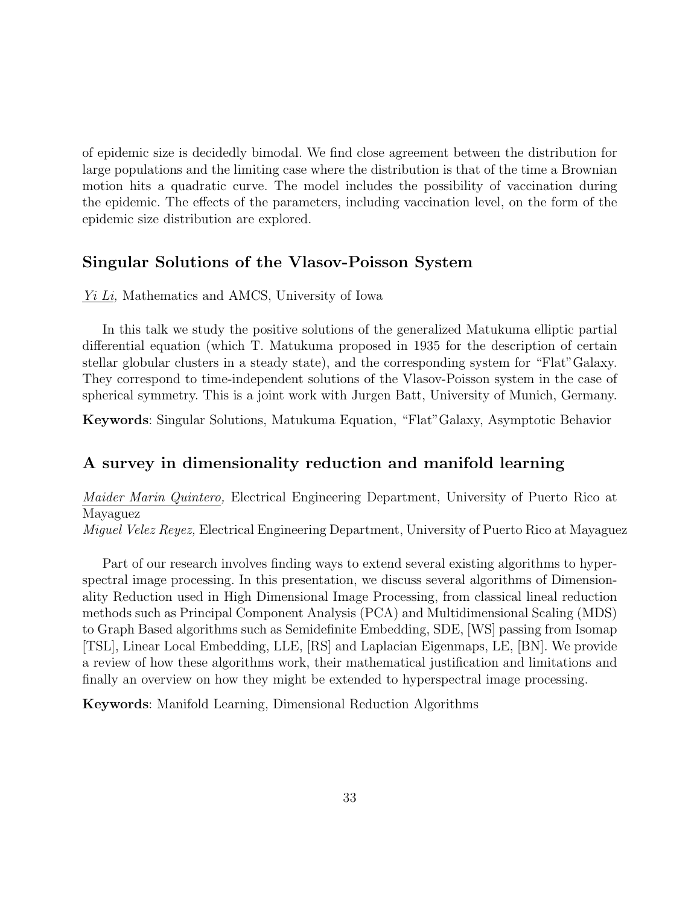of epidemic size is decidedly bimodal. We find close agreement between the distribution for large populations and the limiting case where the distribution is that of the time a Brownian motion hits a quadratic curve. The model includes the possibility of vaccination during the epidemic. The effects of the parameters, including vaccination level, on the form of the epidemic size distribution are explored.

## Singular Solutions of the Vlasov-Poisson System

*Yi Li,* Mathematics and AMCS, University of Iowa

In this talk we study the positive solutions of the generalized Matukuma elliptic partial differential equation (which T. Matukuma proposed in 1935 for the description of certain stellar globular clusters in a steady state), and the corresponding system for "Flat"Galaxy. They correspond to time-independent solutions of the Vlasov-Poisson system in the case of spherical symmetry. This is a joint work with Jurgen Batt, University of Munich, Germany.

**Keywords**: Singular Solutions, Matukuma Equation, "Flat"Galaxy, Asymptotic Behavior

## A survey in dimensionality reduction and manifold learning

*Maider Marin Quintero,* Electrical Engineering Department, University of Puerto Rico at Mayaguez
*Miguel Velez Reyez,* Electrical Engineering Department, University of Puerto Rico at Mayaguez

Part of our research involves finding ways to extend several existing algorithms to hyperspectral image processing. In this presentation, we discuss several algorithms of Dimensionality Reduction used in High Dimensional Image Processing, from classical lineal reduction methods such as Principal Component Analysis (PCA) and Multidimensional Scaling (MDS) to Graph Based algorithms such as Semidefinite Embedding, SDE, [WS] passing from Isomap [TSL], Linear Local Embedding, LLE, [RS] and Laplacian Eigenmaps, LE, [BN]. We provide a review of how these algorithms work, their mathematical justification and limitations and finally an overview on how they might be extended to hyperspectral image processing.

**Keywords**: Manifold Learning, Dimensional Reduction Algorithms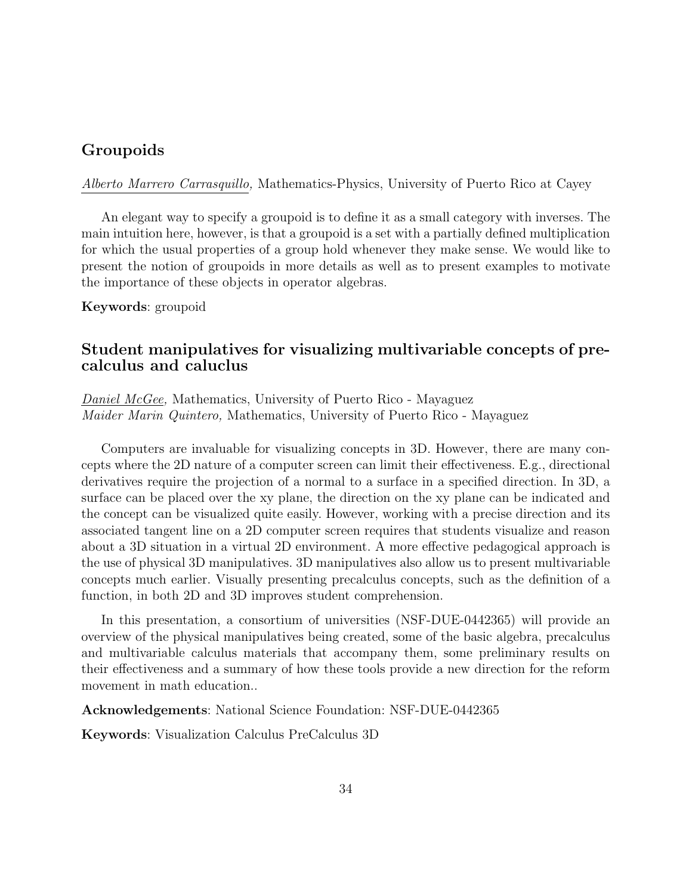## Groupoids

Alberto Marrero Carrasquillo, Mathematics-Physics, University of Puerto Rico at Cayey

An elegant way to specify a groupoid is to define it as a small category with inverses. The main intuition here, however, is that a groupoid is a set with a partially defined multiplication for which the usual properties of a group hold whenever they make sense. We would like to present the notion of groupoids in more details as well as to present examples to motivate the importance of these objects in operator algebras.

**Keywords**: groupoid

## Student manipulatives for visualizing multivariable concepts of precalculus and caluclus

Daniel McGee, Mathematics, University of Puerto Rico - Mayaguez
*Maider Marin Quintero,* Mathematics, University of Puerto Rico - Mayaguez

Computers are invaluable for visualizing concepts in 3D. However, there are many concepts where the 2D nature of a computer screen can limit their effectiveness. E.g., directional derivatives require the projection of a normal to a surface in a specified direction. In 3D, a surface can be placed over the xy plane, the direction on the xy plane can be indicated and the concept can be visualized quite easily. However, working with a precise direction and its associated tangent line on a 2D computer screen requires that students visualize and reason about a 3D situation in a virtual 2D environment. A more effective pedagogical approach is the use of physical 3D manipulatives. 3D manipulatives also allow us to present multivariable concepts much earlier. Visually presenting precalculus concepts, such as the definition of a function, in both 2D and 3D improves student comprehension.

In this presentation, a consortium of universities (NSF-DUE-0442365) will provide an overview of the physical manipulatives being created, some of the basic algebra, precalculus and multivariable calculus materials that accompany them, some preliminary results on their effectiveness and a summary of how these tools provide a new direction for the reform movement in math education..

**Acknowledgements**: National Science Foundation: NSF-DUE-0442365

**Keywords**: Visualization Calculus PreCalculus 3D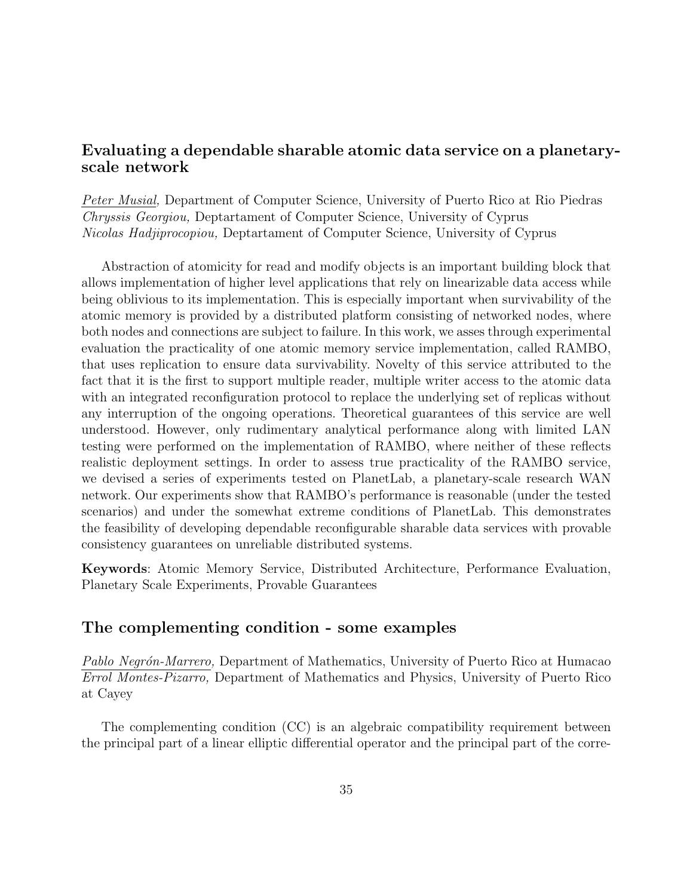## Evaluating a dependable sharable atomic data service on a planetary-scale network

*Peter Musial,* Department of Computer Science, University of Puerto Rico at Rio Piedras
*Chryssis Georgiou,* Deptartament of Computer Science, University of Cyprus
*Nicolas Hadjiprocopiou,* Deptartament of Computer Science, University of Cyprus

Abstraction of atomicity for read and modify objects is an important building block that allows implementation of higher level applications that rely on linearizable data access while being oblivious to its implementation. This is especially important when survivability of the atomic memory is provided by a distributed platform consisting of networked nodes, where both nodes and connections are subject to failure. In this work, we asses through experimental evaluation the practicality of one atomic memory service implementation, called RAMBO, that uses replication to ensure data survivability. Novelty of this service attributed to the fact that it is the first to support multiple reader, multiple writer access to the atomic data with an integrated reconfiguration protocol to replace the underlying set of replicas without any interruption of the ongoing operations. Theoretical guarantees of this service are well understood. However, only rudimentary analytical performance along with limited LAN testing were performed on the implementation of RAMBO, where neither of these reflects realistic deployment settings. In order to assess true practicality of the RAMBO service, we devised a series of experiments tested on PlanetLab, a planetary-scale research WAN network. Our experiments show that RAMBO's performance is reasonable (under the tested scenarios) and under the somewhat extreme conditions of PlanetLab. This demonstrates the feasibility of developing dependable reconfigurable sharable data services with provable consistency guarantees on unreliable distributed systems.

**Keywords**: Atomic Memory Service, Distributed Architecture, Performance Evaluation, Planetary Scale Experiments, Provable Guarantees

## The complementing condition - some examples

*Pablo Negrón-Marrero,* Department of Mathematics, University of Puerto Rico at Humacao
*Errol Montes-Pizarro,* Department of Mathematics and Physics, University of Puerto Rico at Cayey

The complementing condition (CC) is an algebraic compatibility requirement between the principal part of a linear elliptic differential operator and the principal part of the corre-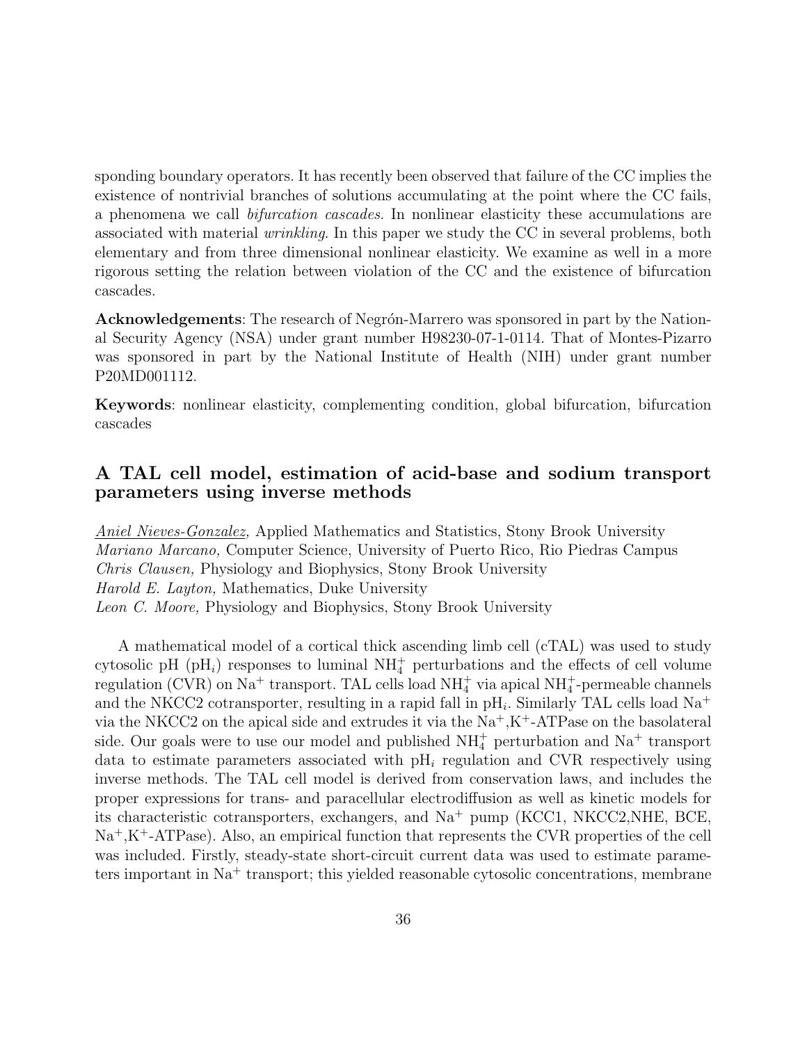sponding boundary operators. It has recently been observed that failure of the CC implies the existence of nontrivial branches of solutions accumulating at the point where the CC fails, a phenomena we call *bifurcation cascades*. In nonlinear elasticity these accumulations are associated with material *wrinkling*. In this paper we study the CC in several problems, both elementary and from three dimensional nonlinear elasticity. We examine as well in a more rigorous setting the relation between violation of the CC and the existence of bifurcation cascades.

**Acknowledgements**: The research of Negrón-Marrero was sponsored in part by the National Security Agency (NSA) under grant number H98230-07-1-0114. That of Montes-Pizarro was sponsored in part by the National Institute of Health (NIH) under grant number P20MD001112.

**Keywords**: nonlinear elasticity, complementing condition, global bifurcation, bifurcation cascades

## A TAL cell model, estimation of acid-base and sodium transport parameters using inverse methods

*Aniel Nieves-Gonzalez,* Applied Mathematics and Statistics, Stony Brook University
*Mariano Marcano,* Computer Science, University of Puerto Rico, Rio Piedras Campus
*Chris Clausen,* Physiology and Biophysics, Stony Brook University
*Harold E. Layton,* Mathematics, Duke University
*Leon C. Moore,* Physiology and Biophysics, Stony Brook University

A mathematical model of a cortical thick ascending limb cell (cTAL) was used to study cytosolic pH ($pH_i$) responses to luminal $NH_4^+$ perturbations and the effects of cell volume regulation (CVR) on $Na^+$ transport. TAL cells load $NH_4^+$ via apical $NH_4^+$-permeable channels and the NKCC2 cotransporter, resulting in a rapid fall in $pH_i$. Similarly TAL cells load $Na^+$ via the NKCC2 on the apical side and extrudes it via the $Na^+$,$K^+$-ATPase on the basolateral side. Our goals were to use our model and published $NH_4^+$ perturbation and $Na^+$ transport data to estimate parameters associated with $pH_i$ regulation and CVR respectively using inverse methods. The TAL cell model is derived from conservation laws, and includes the proper expressions for trans- and paracellular electrodiffusion as well as kinetic models for its characteristic cotransporters, exchangers, and $Na^+$ pump (KCC1, NKCC2,NHE, BCE, $Na^+$,$K^+$-ATPase). Also, an empirical function that represents the CVR properties of the cell was included. Firstly, steady-state short-circuit current data was used to estimate parameters important in $Na^+$ transport; this yielded reasonable cytosolic concentrations, membrane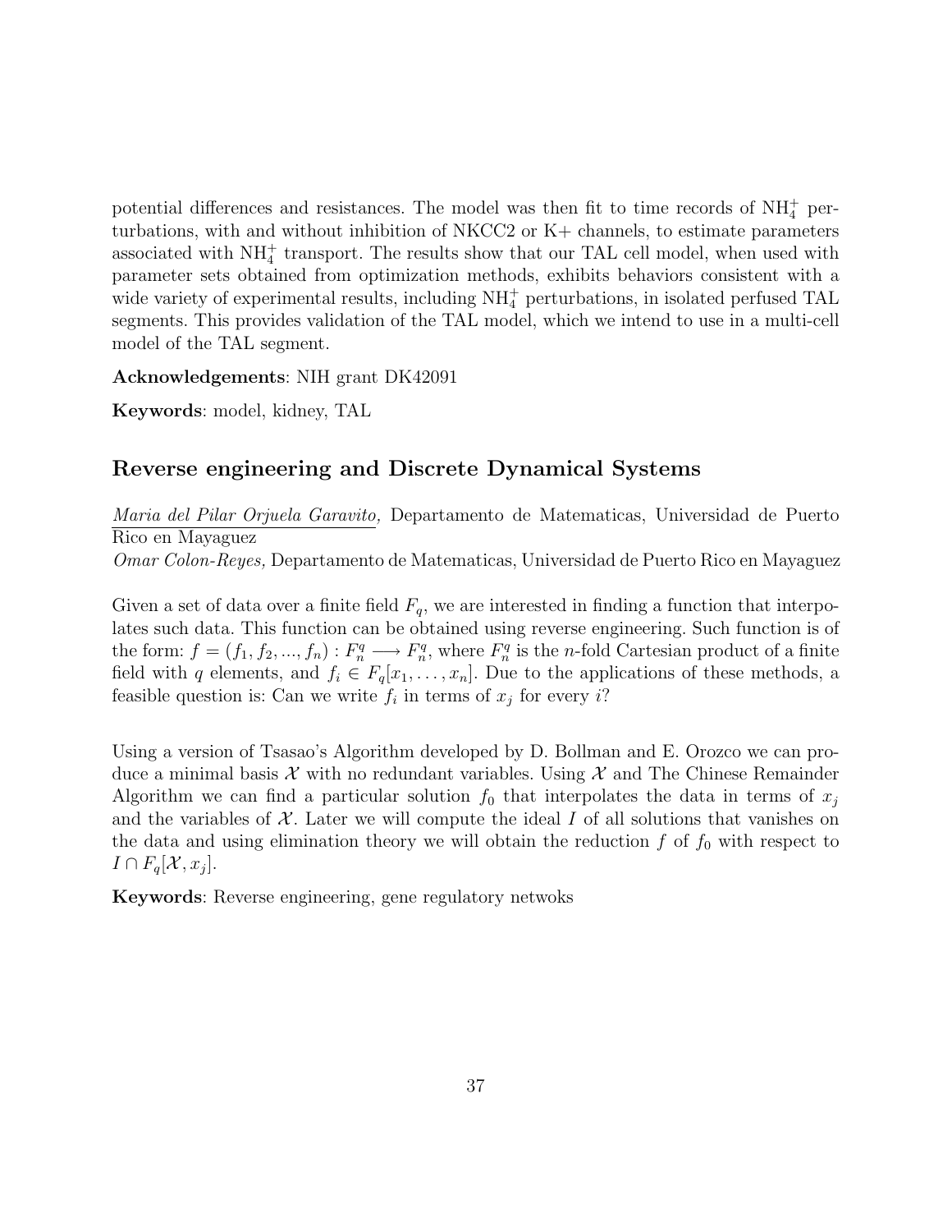potential differences and resistances. The model was then fit to time records of $NH_4^+$ perturbations, with and without inhibition of NKCC2 or K+ channels, to estimate parameters associated with $NH_4^+$ transport. The results show that our TAL cell model, when used with parameter sets obtained from optimization methods, exhibits behaviors consistent with a wide variety of experimental results, including $NH_4^+$ perturbations, in isolated perfused TAL segments. This provides validation of the TAL model, which we intend to use in a multi-cell model of the TAL segment.

**Acknowledgements**: NIH grant DK42091

**Keywords**: model, kidney, TAL

## Reverse engineering and Discrete Dynamical Systems

*Maria del Pilar Orjuela Garavito,* Departamento de Matematicas, Universidad de Puerto Rico en Mayaguez

*Omar Colon-Reyes,* Departamento de Matematicas, Universidad de Puerto Rico en Mayaguez

Given a set of data over a finite field $F_q$, we are interested in finding a function that interpolates such data. This function can be obtained using reverse engineering. Such function is of the form: $f = (f_1, f_2, ..., f_n) : F_n^q \longrightarrow F_n^q$, where $F_n^q$ is the $n$-fold Cartesian product of a finite field with $q$ elements, and $f_i \in F_q[x_1, \ldots, x_n]$. Due to the applications of these methods, a feasible question is: Can we write $f_i$ in terms of $x_j$ for every $i$?

Using a version of Tsasao's Algorithm developed by D. Bollman and E. Orozco we can produce a minimal basis $\mathcal{X}$ with no redundant variables. Using $\mathcal{X}$ and The Chinese Remainder Algorithm we can find a particular solution $f_0$ that interpolates the data in terms of $x_j$ and the variables of $\mathcal{X}$. Later we will compute the ideal $I$ of all solutions that vanishes on the data and using elimination theory we will obtain the reduction $f$ of $f_0$ with respect to $I \cap F_q[\mathcal{X}, x_j]$.

**Keywords**: Reverse engineering, gene regulatory netwoks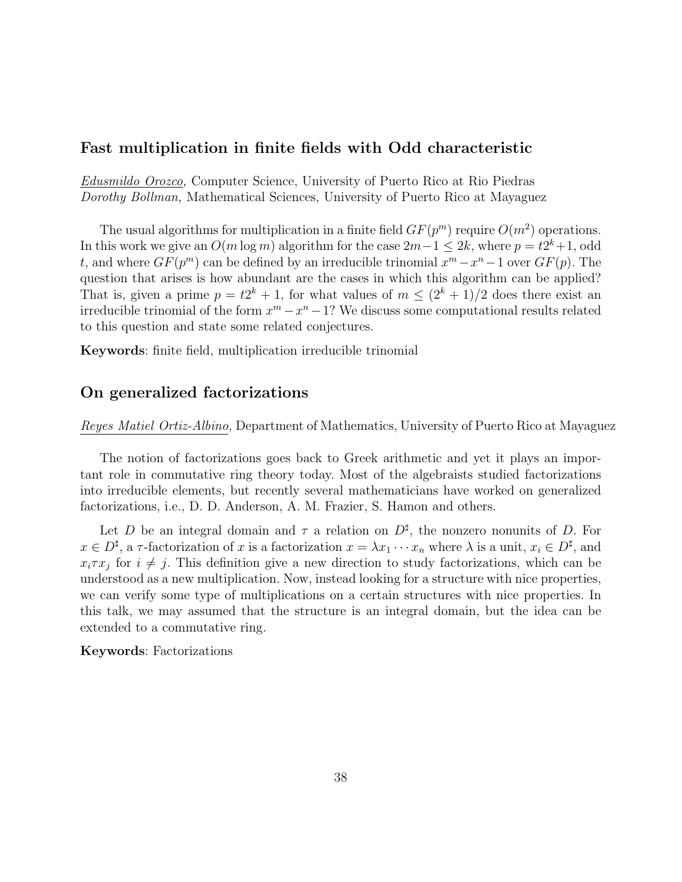## Fast multiplication in finite fields with Odd characteristic

*Edusmildo Orozco,* Computer Science, University of Puerto Rico at Rio Piedras
*Dorothy Bollman,* Mathematical Sciences, University of Puerto Rico at Mayaguez

The usual algorithms for multiplication in a finite field $GF(p^m)$ require $O(m^2)$ operations. In this work we give an $O(m \log m)$ algorithm for the case $2m-1 \leq 2k$, where $p = t2^k+1$, odd $t$, and where $GF(p^m)$ can be defined by an irreducible trinomial $x^m - x^n - 1$ over $GF(p)$. The question that arises is how abundant are the cases in which this algorithm can be applied? That is, given a prime $p = t2^k + 1$, for what values of $m \leq (2^k + 1)/2$ does there exist an irreducible trinomial of the form $x^m - x^n - 1$? We discuss some computational results related to this question and state some related conjectures.

**Keywords**: finite field, multiplication irreducible trinomial

## On generalized factorizations

*Reyes Matiel Ortiz-Albino,* Department of Mathematics, University of Puerto Rico at Mayaguez

The notion of factorizations goes back to Greek arithmetic and yet it plays an important role in commutative ring theory today. Most of the algebraists studied factorizations into irreducible elements, but recently several mathematicians have worked on generalized factorizations, i.e., D. D. Anderson, A. M. Frazier, S. Hamon and others.

Let $D$ be an integral domain and $\tau$ a relation on $D^\sharp$, the nonzero nonunits of $D$. For $x \in D^\sharp$, a $\tau$-factorization of $x$ is a factorization $x = \lambda x_1 \cdots x_n$ where $\lambda$ is a unit, $x_i \in D^\sharp$, and $x_i \tau x_j$ for $i \neq j$. This definition give a new direction to study factorizations, which can be understood as a new multiplication. Now, instead looking for a structure with nice properties, we can verify some type of multiplications on a certain structures with nice properties. In this talk, we may assumed that the structure is an integral domain, but the idea can be extended to a commutative ring.

**Keywords**: Factorizations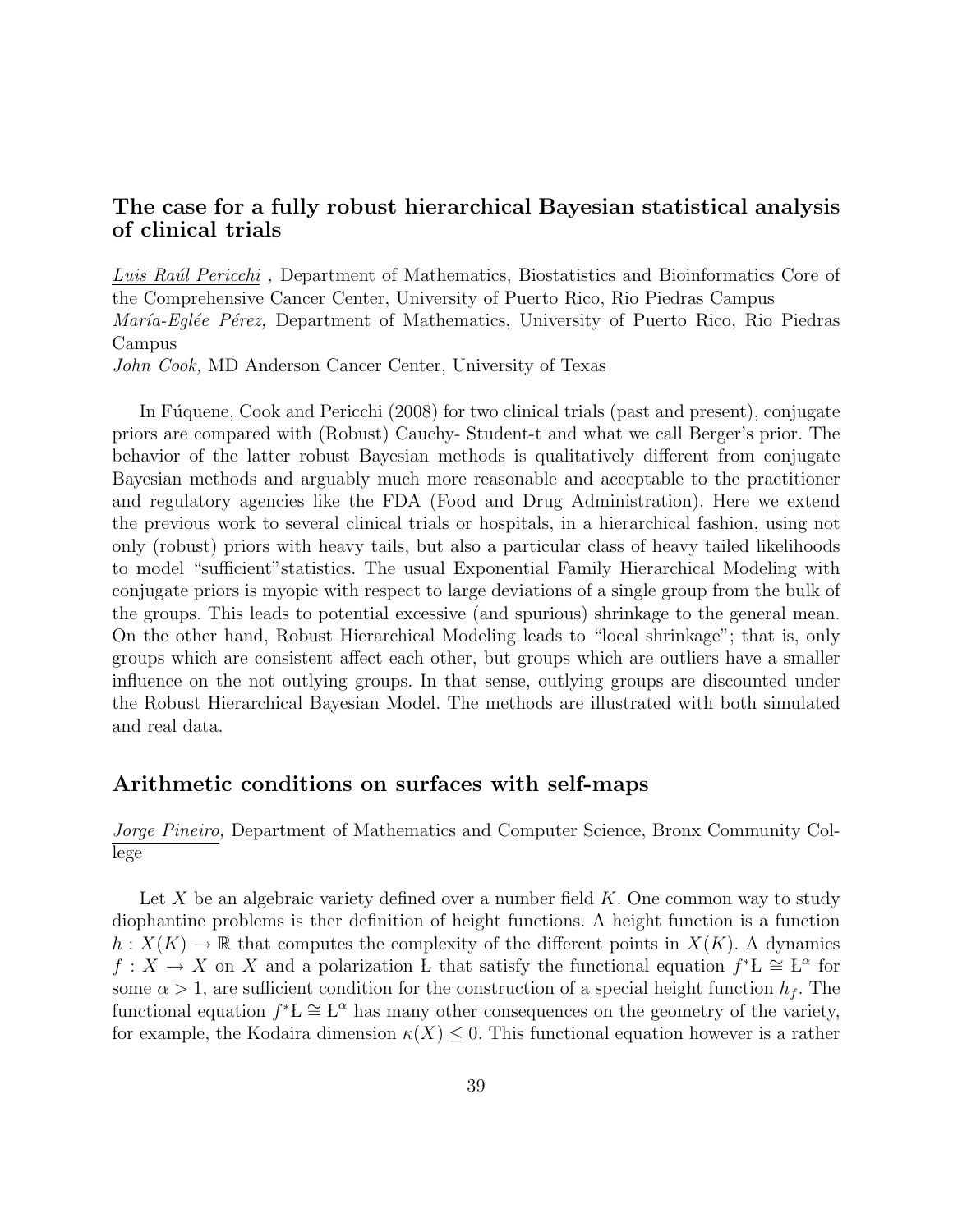## The case for a fully robust hierarchical Bayesian statistical analysis of clinical trials

*Luis Raúl Pericchi* , Department of Mathematics, Biostatistics and Bioinformatics Core of the Comprehensive Cancer Center, University of Puerto Rico, Rio Piedras Campus
*María-Eglée Pérez,* Department of Mathematics, University of Puerto Rico, Rio Piedras Campus
*John Cook,* MD Anderson Cancer Center, University of Texas

In Fúquene, Cook and Pericchi (2008) for two clinical trials (past and present), conjugate priors are compared with (Robust) Cauchy- Student-t and what we call Berger's prior. The behavior of the latter robust Bayesian methods is qualitatively different from conjugate Bayesian methods and arguably much more reasonable and acceptable to the practitioner and regulatory agencies like the FDA (Food and Drug Administration). Here we extend the previous work to several clinical trials or hospitals, in a hierarchical fashion, using not only (robust) priors with heavy tails, but also a particular class of heavy tailed likelihoods to model "sufficient"statistics. The usual Exponential Family Hierarchical Modeling with conjugate priors is myopic with respect to large deviations of a single group from the bulk of the groups. This leads to potential excessive (and spurious) shrinkage to the general mean. On the other hand, Robust Hierarchical Modeling leads to "local shrinkage"; that is, only groups which are consistent affect each other, but groups which are outliers have a smaller influence on the not outlying groups. In that sense, outlying groups are discounted under the Robust Hierarchical Bayesian Model. The methods are illustrated with both simulated and real data.

## Arithmetic conditions on surfaces with self-maps

*Jorge Pineiro,* Department of Mathematics and Computer Science, Bronx Community College

Let $X$ be an algebraic variety defined over a number field $K$. One common way to study diophantine problems is ther definition of height functions. A height function is a function $h : X(K) \to \mathbb{R}$ that computes the complexity of the different points in $X(K)$. A dynamics $f : X \to X$ on $X$ and a polarization L that satisfy the functional equation $f^*\mathrm{L} \cong \mathrm{L}^\alpha$ for some $\alpha > 1$, are sufficient condition for the construction of a special height function $h_f$. The functional equation $f^*\mathrm{L} \cong \mathrm{L}^\alpha$ has many other consequences on the geometry of the variety, for example, the Kodaira dimension $\kappa(X) \leq 0$. This functional equation however is a rather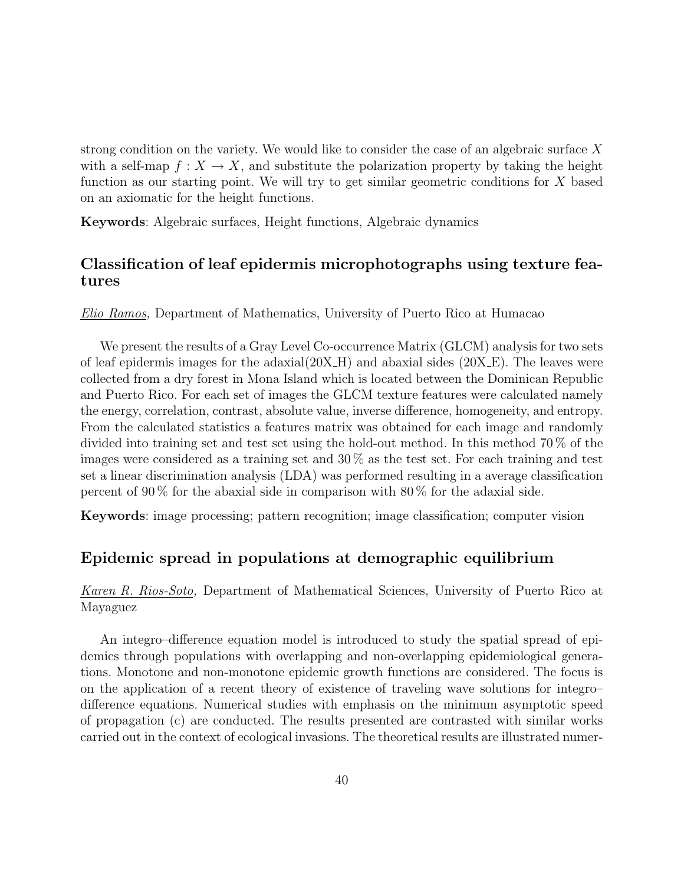strong condition on the variety. We would like to consider the case of an algebraic surface $X$ with a self-map $f : X \to X$, and substitute the polarization property by taking the height function as our starting point. We will try to get similar geometric conditions for $X$ based on an axiomatic for the height functions.

**Keywords**: Algebraic surfaces, Height functions, Algebraic dynamics

## Classification of leaf epidermis microphotographs using texture features

*Elio Ramos,* Department of Mathematics, University of Puerto Rico at Humacao

We present the results of a Gray Level Co-occurrence Matrix (GLCM) analysis for two sets of leaf epidermis images for the adaxial(20X_H) and abaxial sides (20X_E). The leaves were collected from a dry forest in Mona Island which is located between the Dominican Republic and Puerto Rico. For each set of images the GLCM texture features were calculated namely the energy, correlation, contrast, absolute value, inverse difference, homogeneity, and entropy. From the calculated statistics a features matrix was obtained for each image and randomly divided into training set and test set using the hold-out method. In this method 70 % of the images were considered as a training set and 30 % as the test set. For each training and test set a linear discrimination analysis (LDA) was performed resulting in a average classification percent of 90 % for the abaxial side in comparison with 80 % for the adaxial side.

**Keywords**: image processing; pattern recognition; image classification; computer vision

## Epidemic spread in populations at demographic equilibrium

*Karen R. Rios-Soto,* Department of Mathematical Sciences, University of Puerto Rico at Mayaguez

An integro–difference equation model is introduced to study the spatial spread of epidemics through populations with overlapping and non-overlapping epidemiological generations. Monotone and non-monotone epidemic growth functions are considered. The focus is on the application of a recent theory of existence of traveling wave solutions for integro–difference equations. Numerical studies with emphasis on the minimum asymptotic speed of propagation (c) are conducted. The results presented are contrasted with similar works carried out in the context of ecological invasions. The theoretical results are illustrated numer-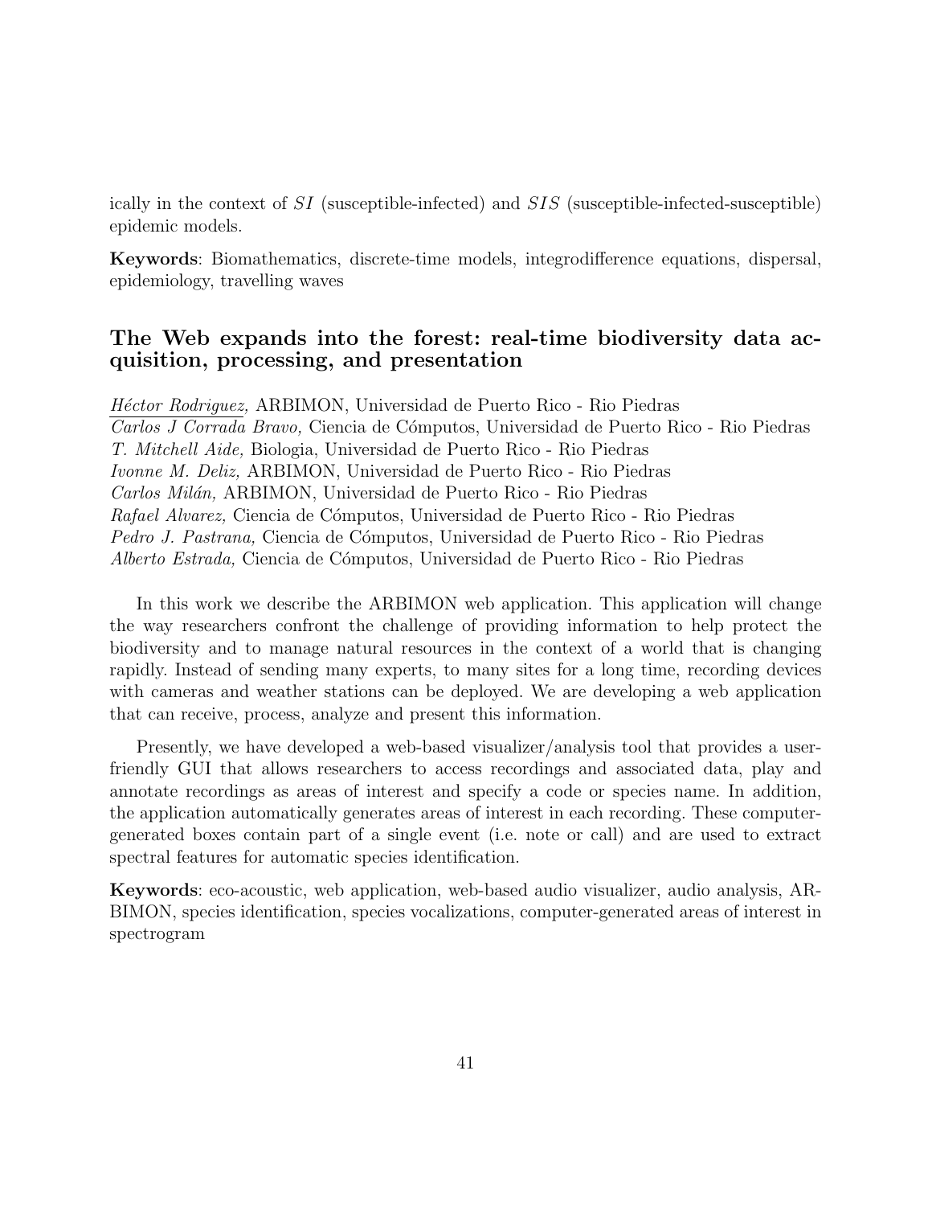ically in the context of $SI$ (susceptible-infected) and $SIS$ (susceptible-infected-susceptible) epidemic models.

**Keywords**: Biomathematics, discrete-time models, integrodifference equations, dispersal, epidemiology, travelling waves

## The Web expands into the forest: real-time biodiversity data acquisition, processing, and presentation

*Héctor Rodriguez,* ARBIMON, Universidad de Puerto Rico - Rio Piedras
*Carlos J Corrada Bravo,* Ciencia de Cómputos, Universidad de Puerto Rico - Rio Piedras
*T. Mitchell Aide,* Biologia, Universidad de Puerto Rico - Rio Piedras
*Ivonne M. Deliz,* ARBIMON, Universidad de Puerto Rico - Rio Piedras
*Carlos Milán,* ARBIMON, Universidad de Puerto Rico - Rio Piedras
*Rafael Alvarez,* Ciencia de Cómputos, Universidad de Puerto Rico - Rio Piedras
*Pedro J. Pastrana,* Ciencia de Cómputos, Universidad de Puerto Rico - Rio Piedras
*Alberto Estrada,* Ciencia de Cómputos, Universidad de Puerto Rico - Rio Piedras

In this work we describe the ARBIMON web application. This application will change the way researchers confront the challenge of providing information to help protect the biodiversity and to manage natural resources in the context of a world that is changing rapidly. Instead of sending many experts, to many sites for a long time, recording devices with cameras and weather stations can be deployed. We are developing a web application that can receive, process, analyze and present this information.

Presently, we have developed a web-based visualizer/analysis tool that provides a user-friendly GUI that allows researchers to access recordings and associated data, play and annotate recordings as areas of interest and specify a code or species name. In addition, the application automatically generates areas of interest in each recording. These computer-generated boxes contain part of a single event (i.e. note or call) and are used to extract spectral features for automatic species identification.

**Keywords**: eco-acoustic, web application, web-based audio visualizer, audio analysis, ARBIMON, species identification, species vocalizations, computer-generated areas of interest in spectrogram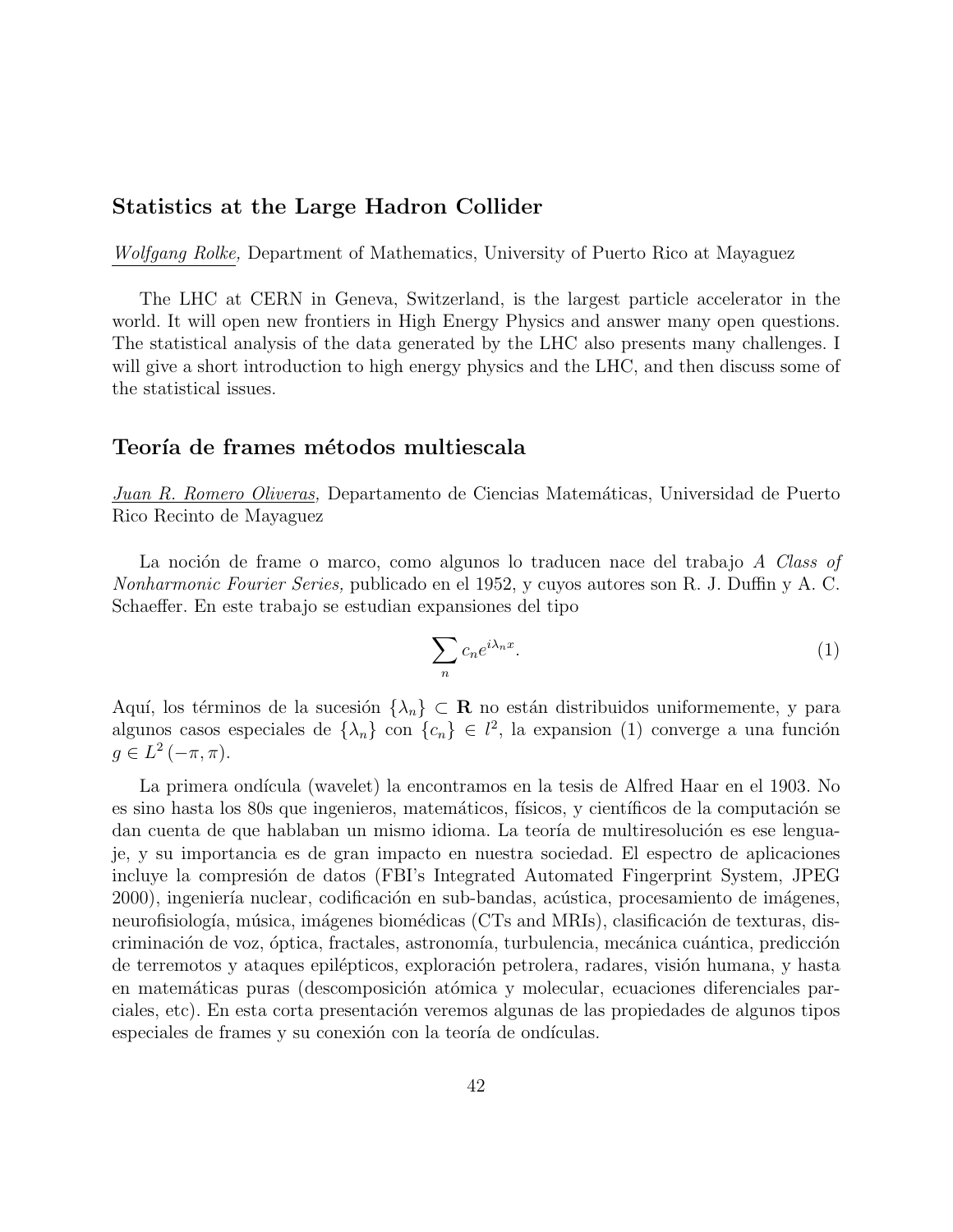## Statistics at the Large Hadron Collider

*Wolfgang Rolke,* Department of Mathematics, University of Puerto Rico at Mayaguez

The LHC at CERN in Geneva, Switzerland, is the largest particle accelerator in the world. It will open new frontiers in High Energy Physics and answer many open questions. The statistical analysis of the data generated by the LHC also presents many challenges. I will give a short introduction to high energy physics and the LHC, and then discuss some of the statistical issues.

## Teoría de frames métodos multiescala

*Juan R. Romero Oliveras,* Departamento de Ciencias Matemáticas, Universidad de Puerto Rico Recinto de Mayaguez

La noción de frame o marco, como algunos lo traducen nace del trabajo *A Class of Nonharmonic Fourier Series,* publicado en el 1952, y cuyos autores son R. J. Duffin y A. C. Schaeffer. En este trabajo se estudian expansiones del tipo

$$\sum_n c_n e^{i\lambda_n x}. \tag{1}$$

Aquí, los términos de la sucesión $\{\lambda_n\} \subset \mathbf{R}$ no están distribuidos uniformemente, y para algunos casos especiales de $\{\lambda_n\}$ con $\{c_n\} \in l^2$, la expansion (1) converge a una función $g \in L^2(-\pi, \pi)$.

La primera ondícula (wavelet) la encontramos en la tesis de Alfred Haar en el 1903. No es sino hasta los 80s que ingenieros, matemáticos, físicos, y científicos de la computación se dan cuenta de que hablaban un mismo idioma. La teoría de multiresolución es ese lenguaje, y su importancia es de gran impacto en nuestra sociedad. El espectro de aplicaciones incluye la compresión de datos (FBI's Integrated Automated Fingerprint System, JPEG 2000), ingeniería nuclear, codificación en sub-bandas, acústica, procesamiento de imágenes, neurofisiología, música, imágenes biomédicas (CTs and MRIs), clasificación de texturas, discriminación de voz, óptica, fractales, astronomía, turbulencia, mecánica cuántica, predicción de terremotos y ataques epilépticos, exploración petrolera, radares, visión humana, y hasta en matemáticas puras (descomposición atómica y molecular, ecuaciones diferenciales parciales, etc). En esta corta presentación veremos algunas de las propiedades de algunos tipos especiales de frames y su conexión con la teoría de ondículas.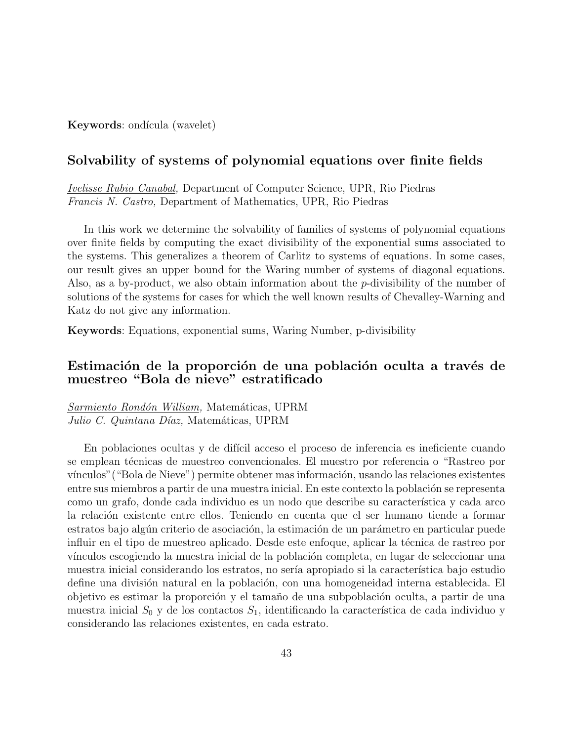**Keywords**: ondícula (wavelet)

## Solvability of systems of polynomial equations over finite fields

*<u>Ivelisse Rubio Canabal</u>,* Department of Computer Science, UPR, Rio Piedras
*Francis N. Castro,* Department of Mathematics, UPR, Rio Piedras

In this work we determine the solvability of families of systems of polynomial equations over finite fields by computing the exact divisibility of the exponential sums associated to the systems. This generalizes a theorem of Carlitz to systems of equations. In some cases, our result gives an upper bound for the Waring number of systems of diagonal equations. Also, as a by-product, we also obtain information about the $p$-divisibility of the number of solutions of the systems for cases for which the well known results of Chevalley-Warning and Katz do not give any information.

**Keywords**: Equations, exponential sums, Waring Number, p-divisibility

## Estimación de la proporción de una población oculta a través de muestreo "Bola de nieve" estratificado

*<u>Sarmiento Rondón William</u>,* Matemáticas, UPRM
*Julio C. Quintana Díaz,* Matemáticas, UPRM

En poblaciones ocultas y de difícil acceso el proceso de inferencia es ineficiente cuando se emplean técnicas de muestreo convencionales. El muestro por referencia o "Rastreo por vínculos"("Bola de Nieve") permite obtener mas información, usando las relaciones existentes entre sus miembros a partir de una muestra inicial. En este contexto la población se representa como un grafo, donde cada individuo es un nodo que describe su característica y cada arco la relación existente entre ellos. Teniendo en cuenta que el ser humano tiende a formar estratos bajo algún criterio de asociación, la estimación de un parámetro en particular puede influir en el tipo de muestreo aplicado. Desde este enfoque, aplicar la técnica de rastreo por vínculos escogiendo la muestra inicial de la población completa, en lugar de seleccionar una muestra inicial considerando los estratos, no sería apropiado si la característica bajo estudio define una división natural en la población, con una homogeneidad interna establecida. El objetivo es estimar la proporción y el tamaño de una subpoblación oculta, a partir de una muestra inicial $S_0$ y de los contactos $S_1$, identificando la característica de cada individuo y considerando las relaciones existentes, en cada estrato.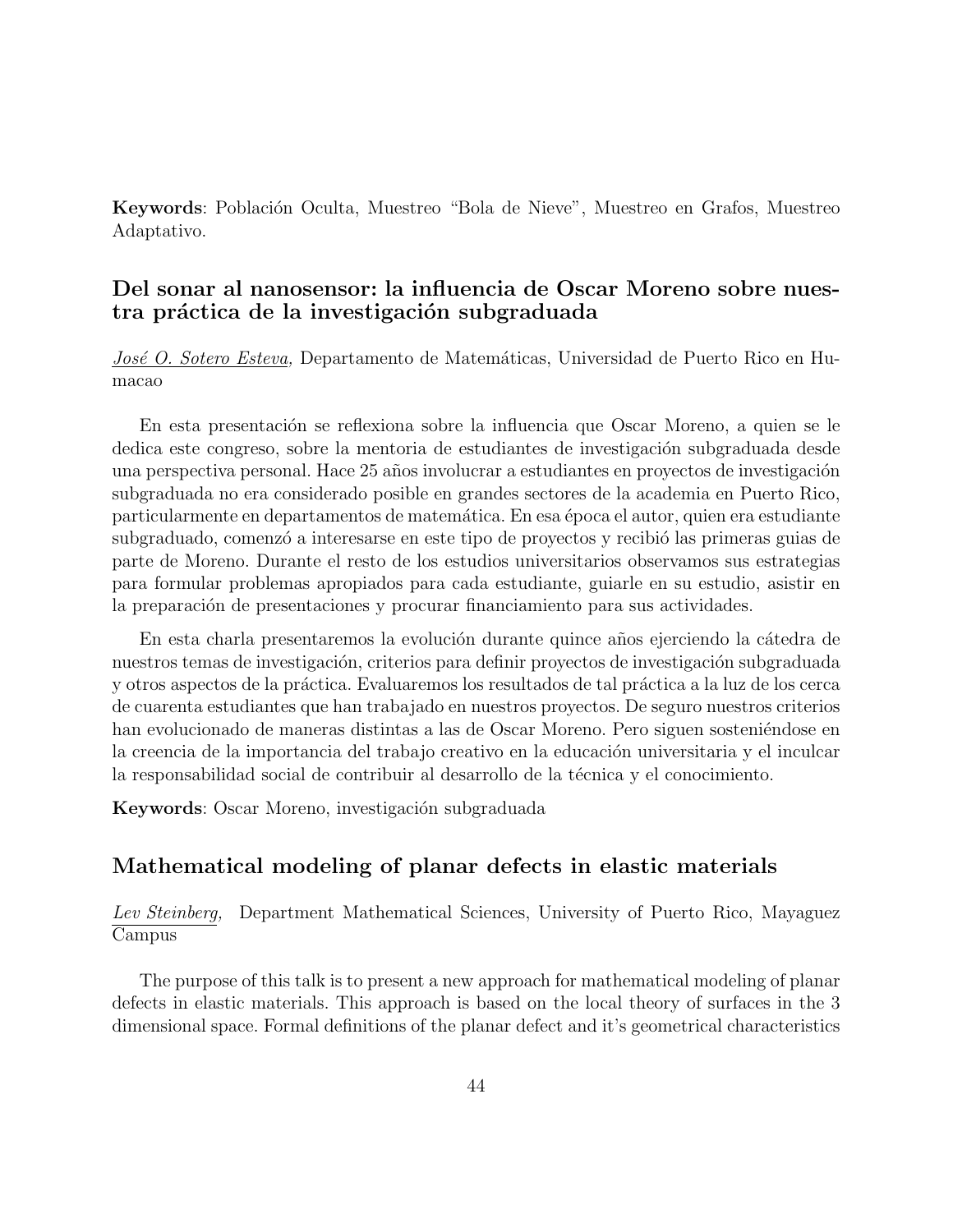**Keywords**: Población Oculta, Muestreo "Bola de Nieve", Muestreo en Grafos, Muestreo Adaptativo.

## Del sonar al nanosensor: la influencia de Oscar Moreno sobre nuestra práctica de la investigación subgraduada

*José O. Sotero Esteva,* Departamento de Matemáticas, Universidad de Puerto Rico en Humacao

En esta presentación se reflexiona sobre la influencia que Oscar Moreno, a quien se le dedica este congreso, sobre la mentoria de estudiantes de investigación subgraduada desde una perspectiva personal. Hace 25 años involucrar a estudiantes en proyectos de investigación subgraduada no era considerado posible en grandes sectores de la academia en Puerto Rico, particularmente en departamentos de matemática. En esa época el autor, quien era estudiante subgraduado, comenzó a interesarse en este tipo de proyectos y recibió las primeras guias de parte de Moreno. Durante el resto de los estudios universitarios observamos sus estrategias para formular problemas apropiados para cada estudiante, guiarle en su estudio, asistir en la preparación de presentaciones y procurar financiamiento para sus actividades.

En esta charla presentaremos la evolución durante quince años ejerciendo la cátedra de nuestros temas de investigación, criterios para definir proyectos de investigación subgraduada y otros aspectos de la práctica. Evaluaremos los resultados de tal práctica a la luz de los cerca de cuarenta estudiantes que han trabajado en nuestros proyectos. De seguro nuestros criterios han evolucionado de maneras distintas a las de Oscar Moreno. Pero siguen sosteniéndose en la creencia de la importancia del trabajo creativo en la educación universitaria y el inculcar la responsabilidad social de contribuir al desarrollo de la técnica y el conocimiento.

**Keywords**: Oscar Moreno, investigación subgraduada

## Mathematical modeling of planar defects in elastic materials

*Lev Steinberg,* Department Mathematical Sciences, University of Puerto Rico, Mayaguez Campus

The purpose of this talk is to present a new approach for mathematical modeling of planar defects in elastic materials. This approach is based on the local theory of surfaces in the 3 dimensional space. Formal definitions of the planar defect and it's geometrical characteristics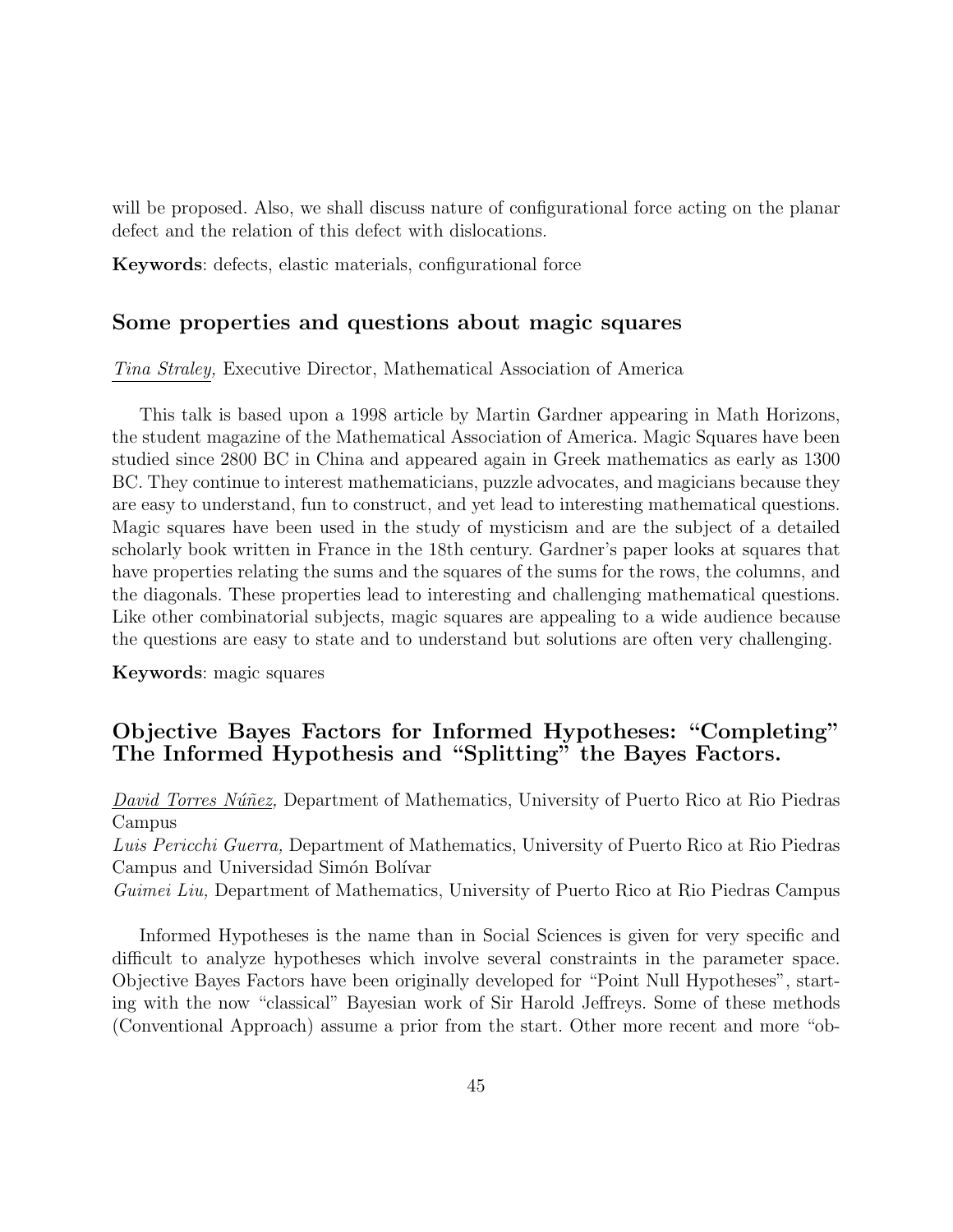will be proposed. Also, we shall discuss nature of configurational force acting on the planar defect and the relation of this defect with dislocations.

**Keywords**: defects, elastic materials, configurational force

## Some properties and questions about magic squares

*Tina Straley,* Executive Director, Mathematical Association of America

This talk is based upon a 1998 article by Martin Gardner appearing in Math Horizons, the student magazine of the Mathematical Association of America. Magic Squares have been studied since 2800 BC in China and appeared again in Greek mathematics as early as 1300 BC. They continue to interest mathematicians, puzzle advocates, and magicians because they are easy to understand, fun to construct, and yet lead to interesting mathematical questions. Magic squares have been used in the study of mysticism and are the subject of a detailed scholarly book written in France in the 18th century. Gardner's paper looks at squares that have properties relating the sums and the squares of the sums for the rows, the columns, and the diagonals. These properties lead to interesting and challenging mathematical questions. Like other combinatorial subjects, magic squares are appealing to a wide audience because the questions are easy to state and to understand but solutions are often very challenging.

**Keywords**: magic squares

## Objective Bayes Factors for Informed Hypotheses: "Completing" The Informed Hypothesis and "Splitting" the Bayes Factors.

*David Torres Núñez,* Department of Mathematics, University of Puerto Rico at Rio Piedras Campus
*Luis Pericchi Guerra,* Department of Mathematics, University of Puerto Rico at Rio Piedras Campus and Universidad Simón Bolívar
*Guimei Liu,* Department of Mathematics, University of Puerto Rico at Rio Piedras Campus

Informed Hypotheses is the name than in Social Sciences is given for very specific and difficult to analyze hypotheses which involve several constraints in the parameter space. Objective Bayes Factors have been originally developed for "Point Null Hypotheses", starting with the now "classical" Bayesian work of Sir Harold Jeffreys. Some of these methods (Conventional Approach) assume a prior from the start. Other more recent and more "ob-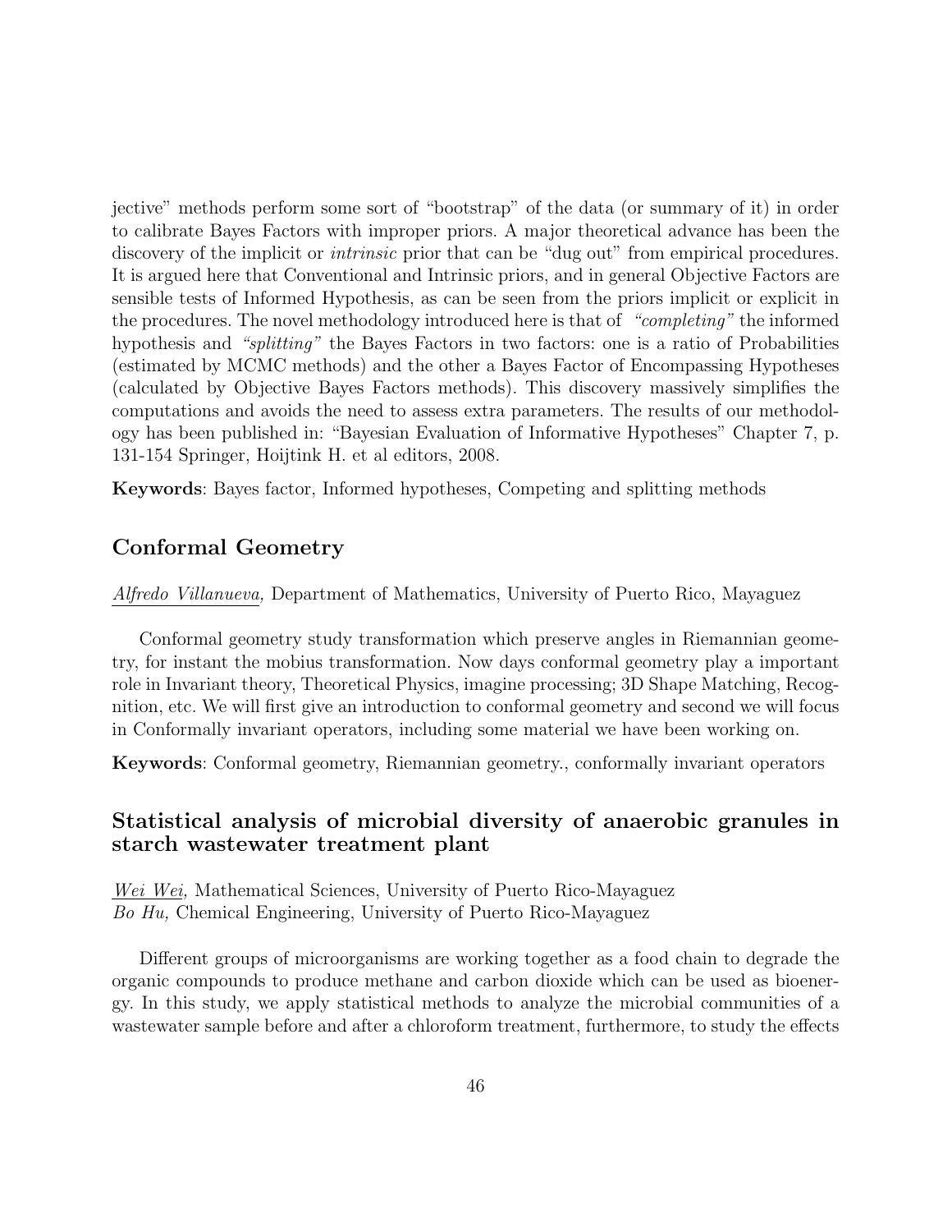jective" methods perform some sort of "bootstrap" of the data (or summary of it) in order to calibrate Bayes Factors with improper priors. A major theoretical advance has been the discovery of the implicit or *intrinsic* prior that can be "dug out" from empirical procedures. It is argued here that Conventional and Intrinsic priors, and in general Objective Factors are sensible tests of Informed Hypothesis, as can be seen from the priors implicit or explicit in the procedures. The novel methodology introduced here is that of *"completing"* the informed hypothesis and *"splitting"* the Bayes Factors in two factors: one is a ratio of Probabilities (estimated by MCMC methods) and the other a Bayes Factor of Encompassing Hypotheses (calculated by Objective Bayes Factors methods). This discovery massively simplifies the computations and avoids the need to assess extra parameters. The results of our methodology has been published in: "Bayesian Evaluation of Informative Hypotheses" Chapter 7, p. 131-154 Springer, Hoijtink H. et al editors, 2008.

**Keywords**: Bayes factor, Informed hypotheses, Competing and splitting methods

## Conformal Geometry

*Alfredo Villanueva,* Department of Mathematics, University of Puerto Rico, Mayaguez

Conformal geometry study transformation which preserve angles in Riemannian geometry, for instant the mobius transformation. Now days conformal geometry play a important role in Invariant theory, Theoretical Physics, imagine processing; 3D Shape Matching, Recognition, etc. We will first give an introduction to conformal geometry and second we will focus in Conformally invariant operators, including some material we have been working on.

**Keywords**: Conformal geometry, Riemannian geometry., conformally invariant operators

## Statistical analysis of microbial diversity of anaerobic granules in starch wastewater treatment plant

*Wei Wei,* Mathematical Sciences, University of Puerto Rico-Mayaguez
*Bo Hu,* Chemical Engineering, University of Puerto Rico-Mayaguez

Different groups of microorganisms are working together as a food chain to degrade the organic compounds to produce methane and carbon dioxide which can be used as bioenergy. In this study, we apply statistical methods to analyze the microbial communities of a wastewater sample before and after a chloroform treatment, furthermore, to study the effects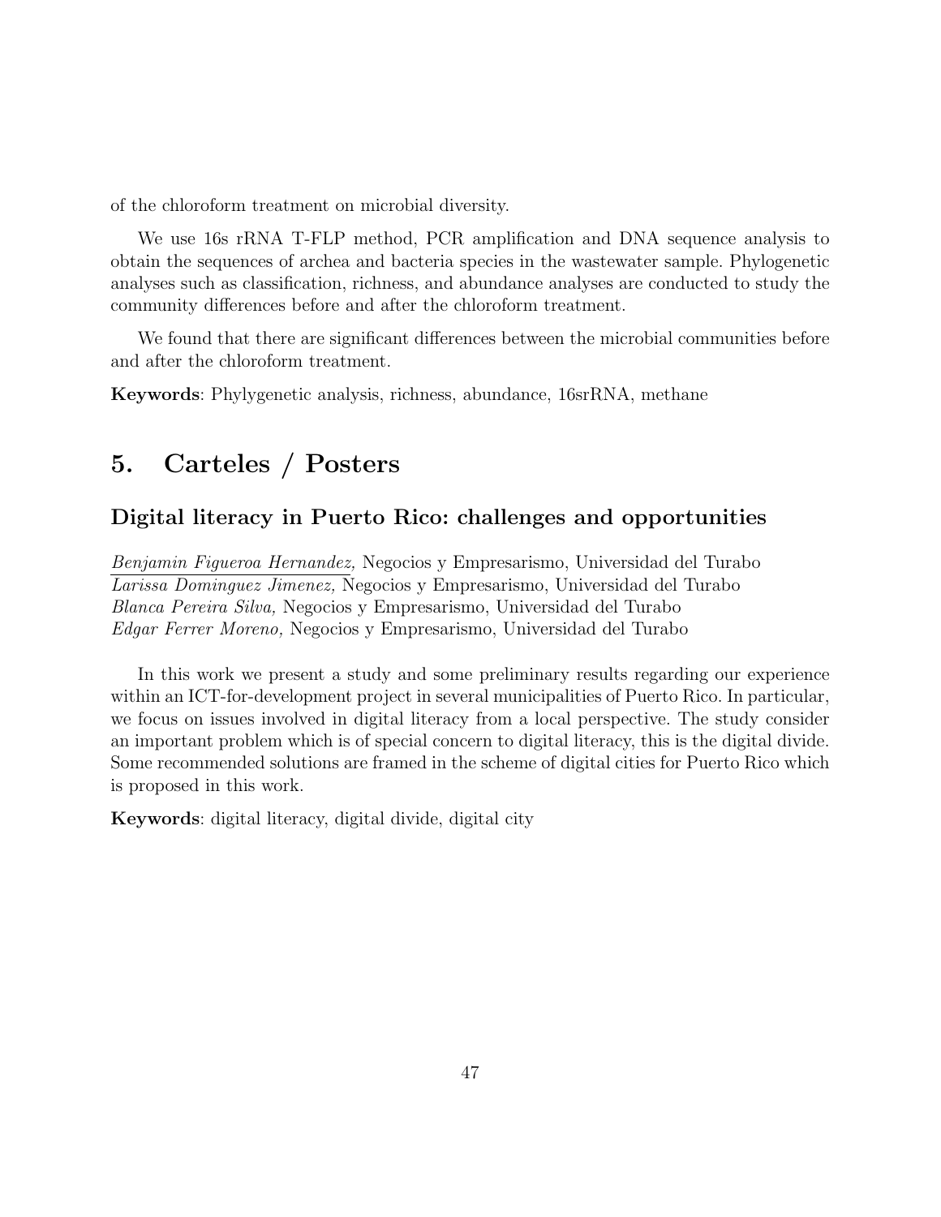of the chloroform treatment on microbial diversity.

We use 16s rRNA T-FLP method, PCR amplification and DNA sequence analysis to obtain the sequences of archea and bacteria species in the wastewater sample. Phylogenetic analyses such as classification, richness, and abundance analyses are conducted to study the community differences before and after the chloroform treatment.

We found that there are significant differences between the microbial communities before and after the chloroform treatment.

**Keywords**: Phylygenetic analysis, richness, abundance, 16srRNA, methane

# 5. Carteles / Posters

## Digital literacy in Puerto Rico: challenges and opportunities

<u>*Benjamin Figueroa Hernandez,*</u> Negocios y Empresarismo, Universidad del Turabo
*Larissa Dominguez Jimenez,* Negocios y Empresarismo, Universidad del Turabo
*Blanca Pereira Silva,* Negocios y Empresarismo, Universidad del Turabo
*Edgar Ferrer Moreno,* Negocios y Empresarismo, Universidad del Turabo

In this work we present a study and some preliminary results regarding our experience within an ICT-for-development project in several municipalities of Puerto Rico. In particular, we focus on issues involved in digital literacy from a local perspective. The study consider an important problem which is of special concern to digital literacy, this is the digital divide. Some recommended solutions are framed in the scheme of digital cities for Puerto Rico which is proposed in this work.

**Keywords**: digital literacy, digital divide, digital city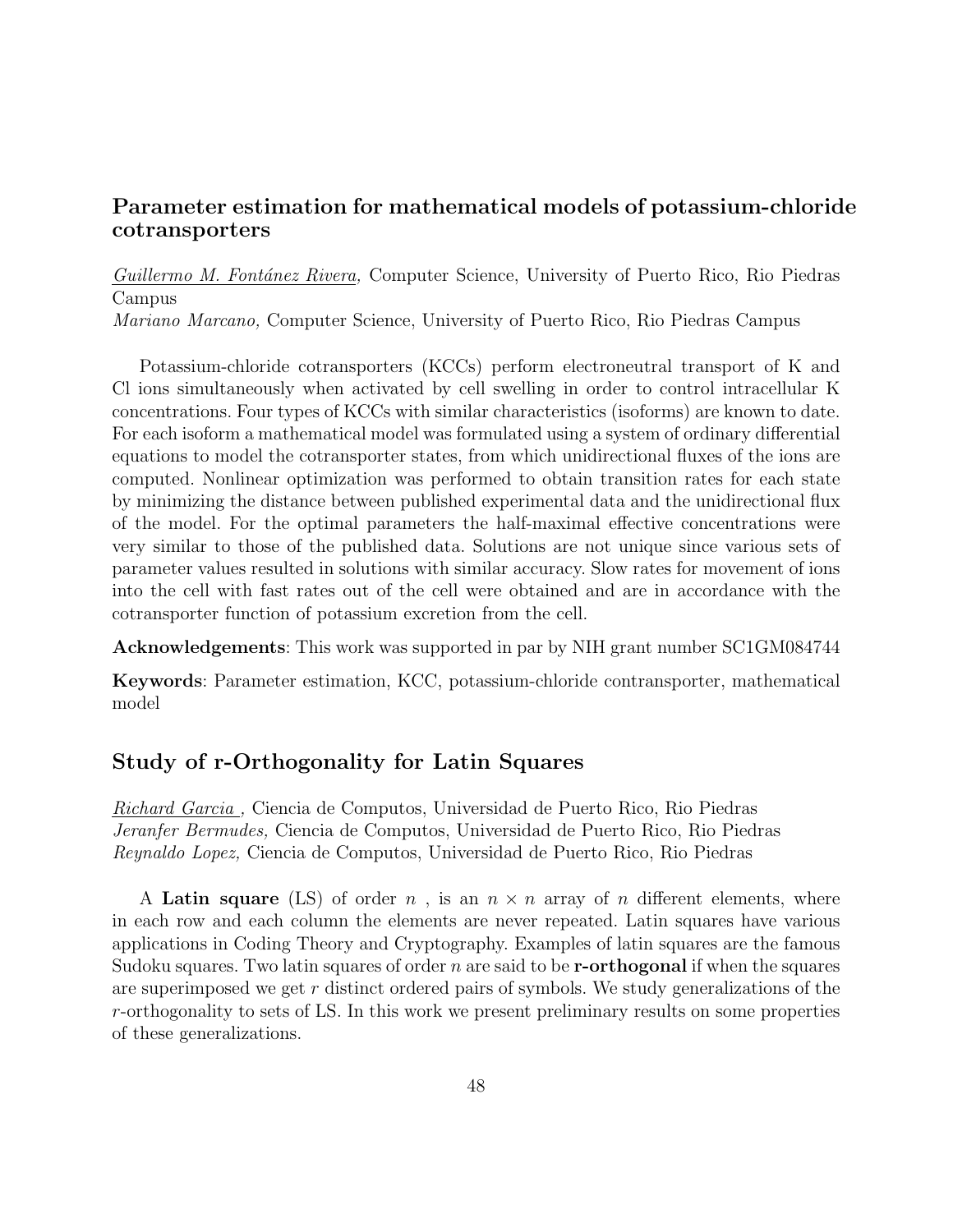## Parameter estimation for mathematical models of potassium-chloride cotransporters

*Guillermo M. Fontánez Rivera,* Computer Science, University of Puerto Rico, Rio Piedras Campus
*Mariano Marcano,* Computer Science, University of Puerto Rico, Rio Piedras Campus

Potassium-chloride cotransporters (KCCs) perform electroneutral transport of K and Cl ions simultaneously when activated by cell swelling in order to control intracellular K concentrations. Four types of KCCs with similar characteristics (isoforms) are known to date. For each isoform a mathematical model was formulated using a system of ordinary differential equations to model the cotransporter states, from which unidirectional fluxes of the ions are computed. Nonlinear optimization was performed to obtain transition rates for each state by minimizing the distance between published experimental data and the unidirectional flux of the model. For the optimal parameters the half-maximal effective concentrations were very similar to those of the published data. Solutions are not unique since various sets of parameter values resulted in solutions with similar accuracy. Slow rates for movement of ions into the cell with fast rates out of the cell were obtained and are in accordance with the cotransporter function of potassium excretion from the cell.

**Acknowledgements**: This work was supported in par by NIH grant number SC1GM084744

**Keywords**: Parameter estimation, KCC, potassium-chloride contransporter, mathematical model

## Study of r-Orthogonality for Latin Squares

*Richard Garcia ,* Ciencia de Computos, Universidad de Puerto Rico, Rio Piedras
*Jeranfer Bermudes,* Ciencia de Computos, Universidad de Puerto Rico, Rio Piedras
*Reynaldo Lopez,* Ciencia de Computos, Universidad de Puerto Rico, Rio Piedras

A **Latin square** (LS) of order $n$ , is an $n \times n$ array of $n$ different elements, where in each row and each column the elements are never repeated. Latin squares have various applications in Coding Theory and Cryptography. Examples of latin squares are the famous Sudoku squares. Two latin squares of order $n$ are said to be **r-orthogonal** if when the squares are superimposed we get $r$ distinct ordered pairs of symbols. We study generalizations of the $r$-orthogonality to sets of LS. In this work we present preliminary results on some properties of these generalizations.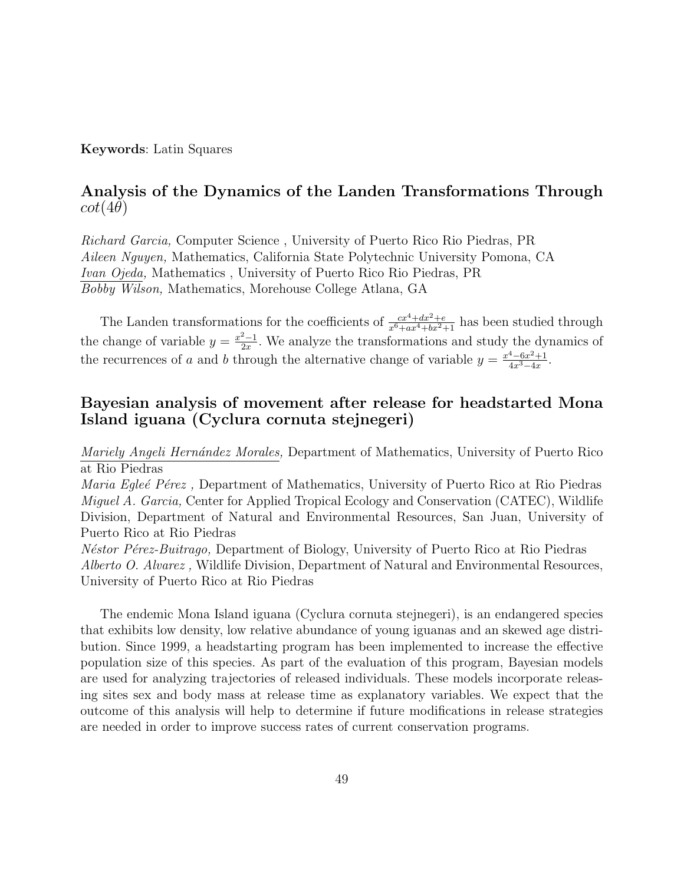**Keywords**: Latin Squares

## Analysis of the Dynamics of the Landen Transformations Through $cot(4\theta)$

*Richard Garcia,* Computer Science , University of Puerto Rico Rio Piedras, PR
*Aileen Nguyen,* Mathematics, California State Polytechnic University Pomona, CA
*Ivan Ojeda,* Mathematics , University of Puerto Rico Rio Piedras, PR
*Bobby Wilson,* Mathematics, Morehouse College Atlana, GA

The Landen transformations for the coefficients of $\frac{cx^4+dx^2+e}{x^6+ax^4+bx^2+1}$ has been studied through the change of variable $y = \frac{x^2-1}{2x}$. We analyze the transformations and study the dynamics of the recurrences of $a$ and $b$ through the alternative change of variable $y = \frac{x^4-6x^2+1}{4x^3-4x}$.

## Bayesian analysis of movement after release for headstarted Mona Island iguana (Cyclura cornuta stejnegeri)

*Mariely Angeli Hernández Morales,* Department of Mathematics, University of Puerto Rico at Rio Piedras
*Maria Egleé Pérez ,* Department of Mathematics, University of Puerto Rico at Rio Piedras
*Miguel A. Garcia,* Center for Applied Tropical Ecology and Conservation (CATEC), Wildlife Division, Department of Natural and Environmental Resources, San Juan, University of Puerto Rico at Rio Piedras
*Néstor Pérez-Buitrago,* Department of Biology, University of Puerto Rico at Rio Piedras
*Alberto O. Alvarez ,* Wildlife Division, Department of Natural and Environmental Resources, University of Puerto Rico at Rio Piedras

The endemic Mona Island iguana (Cyclura cornuta stejnegeri), is an endangered species that exhibits low density, low relative abundance of young iguanas and an skewed age distribution. Since 1999, a headstarting program has been implemented to increase the effective population size of this species. As part of the evaluation of this program, Bayesian models are used for analyzing trajectories of released individuals. These models incorporate releasing sites sex and body mass at release time as explanatory variables. We expect that the outcome of this analysis will help to determine if future modifications in release strategies are needed in order to improve success rates of current conservation programs.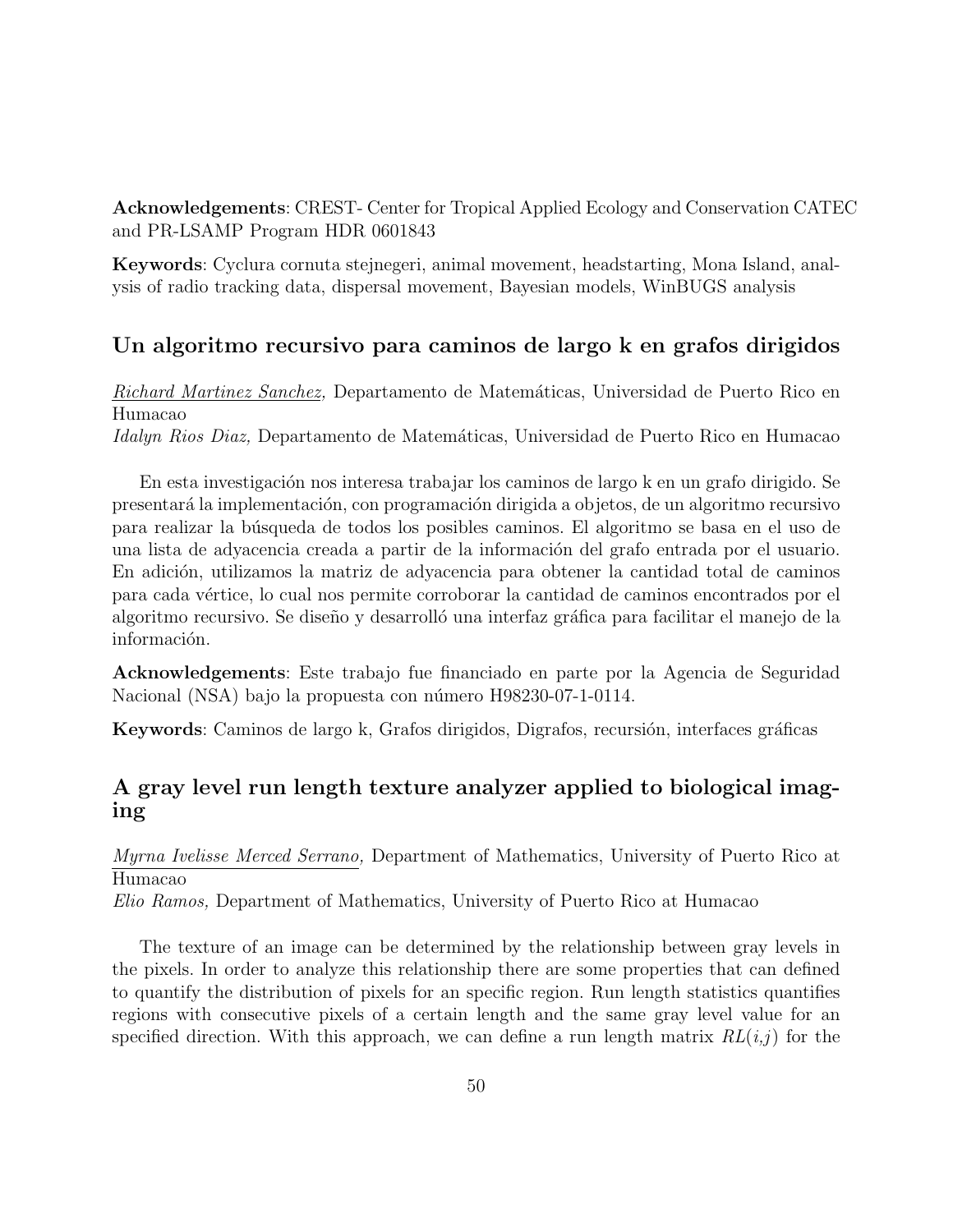**Acknowledgements**: CREST- Center for Tropical Applied Ecology and Conservation CATEC and PR-LSAMP Program HDR 0601843

**Keywords**: Cyclura cornuta stejnegeri, animal movement, headstarting, Mona Island, analysis of radio tracking data, dispersal movement, Bayesian models, WinBUGS analysis

## Un algoritmo recursivo para caminos de largo k en grafos dirigidos

*Richard Martinez Sanchez,* Departamento de Matemáticas, Universidad de Puerto Rico en Humacao
*Idalyn Rios Diaz,* Departamento de Matemáticas, Universidad de Puerto Rico en Humacao

En esta investigación nos interesa trabajar los caminos de largo k en un grafo dirigido. Se presentará la implementación, con programación dirigida a objetos, de un algoritmo recursivo para realizar la búsqueda de todos los posibles caminos. El algoritmo se basa en el uso de una lista de adyacencia creada a partir de la información del grafo entrada por el usuario. En adición, utilizamos la matriz de adyacencia para obtener la cantidad total de caminos para cada vértice, lo cual nos permite corroborar la cantidad de caminos encontrados por el algoritmo recursivo. Se diseño y desarrolló una interfaz gráfica para facilitar el manejo de la información.

**Acknowledgements**: Este trabajo fue financiado en parte por la Agencia de Seguridad Nacional (NSA) bajo la propuesta con número H98230-07-1-0114.

**Keywords**: Caminos de largo k, Grafos dirigidos, Digrafos, recursión, interfaces gráficas

## A gray level run length texture analyzer applied to biological imaging

*Myrna Ivelisse Merced Serrano,* Department of Mathematics, University of Puerto Rico at Humacao
*Elio Ramos,* Department of Mathematics, University of Puerto Rico at Humacao

The texture of an image can be determined by the relationship between gray levels in the pixels. In order to analyze this relationship there are some properties that can defined to quantify the distribution of pixels for an specific region. Run length statistics quantifies regions with consecutive pixels of a certain length and the same gray level value for an specified direction. With this approach, we can define a run length matrix $RL(i,j)$ for the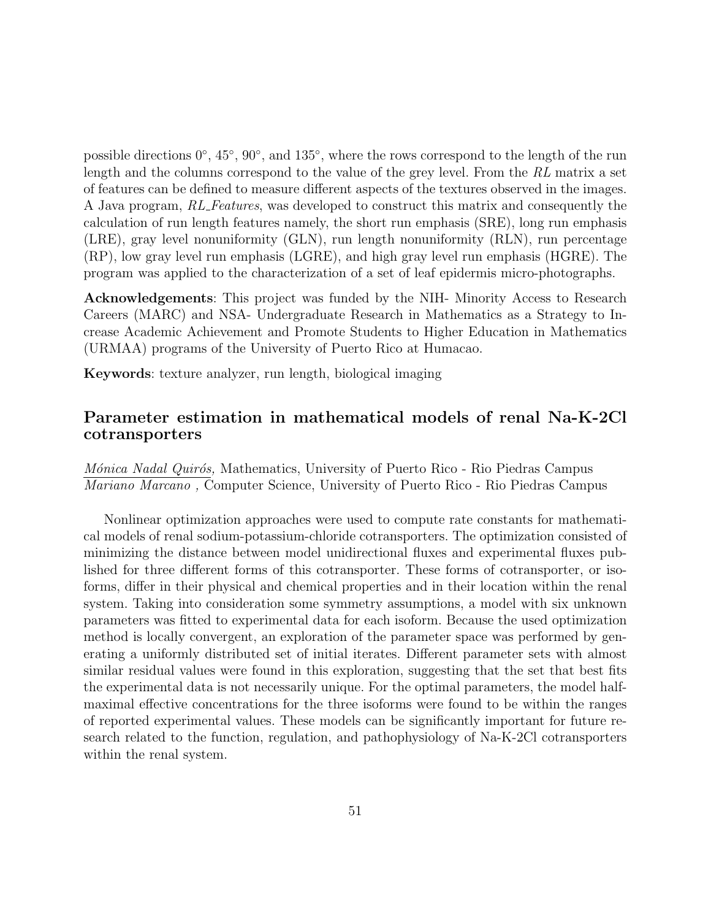possible directions 0°, 45°, 90°, and 135°, where the rows correspond to the length of the run length and the columns correspond to the value of the grey level. From the *RL* matrix a set of features can be defined to measure different aspects of the textures observed in the images. A Java program, *RL_Features*, was developed to construct this matrix and consequently the calculation of run length features namely, the short run emphasis (SRE), long run emphasis (LRE), gray level nonuniformity (GLN), run length nonuniformity (RLN), run percentage (RP), low gray level run emphasis (LGRE), and high gray level run emphasis (HGRE). The program was applied to the characterization of a set of leaf epidermis micro-photographs.

**Acknowledgements**: This project was funded by the NIH- Minority Access to Research Careers (MARC) and NSA- Undergraduate Research in Mathematics as a Strategy to Increase Academic Achievement and Promote Students to Higher Education in Mathematics (URMAA) programs of the University of Puerto Rico at Humacao.

**Keywords**: texture analyzer, run length, biological imaging

## Parameter estimation in mathematical models of renal Na-K-2Cl cotransporters

*Mónica Nadal Quirós,* Mathematics, University of Puerto Rico - Rio Piedras Campus
*Mariano Marcano ,* Computer Science, University of Puerto Rico - Rio Piedras Campus

Nonlinear optimization approaches were used to compute rate constants for mathematical models of renal sodium-potassium-chloride cotransporters. The optimization consisted of minimizing the distance between model unidirectional fluxes and experimental fluxes published for three different forms of this cotransporter. These forms of cotransporter, or isoforms, differ in their physical and chemical properties and in their location within the renal system. Taking into consideration some symmetry assumptions, a model with six unknown parameters was fitted to experimental data for each isoform. Because the used optimization method is locally convergent, an exploration of the parameter space was performed by generating a uniformly distributed set of initial iterates. Different parameter sets with almost similar residual values were found in this exploration, suggesting that the set that best fits the experimental data is not necessarily unique. For the optimal parameters, the model half-maximal effective concentrations for the three isoforms were found to be within the ranges of reported experimental values. These models can be significantly important for future research related to the function, regulation, and pathophysiology of Na-K-2Cl cotransporters within the renal system.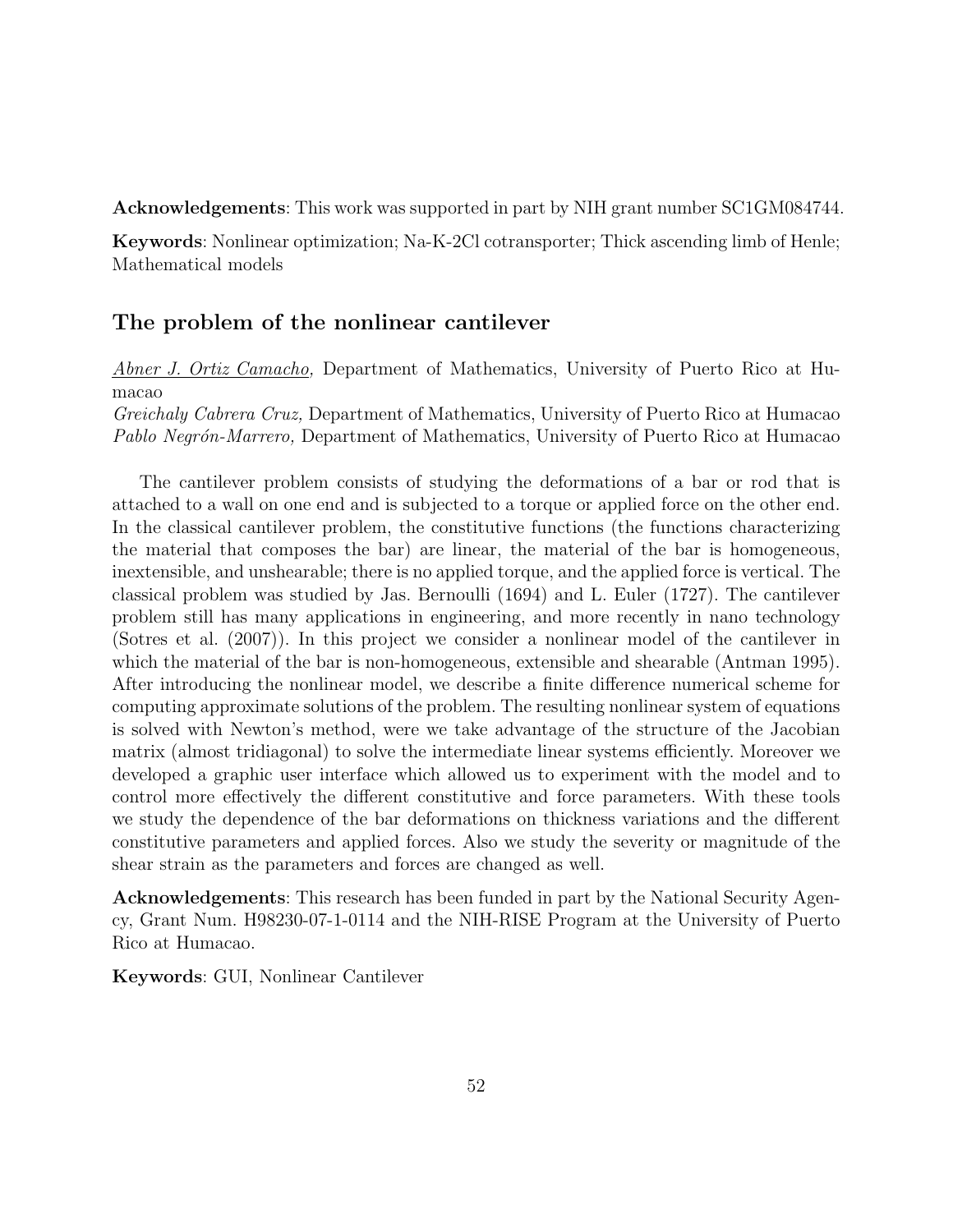**Acknowledgements**: This work was supported in part by NIH grant number SC1GM084744.

**Keywords**: Nonlinear optimization; Na-K-2Cl cotransporter; Thick ascending limb of Henle; Mathematical models

## The problem of the nonlinear cantilever

*Abner J. Ortiz Camacho,* Department of Mathematics, University of Puerto Rico at Humacao
*Greichaly Cabrera Cruz,* Department of Mathematics, University of Puerto Rico at Humacao
*Pablo Negrón-Marrero,* Department of Mathematics, University of Puerto Rico at Humacao

The cantilever problem consists of studying the deformations of a bar or rod that is attached to a wall on one end and is subjected to a torque or applied force on the other end. In the classical cantilever problem, the constitutive functions (the functions characterizing the material that composes the bar) are linear, the material of the bar is homogeneous, inextensible, and unshearable; there is no applied torque, and the applied force is vertical. The classical problem was studied by Jas. Bernoulli (1694) and L. Euler (1727). The cantilever problem still has many applications in engineering, and more recently in nano technology (Sotres et al. (2007)). In this project we consider a nonlinear model of the cantilever in which the material of the bar is non-homogeneous, extensible and shearable (Antman 1995). After introducing the nonlinear model, we describe a finite difference numerical scheme for computing approximate solutions of the problem. The resulting nonlinear system of equations is solved with Newton's method, were we take advantage of the structure of the Jacobian matrix (almost tridiagonal) to solve the intermediate linear systems efficiently. Moreover we developed a graphic user interface which allowed us to experiment with the model and to control more effectively the different constitutive and force parameters. With these tools we study the dependence of the bar deformations on thickness variations and the different constitutive parameters and applied forces. Also we study the severity or magnitude of the shear strain as the parameters and forces are changed as well.

**Acknowledgements**: This research has been funded in part by the National Security Agency, Grant Num. H98230-07-1-0114 and the NIH-RISE Program at the University of Puerto Rico at Humacao.

**Keywords**: GUI, Nonlinear Cantilever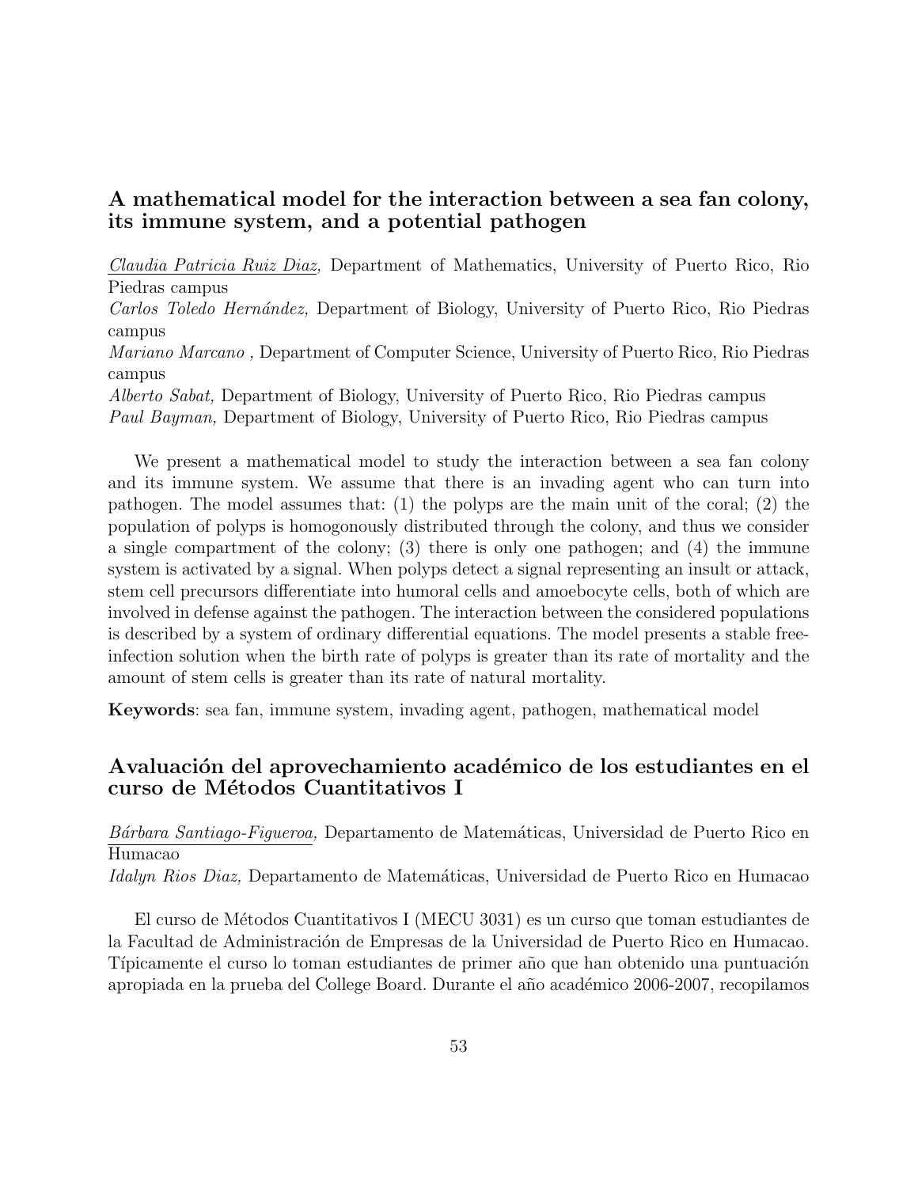## A mathematical model for the interaction between a sea fan colony, its immune system, and a potential pathogen

*Claudia Patricia Ruiz Diaz,* Department of Mathematics, University of Puerto Rico, Rio Piedras campus
*Carlos Toledo Hernández,* Department of Biology, University of Puerto Rico, Rio Piedras campus
*Mariano Marcano ,* Department of Computer Science, University of Puerto Rico, Rio Piedras campus
*Alberto Sabat,* Department of Biology, University of Puerto Rico, Rio Piedras campus
*Paul Bayman,* Department of Biology, University of Puerto Rico, Rio Piedras campus

We present a mathematical model to study the interaction between a sea fan colony and its immune system. We assume that there is an invading agent who can turn into pathogen. The model assumes that: (1) the polyps are the main unit of the coral; (2) the population of polyps is homogonously distributed through the colony, and thus we consider a single compartment of the colony; (3) there is only one pathogen; and (4) the immune system is activated by a signal. When polyps detect a signal representing an insult or attack, stem cell precursors differentiate into humoral cells and amoebocyte cells, both of which are involved in defense against the pathogen. The interaction between the considered populations is described by a system of ordinary differential equations. The model presents a stable free-infection solution when the birth rate of polyps is greater than its rate of mortality and the amount of stem cells is greater than its rate of natural mortality.

**Keywords**: sea fan, immune system, invading agent, pathogen, mathematical model

## Avaluación del aprovechamiento académico de los estudiantes en el curso de Métodos Cuantitativos I

*Bárbara Santiago-Figueroa,* Departamento de Matemáticas, Universidad de Puerto Rico en Humacao
*Idalyn Rios Diaz,* Departamento de Matemáticas, Universidad de Puerto Rico en Humacao

El curso de Métodos Cuantitativos I (MECU 3031) es un curso que toman estudiantes de la Facultad de Administración de Empresas de la Universidad de Puerto Rico en Humacao. Típicamente el curso lo toman estudiantes de primer año que han obtenido una puntuación apropiada en la prueba del College Board. Durante el año académico 2006-2007, recopilamos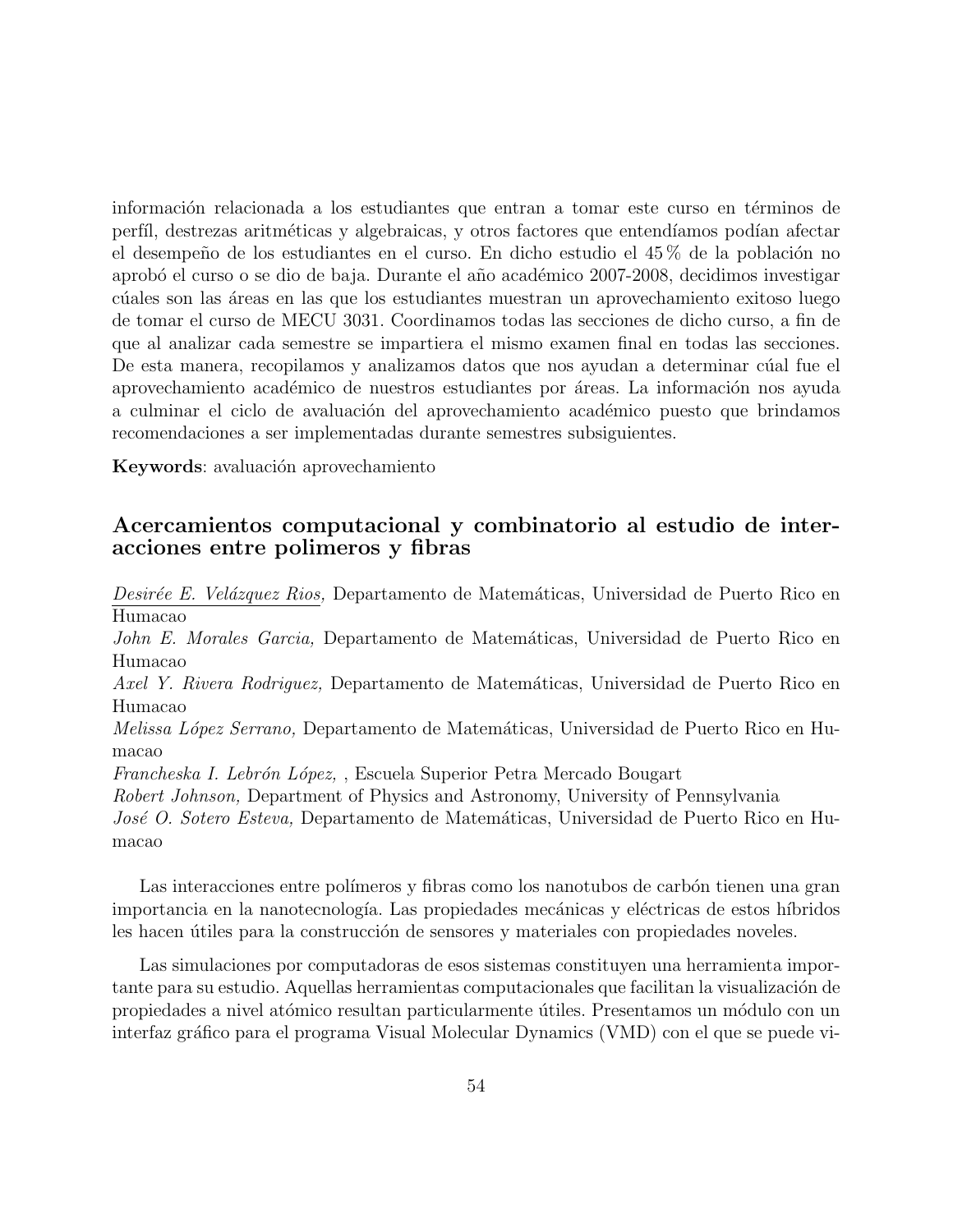información relacionada a los estudiantes que entran a tomar este curso en términos de perfíl, destrezas aritméticas y algebraicas, y otros factores que entendíamos podían afectar el desempeño de los estudiantes en el curso. En dicho estudio el 45 % de la población no aprobó el curso o se dio de baja. Durante el año académico 2007-2008, decidimos investigar cúales son las áreas en las que los estudiantes muestran un aprovechamiento exitoso luego de tomar el curso de MECU 3031. Coordinamos todas las secciones de dicho curso, a fin de que al analizar cada semestre se impartiera el mismo examen final en todas las secciones. De esta manera, recopilamos y analizamos datos que nos ayudan a determinar cúal fue el aprovechamiento académico de nuestros estudiantes por áreas. La información nos ayuda a culminar el ciclo de avaluación del aprovechamiento académico puesto que brindamos recomendaciones a ser implementadas durante semestres subsiguientes.

**Keywords**: avaluación aprovechamiento

## Acercamientos computacional y combinatorio al estudio de interacciones entre polimeros y fibras

*Desirée E. Velázquez Rios,* Departamento de Matemáticas, Universidad de Puerto Rico en Humacao
*John E. Morales Garcia,* Departamento de Matemáticas, Universidad de Puerto Rico en Humacao
*Axel Y. Rivera Rodriguez,* Departamento de Matemáticas, Universidad de Puerto Rico en Humacao
*Melissa López Serrano,* Departamento de Matemáticas, Universidad de Puerto Rico en Humacao
*Francheska I. Lebrón López,* , Escuela Superior Petra Mercado Bougart
*Robert Johnson,* Department of Physics and Astronomy, University of Pennsylvania
*José O. Sotero Esteva,* Departamento de Matemáticas, Universidad de Puerto Rico en Humacao

Las interacciones entre polímeros y fibras como los nanotubos de carbón tienen una gran importancia en la nanotecnología. Las propiedades mecánicas y eléctricas de estos híbridos les hacen útiles para la construcción de sensores y materiales con propiedades noveles.

Las simulaciones por computadoras de esos sistemas constituyen una herramienta importante para su estudio. Aquellas herramientas computacionales que facilitan la visualización de propiedades a nivel atómico resultan particularmente útiles. Presentamos un módulo con un interfaz gráfico para el programa Visual Molecular Dynamics (VMD) con el que se puede vi-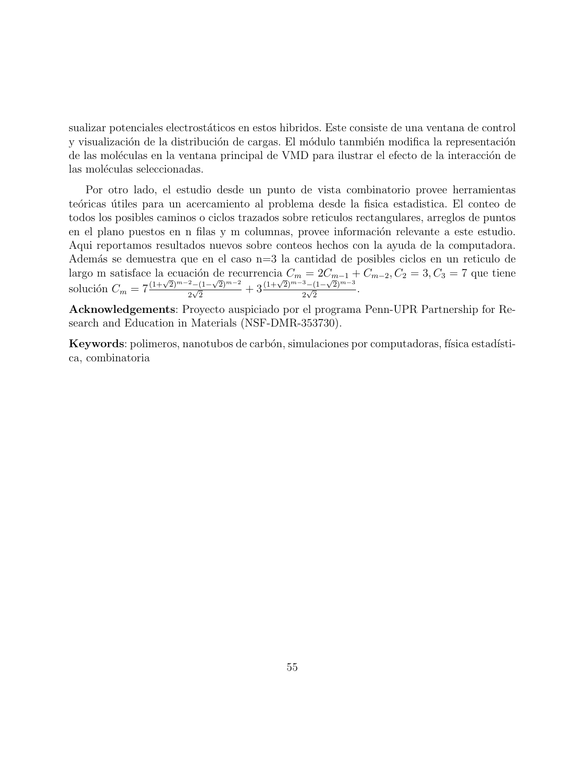sualizar potenciales electrostáticos en estos hibridos. Este consiste de una ventana de control y visualización de la distribución de cargas. El módulo tanmbién modifica la representación de las moléculas en la ventana principal de VMD para ilustrar el efecto de la interacción de las moléculas seleccionadas.

Por otro lado, el estudio desde un punto de vista combinatorio provee herramientas teóricas útiles para un acercamiento al problema desde la fisica estadistica. El conteo de todos los posibles caminos o ciclos trazados sobre reticulos rectangulares, arreglos de puntos en el plano puestos en n filas y m columnas, provee información relevante a este estudio. Aqui reportamos resultados nuevos sobre conteos hechos con la ayuda de la computadora. Además se demuestra que en el caso n=3 la cantidad de posibles ciclos en un reticulo de largo m satisface la ecuación de recurrencia $C_m = 2C_{m-1} + C_{m-2}, C_2 = 3, C_3 = 7$ que tiene solución $C_m = 7\frac{(1+\sqrt{2})^{m-2}-(1-\sqrt{2})^{m-2}}{2\sqrt{2}} + 3\frac{(1+\sqrt{2})^{m-3}-(1-\sqrt{2})^{m-3}}{2\sqrt{2}}$.

**Acknowledgements**: Proyecto auspiciado por el programa Penn-UPR Partnership for Research and Education in Materials (NSF-DMR-353730).

**Keywords**: polimeros, nanotubos de carbón, simulaciones por computadoras, física estadística, combinatoria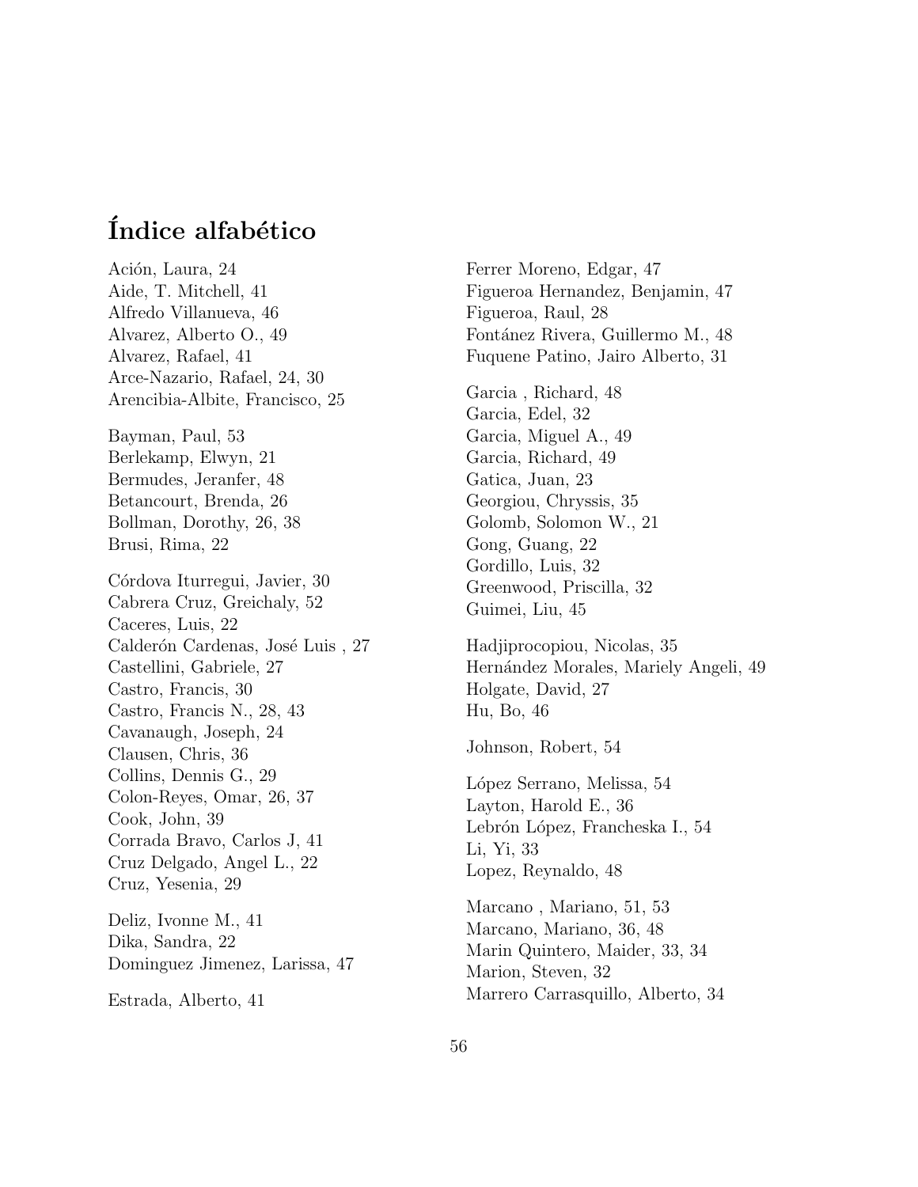# Índice alfabético

Ación, Laura, 24
Aide, T. Mitchell, 41
Alfredo Villanueva, 46
Alvarez, Alberto O., 49
Alvarez, Rafael, 41
Arce-Nazario, Rafael, 24, 30
Arencibia-Albite, Francisco, 25

Bayman, Paul, 53
Berlekamp, Elwyn, 21
Bermudes, Jeranfer, 48
Betancourt, Brenda, 26
Bollman, Dorothy, 26, 38
Brusi, Rima, 22

Córdova Iturregui, Javier, 30
Cabrera Cruz, Greichaly, 52
Caceres, Luis, 22
Calderón Cardenas, José Luis , 27
Castellini, Gabriele, 27
Castro, Francis, 30
Castro, Francis N., 28, 43
Cavanaugh, Joseph, 24
Clausen, Chris, 36
Collins, Dennis G., 29
Colon-Reyes, Omar, 26, 37
Cook, John, 39
Corrada Bravo, Carlos J, 41
Cruz Delgado, Angel L., 22
Cruz, Yesenia, 29

Deliz, Ivonne M., 41
Dika, Sandra, 22
Dominguez Jimenez, Larissa, 47

Estrada, Alberto, 41

Ferrer Moreno, Edgar, 47
Figueroa Hernandez, Benjamin, 47
Figueroa, Raul, 28
Fontánez Rivera, Guillermo M., 48
Fuquene Patino, Jairo Alberto, 31

Garcia , Richard, 48
Garcia, Edel, 32
Garcia, Miguel A., 49
Garcia, Richard, 49
Gatica, Juan, 23
Georgiou, Chryssis, 35
Golomb, Solomon W., 21
Gong, Guang, 22
Gordillo, Luis, 32
Greenwood, Priscilla, 32
Guimei, Liu, 45

Hadjiprocopiou, Nicolas, 35
Hernández Morales, Mariely Angeli, 49
Holgate, David, 27
Hu, Bo, 46

Johnson, Robert, 54

López Serrano, Melissa, 54
Layton, Harold E., 36
Lebrón López, Francheska I., 54
Li, Yi, 33
Lopez, Reynaldo, 48

Marcano , Mariano, 51, 53
Marcano, Mariano, 36, 48
Marin Quintero, Maider, 33, 34
Marion, Steven, 32
Marrero Carrasquillo, Alberto, 34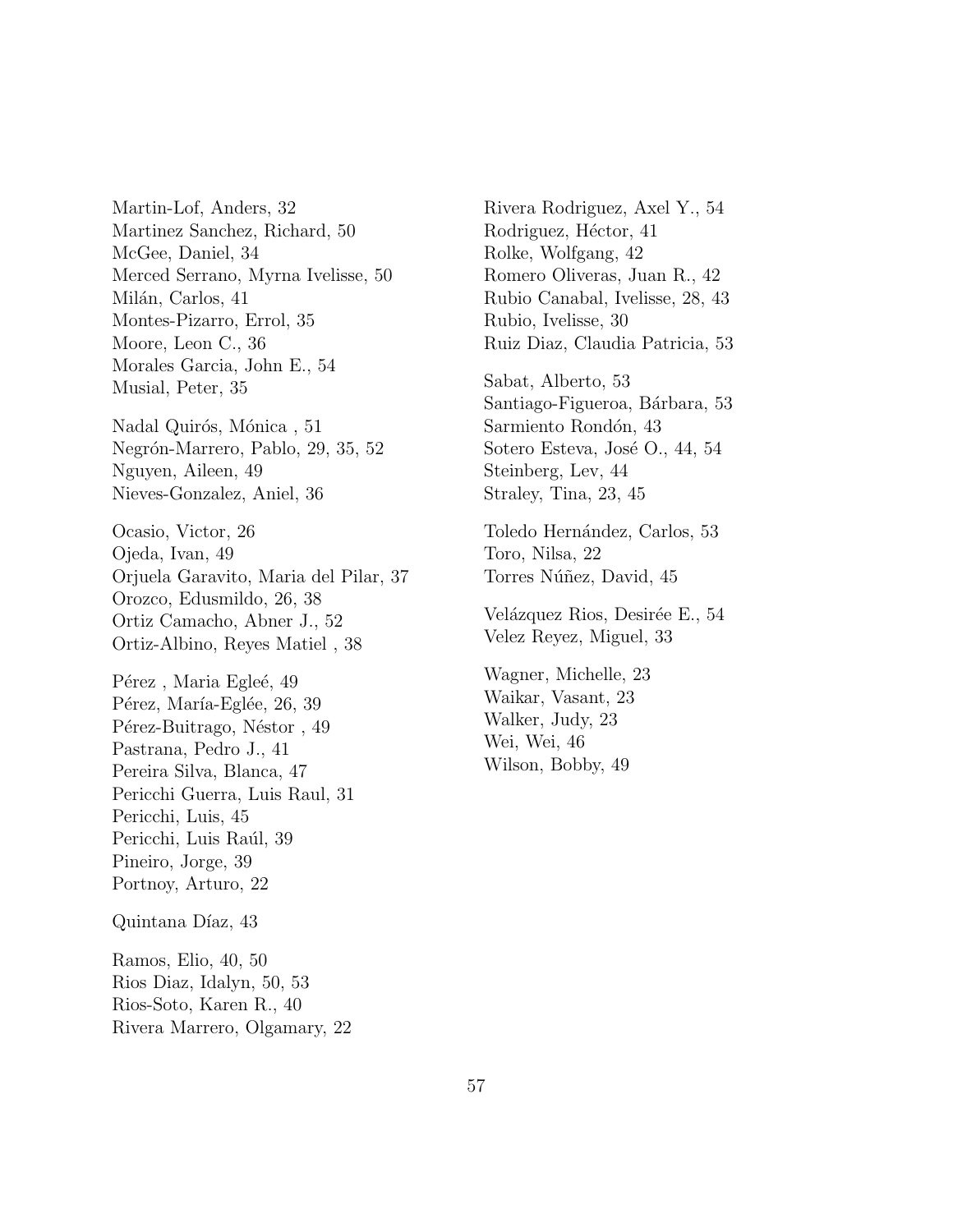Martin-Lof, Anders, 32
Martinez Sanchez, Richard, 50
McGee, Daniel, 34
Merced Serrano, Myrna Ivelisse, 50
Milán, Carlos, 41
Montes-Pizarro, Errol, 35
Moore, Leon C., 36
Morales Garcia, John E., 54
Musial, Peter, 35

Nadal Quirós, Mónica , 51
Negrón-Marrero, Pablo, 29, 35, 52
Nguyen, Aileen, 49
Nieves-Gonzalez, Aniel, 36

Ocasio, Victor, 26
Ojeda, Ivan, 49
Orjuela Garavito, Maria del Pilar, 37
Orozco, Edusmildo, 26, 38
Ortiz Camacho, Abner J., 52
Ortiz-Albino, Reyes Matiel , 38

Pérez , Maria Egleé, 49
Pérez, María-Eglée, 26, 39
Pérez-Buitrago, Néstor , 49
Pastrana, Pedro J., 41
Pereira Silva, Blanca, 47
Pericchi Guerra, Luis Raul, 31
Pericchi, Luis, 45
Pericchi, Luis Raúl, 39
Pineiro, Jorge, 39
Portnoy, Arturo, 22

Quintana Díaz, 43

Ramos, Elio, 40, 50
Rios Diaz, Idalyn, 50, 53
Rios-Soto, Karen R., 40
Rivera Marrero, Olgamary, 22
Rivera Rodriguez, Axel Y., 54
Rodriguez, Héctor, 41
Rolke, Wolfgang, 42
Romero Oliveras, Juan R., 42
Rubio Canabal, Ivelisse, 28, 43
Rubio, Ivelisse, 30
Ruiz Diaz, Claudia Patricia, 53

Sabat, Alberto, 53
Santiago-Figueroa, Bárbara, 53
Sarmiento Rondón, 43
Sotero Esteva, José O., 44, 54
Steinberg, Lev, 44
Straley, Tina, 23, 45

Toledo Hernández, Carlos, 53
Toro, Nilsa, 22
Torres Núñez, David, 45

Velázquez Rios, Desirée E., 54
Velez Reyez, Miguel, 33

Wagner, Michelle, 23
Waikar, Vasant, 23
Walker, Judy, 23
Wei, Wei, 46
Wilson, Bobby, 49